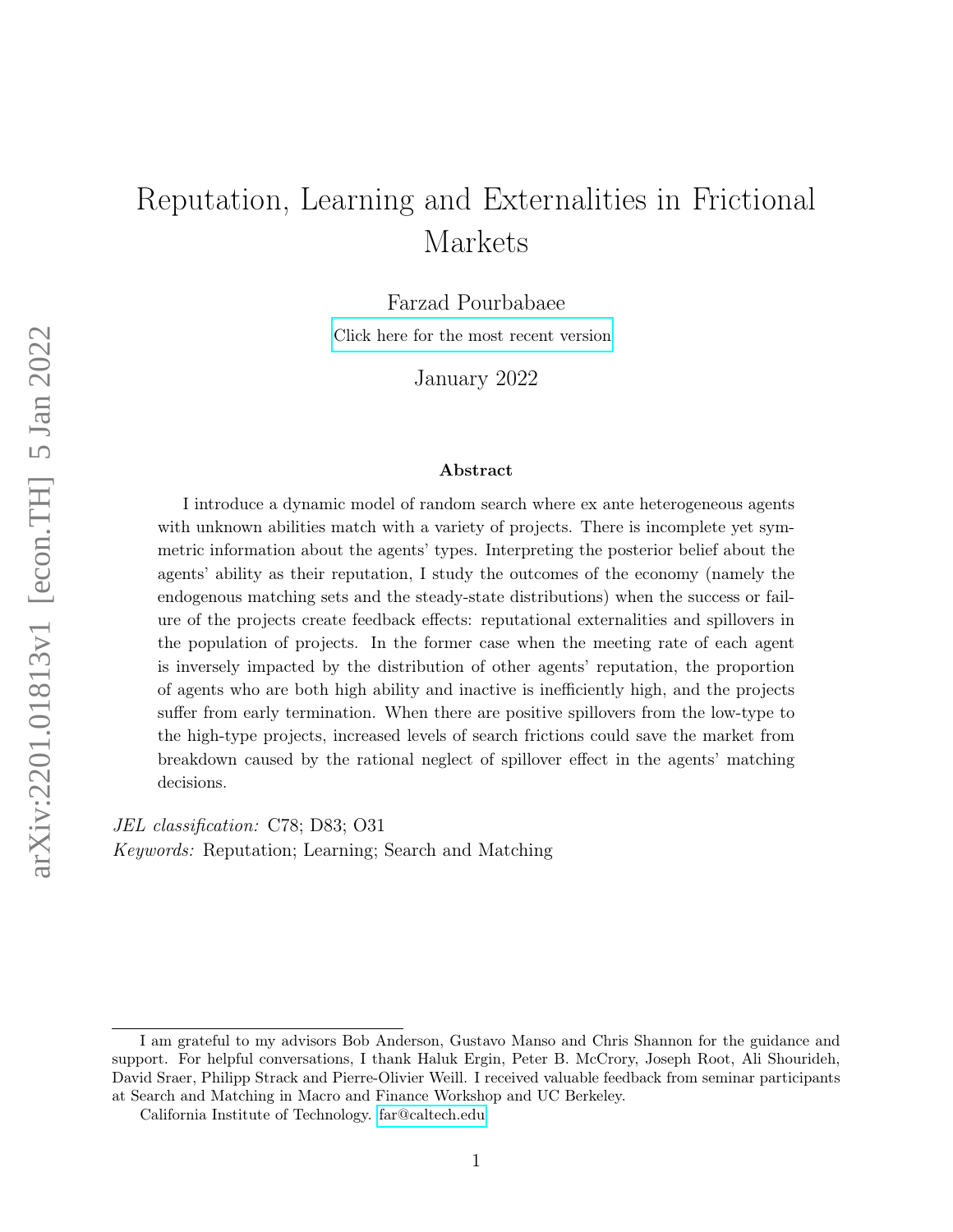# Reputation, Learning and Externalities in Frictional Markets

Farzad Pourbabaee

Click here for the most recent version

January 2022

### Abstract

I introduce a dynamic model of random search where ex ante heterogeneous agents with unknown abilities match with a variety of projects. There is incomplete yet symmetric information about the agents' types. Interpreting the posterior belief about the agents' ability as their reputation, I study the outcomes of the economy (namely the endogenous matching sets and the steady-state distributions) when the success or failure of the projects create feedback effects: reputational externalities and spillovers in the population of projects. In the former case when the meeting rate of each agent is inversely impacted by the distribution of other agents' reputation, the proportion of agents who are both high ability and inactive is inefficiently high, and the projects suffer from early termination. When there are positive spillovers from the low-type to the high-type projects, increased levels of search frictions could save the market from breakdown caused by the rational neglect of spillover effect in the agents' matching decisions.

*JEL classification:* C78; D83; O31

*Keywords:* Reputation; Learning; Search and Matching

---

I am grateful to my advisors Bob Anderson, Gustavo Manso and Chris Shannon for the guidance and support. For helpful conversations, I thank Haluk Ergin, Peter B. McCrory, Joseph Root, Ali Shourideh, David Sraer, Philipp Strack and Pierre-Olivier Weill. I received valuable feedback from seminar participants at Search and Matching in Macro and Finance Workshop and UC Berkeley.

California Institute of Technology. far@caltech.edu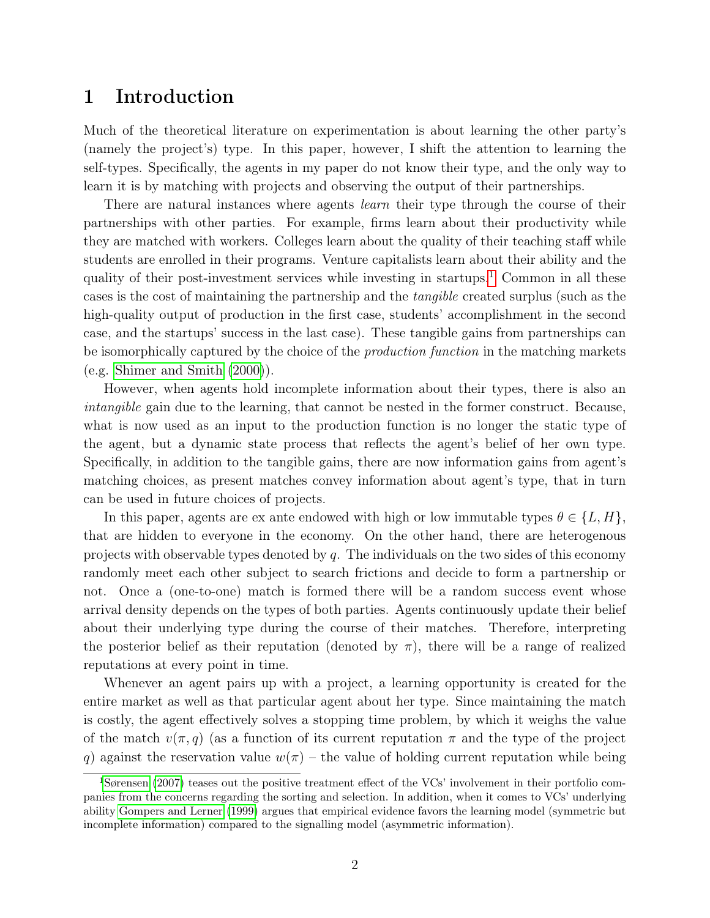# 1 Introduction

Much of the theoretical literature on experimentation is about learning the other party's (namely the project's) type. In this paper, however, I shift the attention to learning the self-types. Specifically, the agents in my paper do not know their type, and the only way to learn it is by matching with projects and observing the output of their partnerships.

There are natural instances where agents *learn* their type through the course of their partnerships with other parties. For example, firms learn about their productivity while they are matched with workers. Colleges learn about the quality of their teaching staff while students are enrolled in their programs. Venture capitalists learn about their ability and the quality of their post-investment services while investing in startups.[1] Common in all these cases is the cost of maintaining the partnership and the *tangible* created surplus (such as the high-quality output of production in the first case, students' accomplishment in the second case, and the startups' success in the last case). These tangible gains from partnerships can be isomorphically captured by the choice of the *production function* in the matching markets (e.g. Shimer and Smith (2000)).

However, when agents hold incomplete information about their types, there is also an *intangible* gain due to the learning, that cannot be nested in the former construct. Because, what is now used as an input to the production function is no longer the static type of the agent, but a dynamic state process that reflects the agent's belief of her own type. Specifically, in addition to the tangible gains, there are now information gains from agent's matching choices, as present matches convey information about agent's type, that in turn can be used in future choices of projects.

In this paper, agents are ex ante endowed with high or low immutable types $\theta \in \{L, H\}$, that are hidden to everyone in the economy. On the other hand, there are heterogenous projects with observable types denoted by $q$. The individuals on the two sides of this economy randomly meet each other subject to search frictions and decide to form a partnership or not. Once a (one-to-one) match is formed there will be a random success event whose arrival density depends on the types of both parties. Agents continuously update their belief about their underlying type during the course of their matches. Therefore, interpreting the posterior belief as their reputation (denoted by $\pi$), there will be a range of realized reputations at every point in time.

Whenever an agent pairs up with a project, a learning opportunity is created for the entire market as well as that particular agent about her type. Since maintaining the match is costly, the agent effectively solves a stopping time problem, by which it weighs the value of the match $v(\pi, q)$ (as a function of its current reputation $\pi$ and the type of the project $q$) against the reservation value $w(\pi)$ – the value of holding current reputation while being

[1] Sørensen (2007) teases out the positive treatment effect of the VCs' involvement in their portfolio companies from the concerns regarding the sorting and selection. In addition, when it comes to VCs' underlying ability Gompers and Lerner (1999) argues that empirical evidence favors the learning model (symmetric but incomplete information) compared to the signalling model (asymmetric information).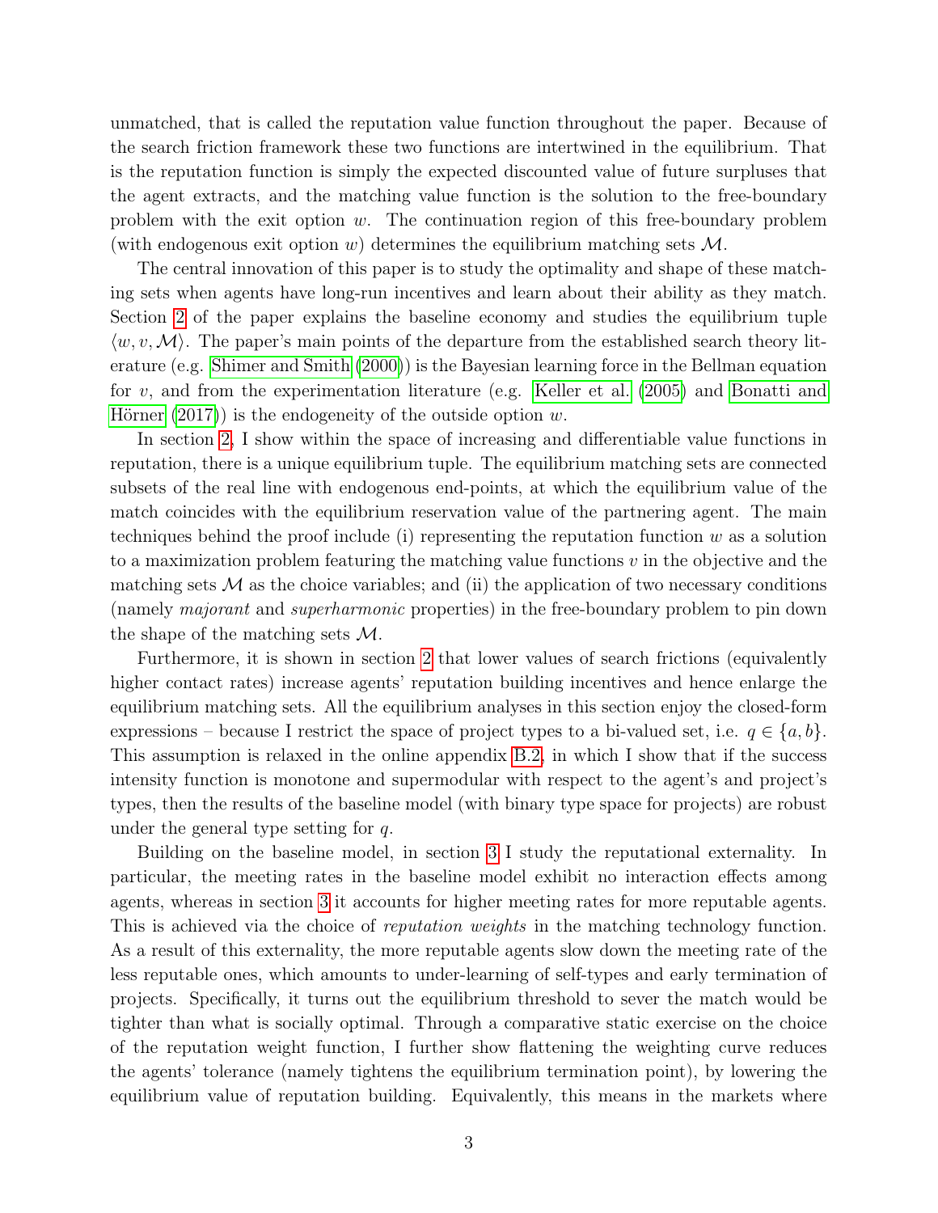unmatched, that is called the reputation value function throughout the paper. Because of the search friction framework these two functions are intertwined in the equilibrium. That is the reputation function is simply the expected discounted value of future surpluses that the agent extracts, and the matching value function is the solution to the free-boundary problem with the exit option $w$. The continuation region of this free-boundary problem (with endogenous exit option $w$) determines the equilibrium matching sets $\mathcal{M}$.

The central innovation of this paper is to study the optimality and shape of these matching sets when agents have long-run incentives and learn about their ability as they match. Section 2 of the paper explains the baseline economy and studies the equilibrium tuple $\langle w, v, \mathcal{M} \rangle$. The paper's main points of the departure from the established search theory literature (e.g. Shimer and Smith (2000)) is the Bayesian learning force in the Bellman equation for $v$, and from the experimentation literature (e.g. Keller et al. (2005) and Bonatti and Hörner (2017)) is the endogeneity of the outside option $w$.

In section 2, I show within the space of increasing and differentiable value functions in reputation, there is a unique equilibrium tuple. The equilibrium matching sets are connected subsets of the real line with endogenous end-points, at which the equilibrium value of the match coincides with the equilibrium reservation value of the partnering agent. The main techniques behind the proof include (i) representing the reputation function $w$ as a solution to a maximization problem featuring the matching value functions $v$ in the objective and the matching sets $\mathcal{M}$ as the choice variables; and (ii) the application of two necessary conditions (namely *majorant* and *superharmonic* properties) in the free-boundary problem to pin down the shape of the matching sets $\mathcal{M}$.

Furthermore, it is shown in section 2 that lower values of search frictions (equivalently higher contact rates) increase agents' reputation building incentives and hence enlarge the equilibrium matching sets. All the equilibrium analyses in this section enjoy the closed-form expressions – because I restrict the space of project types to a bi-valued set, i.e. $q \in \{a, b\}$. This assumption is relaxed in the online appendix B.2, in which I show that if the success intensity function is monotone and supermodular with respect to the agent's and project's types, then the results of the baseline model (with binary type space for projects) are robust under the general type setting for $q$.

Building on the baseline model, in section 3 I study the reputational externality. In particular, the meeting rates in the baseline model exhibit no interaction effects among agents, whereas in section 3 it accounts for higher meeting rates for more reputable agents. This is achieved via the choice of *reputation weights* in the matching technology function. As a result of this externality, the more reputable agents slow down the meeting rate of the less reputable ones, which amounts to under-learning of self-types and early termination of projects. Specifically, it turns out the equilibrium threshold to sever the match would be tighter than what is socially optimal. Through a comparative static exercise on the choice of the reputation weight function, I further show flattening the weighting curve reduces the agents' tolerance (namely tightens the equilibrium termination point), by lowering the equilibrium value of reputation building. Equivalently, this means in the markets where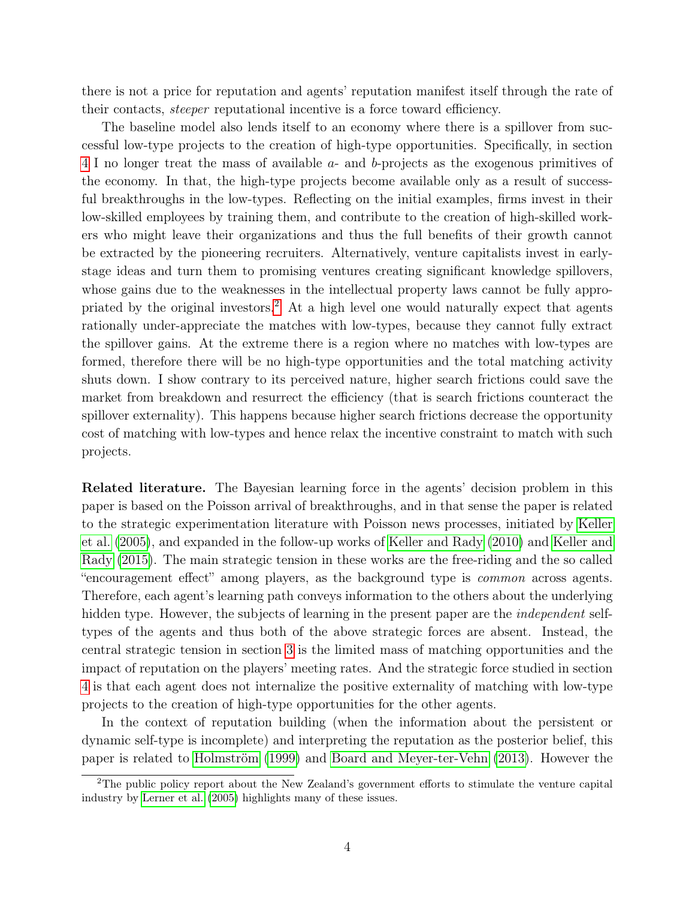there is not a price for reputation and agents' reputation manifest itself through the rate of their contacts, *steeper* reputational incentive is a force toward efficiency.

The baseline model also lends itself to an economy where there is a spillover from successful low-type projects to the creation of high-type opportunities. Specifically, in section 4 I no longer treat the mass of available $a$- and $b$-projects as the exogenous primitives of the economy. In that, the high-type projects become available only as a result of successful breakthroughs in the low-types. Reflecting on the initial examples, firms invest in their low-skilled employees by training them, and contribute to the creation of high-skilled workers who might leave their organizations and thus the full benefits of their growth cannot be extracted by the pioneering recruiters. Alternatively, venture capitalists invest in early-stage ideas and turn them to promising ventures creating significant knowledge spillovers, whose gains due to the weaknesses in the intellectual property laws cannot be fully appropriated by the original investors.[2] At a high level one would naturally expect that agents rationally under-appreciate the matches with low-types, because they cannot fully extract the spillover gains. At the extreme there is a region where no matches with low-types are formed, therefore there will be no high-type opportunities and the total matching activity shuts down. I show contrary to its perceived nature, higher search frictions could save the market from breakdown and resurrect the efficiency (that is search frictions counteract the spillover externality). This happens because higher search frictions decrease the opportunity cost of matching with low-types and hence relax the incentive constraint to match with such projects.

**Related literature.** The Bayesian learning force in the agents' decision problem in this paper is based on the Poisson arrival of breakthroughs, and in that sense the paper is related to the strategic experimentation literature with Poisson news processes, initiated by Keller et al. (2005), and expanded in the follow-up works of Keller and Rady (2010) and Keller and Rady (2015). The main strategic tension in these works are the free-riding and the so called "encouragement effect" among players, as the background type is *common* across agents. Therefore, each agent's learning path conveys information to the others about the underlying hidden type. However, the subjects of learning in the present paper are the *independent* self-types of the agents and thus both of the above strategic forces are absent. Instead, the central strategic tension in section 3 is the limited mass of matching opportunities and the impact of reputation on the players' meeting rates. And the strategic force studied in section 4 is that each agent does not internalize the positive externality of matching with low-type projects to the creation of high-type opportunities for the other agents.

In the context of reputation building (when the information about the persistent or dynamic self-type is incomplete) and interpreting the reputation as the posterior belief, this paper is related to Holmström (1999) and Board and Meyer-ter-Vehn (2013). However the

[2] The public policy report about the New Zealand's government efforts to stimulate the venture capital industry by Lerner et al. (2005) highlights many of these issues.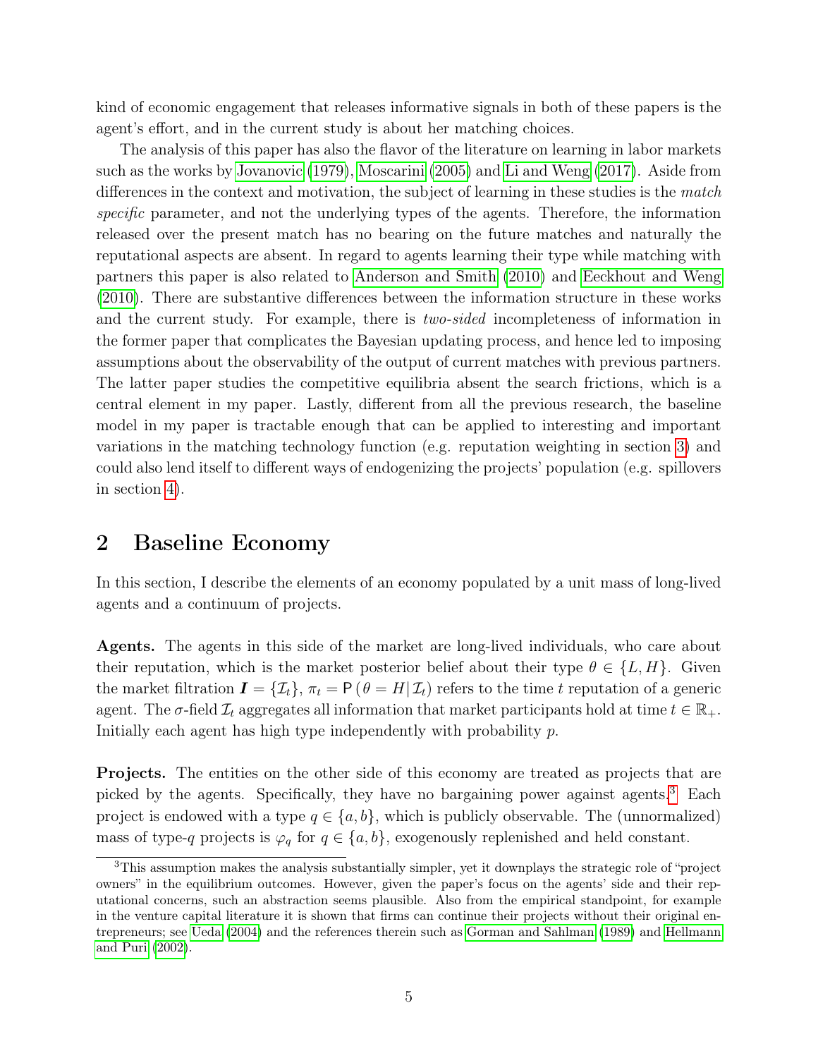kind of economic engagement that releases informative signals in both of these papers is the agent's effort, and in the current study is about her matching choices.

The analysis of this paper has also the flavor of the literature on learning in labor markets such as the works by Jovanovic (1979), Moscarini (2005) and Li and Weng (2017). Aside from differences in the context and motivation, the subject of learning in these studies is the *match specific* parameter, and not the underlying types of the agents. Therefore, the information released over the present match has no bearing on the future matches and naturally the reputational aspects are absent. In regard to agents learning their type while matching with partners this paper is also related to Anderson and Smith (2010) and Eeckhout and Weng (2010). There are substantive differences between the information structure in these works and the current study. For example, there is *two-sided* incompleteness of information in the former paper that complicates the Bayesian updating process, and hence led to imposing assumptions about the observability of the output of current matches with previous partners. The latter paper studies the competitive equilibria absent the search frictions, which is a central element in my paper. Lastly, different from all the previous research, the baseline model in my paper is tractable enough that can be applied to interesting and important variations in the matching technology function (e.g. reputation weighting in section 3) and could also lend itself to different ways of endogenizing the projects' population (e.g. spillovers in section 4).

# 2 Baseline Economy

In this section, I describe the elements of an economy populated by a unit mass of long-lived agents and a continuum of projects.

**Agents.** The agents in this side of the market are long-lived individuals, who care about their reputation, which is the market posterior belief about their type $\theta \in \{L, H\}$. Given the market filtration $\boldsymbol{I} = \{\mathcal{I}_t\}$, $\pi_t = \mathsf{P}(\theta = H | \mathcal{I}_t)$ refers to the time $t$ reputation of a generic agent. The $\sigma$-field $\mathcal{I}_t$ aggregates all information that market participants hold at time $t \in \mathbb{R}_+$. Initially each agent has high type independently with probability $p$.

**Projects.** The entities on the other side of this economy are treated as projects that are picked by the agents. Specifically, they have no bargaining power against agents.[3] Each project is endowed with a type $q \in \{a, b\}$, which is publicly observable. The (unnormalized) mass of type-$q$ projects is $\varphi_q$ for $q \in \{a, b\}$, exogenously replenished and held constant.

[3] This assumption makes the analysis substantially simpler, yet it downplays the strategic role of "project owners" in the equilibrium outcomes. However, given the paper's focus on the agents' side and their reputational concerns, such an abstraction seems plausible. Also from the empirical standpoint, for example in the venture capital literature it is shown that firms can continue their projects without their original entrepreneurs; see Ueda (2004) and the references therein such as Gorman and Sahlman (1989) and Hellmann and Puri (2002).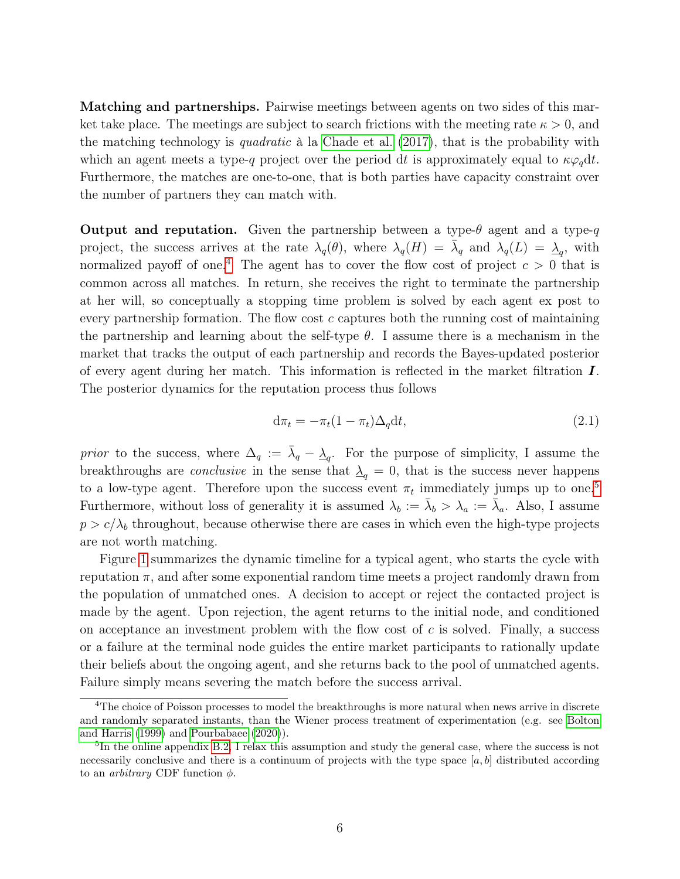**Matching and partnerships.** Pairwise meetings between agents on two sides of this market take place. The meetings are subject to search frictions with the meeting rate $\kappa > 0$, and the matching technology is *quadratic* à la Chade et al. (2017), that is the probability with which an agent meets a type-$q$ project over the period $\mathrm{d}t$ is approximately equal to $\kappa\varphi_q\mathrm{d}t$. Furthermore, the matches are one-to-one, that is both parties have capacity constraint over the number of partners they can match with.

**Output and reputation.** Given the partnership between a type-$\theta$ agent and a type-$q$ project, the success arrives at the rate $\lambda_q(\theta)$, where $\lambda_q(H) = \bar{\lambda}_q$ and $\lambda_q(L) = \underline{\lambda}_q$, with normalized payoff of one.[4] The agent has to cover the flow cost of project $c > 0$ that is common across all matches. In return, she receives the right to terminate the partnership at her will, so conceptually a stopping time problem is solved by each agent ex post to every partnership formation. The flow cost $c$ captures both the running cost of maintaining the partnership and learning about the self-type $\theta$. I assume there is a mechanism in the market that tracks the output of each partnership and records the Bayes-updated posterior of every agent during her match. This information is reflected in the market filtration $\boldsymbol{I}$. The posterior dynamics for the reputation process thus follows

$$\mathrm{d}\pi_t = -\pi_t(1-\pi_t)\Delta_q\mathrm{d}t, \tag{2.1}$$

*prior* to the success, where $\Delta_q := \bar{\lambda}_q - \underline{\lambda}_q$. For the purpose of simplicity, I assume the breakthroughs are *conclusive* in the sense that $\underline{\lambda}_q = 0$, that is the success never happens to a low-type agent. Therefore upon the success event $\pi_t$ immediately jumps up to one.[5] Furthermore, without loss of generality it is assumed $\lambda_b := \bar{\lambda}_b > \lambda_a := \bar{\lambda}_a$. Also, I assume $p > c/\lambda_b$ throughout, because otherwise there are cases in which even the high-type projects are not worth matching.

Figure 1 summarizes the dynamic timeline for a typical agent, who starts the cycle with reputation $\pi$, and after some exponential random time meets a project randomly drawn from the population of unmatched ones. A decision to accept or reject the contacted project is made by the agent. Upon rejection, the agent returns to the initial node, and conditioned on acceptance an investment problem with the flow cost of $c$ is solved. Finally, a success or a failure at the terminal node guides the entire market participants to rationally update their beliefs about the ongoing agent, and she returns back to the pool of unmatched agents. Failure simply means severing the match before the success arrival.

---

[4] The choice of Poisson processes to model the breakthroughs is more natural when news arrive in discrete and randomly separated instants, than the Wiener process treatment of experimentation (e.g. see Bolton and Harris (1999) and Pourbabaee (2020)).

[5] In the online appendix B.2, I relax this assumption and study the general case, where the success is not necessarily conclusive and there is a continuum of projects with the type space $[a, b]$ distributed according to an *arbitrary* CDF function $\phi$.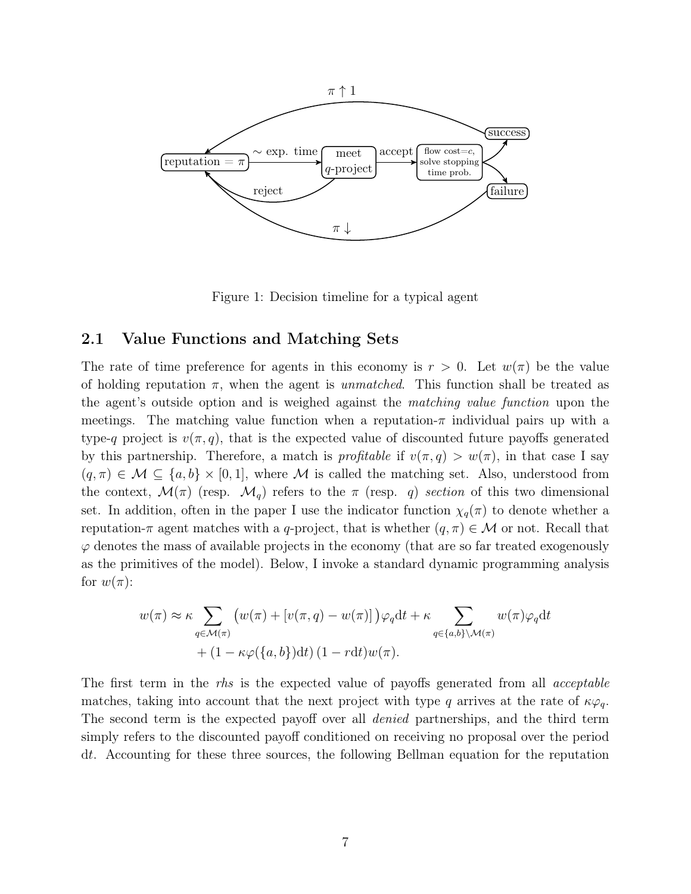Figure 1: Decision timeline for a typical agent

## 2.1 Value Functions and Matching Sets

The rate of time preference for agents in this economy is $r > 0$. Let $w(\pi)$ be the value of holding reputation $\pi$, when the agent is *unmatched*. This function shall be treated as the agent's outside option and is weighed against the *matching value function* upon the meetings. The matching value function when a reputation-$\pi$ individual pairs up with a type-$q$ project is $v(\pi, q)$, that is the expected value of discounted future payoffs generated by this partnership. Therefore, a match is *profitable* if $v(\pi, q) > w(\pi)$, in that case I say $(q, \pi) \in \mathcal{M} \subseteq \{a, b\} \times [0, 1]$, where $\mathcal{M}$ is called the matching set. Also, understood from the context, $\mathcal{M}(\pi)$ (resp. $\mathcal{M}_q$) refers to the $\pi$ (resp. $q$) *section* of this two dimensional set. In addition, often in the paper I use the indicator function $\chi_q(\pi)$ to denote whether a reputation-$\pi$ agent matches with a $q$-project, that is whether $(q, \pi) \in \mathcal{M}$ or not. Recall that $\varphi$ denotes the mass of available projects in the economy (that are so far treated exogenously as the primitives of the model). Below, I invoke a standard dynamic programming analysis for $w(\pi)$:

$$w(\pi) \approx \kappa \sum_{q \in \mathcal{M}(\pi)} \big( w(\pi) + [v(\pi, q) - w(\pi)] \big) \varphi_q \mathrm{d}t + \kappa \sum_{q \in \{a,b\} \setminus \mathcal{M}(\pi)} w(\pi) \varphi_q \mathrm{d}t$$
$$+ (1 - \kappa \varphi(\{a, b\}) \mathrm{d}t)(1 - r\mathrm{d}t) w(\pi).$$

The first term in the *rhs* is the expected value of payoffs generated from all *acceptable* matches, taking into account that the next project with type $q$ arrives at the rate of $\kappa \varphi_q$. The second term is the expected payoff over all *denied* partnerships, and the third term simply refers to the discounted payoff conditioned on receiving no proposal over the period $\mathrm{d}t$. Accounting for these three sources, the following Bellman equation for the reputation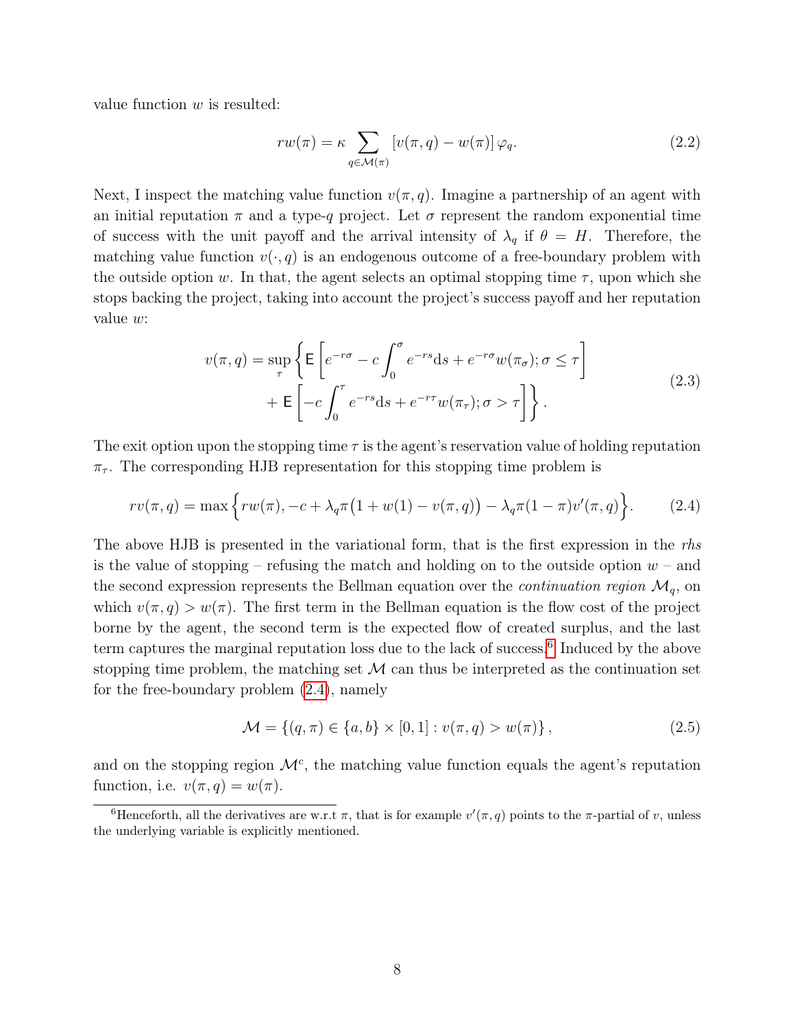value function $w$ is resulted:

$$rw(\pi) = \kappa \sum_{q \in \mathcal{M}(\pi)} [v(\pi, q) - w(\pi)] \varphi_q. \tag{2.2}$$

Next, I inspect the matching value function $v(\pi, q)$. Imagine a partnership of an agent with an initial reputation $\pi$ and a type-$q$ project. Let $\sigma$ represent the random exponential time of success with the unit payoff and the arrival intensity of $\lambda_q$ if $\theta = H$. Therefore, the matching value function $v(\cdot, q)$ is an endogenous outcome of a free-boundary problem with the outside option $w$. In that, the agent selects an optimal stopping time $\tau$, upon which she stops backing the project, taking into account the project's success payoff and her reputation value $w$:

$$\begin{aligned} v(\pi, q) = \sup_{\tau} \bigg\{ &\mathsf{E}\left[ e^{-r\sigma} - c\int_0^{\sigma} e^{-rs} \mathrm{d}s + e^{-r\sigma} w(\pi_\sigma); \sigma \leq \tau \right] \\ &+ \mathsf{E}\left[ -c\int_0^{\tau} e^{-rs} \mathrm{d}s + e^{-r\tau} w(\pi_\tau); \sigma > \tau \right] \bigg\}. \end{aligned} \tag{2.3}$$

The exit option upon the stopping time $\tau$ is the agent's reservation value of holding reputation $\pi_\tau$. The corresponding HJB representation for this stopping time problem is

$$rv(\pi, q) = \max\Big\{ rw(\pi), -c + \lambda_q \pi \big(1 + w(1) - v(\pi, q)\big) - \lambda_q \pi(1 - \pi) v'(\pi, q) \Big\}. \tag{2.4}$$

The above HJB is presented in the variational form, that is the first expression in the *rhs* is the value of stopping – refusing the match and holding on to the outside option $w$ – and the second expression represents the Bellman equation over the *continuation region* $\mathcal{M}_q$, on which $v(\pi, q) > w(\pi)$. The first term in the Bellman equation is the flow cost of the project borne by the agent, the second term is the expected flow of created surplus, and the last term captures the marginal reputation loss due to the lack of success.[6] Induced by the above stopping time problem, the matching set $\mathcal{M}$ can thus be interpreted as the continuation set for the free-boundary problem (2.4), namely

$$\mathcal{M} = \{(q, \pi) \in \{a, b\} \times [0, 1] : v(\pi, q) > w(\pi)\}, \tag{2.5}$$

and on the stopping region $\mathcal{M}^c$, the matching value function equals the agent's reputation function, i.e. $v(\pi, q) = w(\pi)$.

[6] Henceforth, all the derivatives are w.r.t $\pi$, that is for example $v'(\pi, q)$ points to the $\pi$-partial of $v$, unless the underlying variable is explicitly mentioned.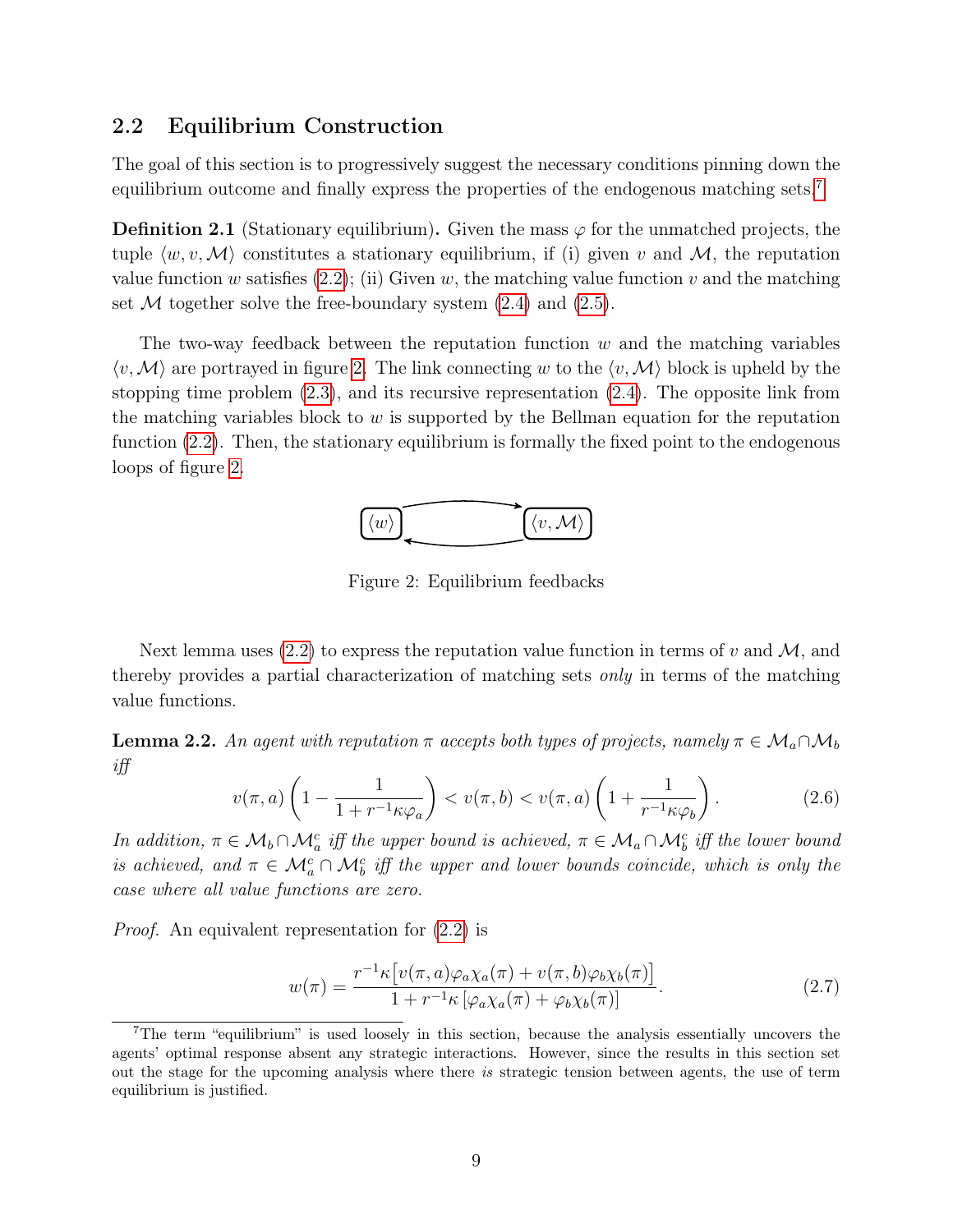## 2.2 Equilibrium Construction

The goal of this section is to progressively suggest the necessary conditions pinning down the equilibrium outcome and finally express the properties of the endogenous matching sets.[7]

**Definition 2.1** (Stationary equilibrium)**.** Given the mass $\varphi$ for the unmatched projects, the tuple $\langle w, v, \mathcal{M} \rangle$ constitutes a stationary equilibrium, if (i) given $v$ and $\mathcal{M}$, the reputation value function $w$ satisfies (2.2); (ii) Given $w$, the matching value function $v$ and the matching set $\mathcal{M}$ together solve the free-boundary system (2.4) and (2.5).

The two-way feedback between the reputation function $w$ and the matching variables $\langle v, \mathcal{M} \rangle$ are portrayed in figure 2. The link connecting $w$ to the $\langle v, \mathcal{M} \rangle$ block is upheld by the stopping time problem (2.3), and its recursive representation (2.4). The opposite link from the matching variables block to $w$ is supported by the Bellman equation for the reputation function (2.2). Then, the stationary equilibrium is formally the fixed point to the endogenous loops of figure 2.

$$\langle w \rangle \rightleftarrows \langle v, \mathcal{M} \rangle$$

Figure 2: Equilibrium feedbacks

Next lemma uses (2.2) to express the reputation value function in terms of $v$ and $\mathcal{M}$, and thereby provides a partial characterization of matching sets *only* in terms of the matching value functions.

**Lemma 2.2.** *An agent with reputation $\pi$ accepts both types of projects, namely $\pi \in \mathcal{M}_a \cap \mathcal{M}_b$ iff*

$$v(\pi, a)\left(1 - \frac{1}{1 + r^{-1}\kappa\varphi_a}\right) < v(\pi, b) < v(\pi, a)\left(1 + \frac{1}{r^{-1}\kappa\varphi_b}\right). \tag{2.6}$$

*In addition, $\pi \in \mathcal{M}_b \cap \mathcal{M}_a^c$ iff the upper bound is achieved, $\pi \in \mathcal{M}_a \cap \mathcal{M}_b^c$ iff the lower bound is achieved, and $\pi \in \mathcal{M}_a^c \cap \mathcal{M}_b^c$ iff the upper and lower bounds coincide, which is only the case where all value functions are zero.*

*Proof.* An equivalent representation for (2.2) is

$$w(\pi) = \frac{r^{-1}\kappa\big[v(\pi, a)\varphi_a\chi_a(\pi) + v(\pi, b)\varphi_b\chi_b(\pi)\big]}{1 + r^{-1}\kappa\left[\varphi_a\chi_a(\pi) + \varphi_b\chi_b(\pi)\right]}. \tag{2.7}$$

[7] The term "equilibrium" is used loosely in this section, because the analysis essentially uncovers the agents' optimal response absent any strategic interactions. However, since the results in this section set out the stage for the upcoming analysis where there *is* strategic tension between agents, the use of term equilibrium is justified.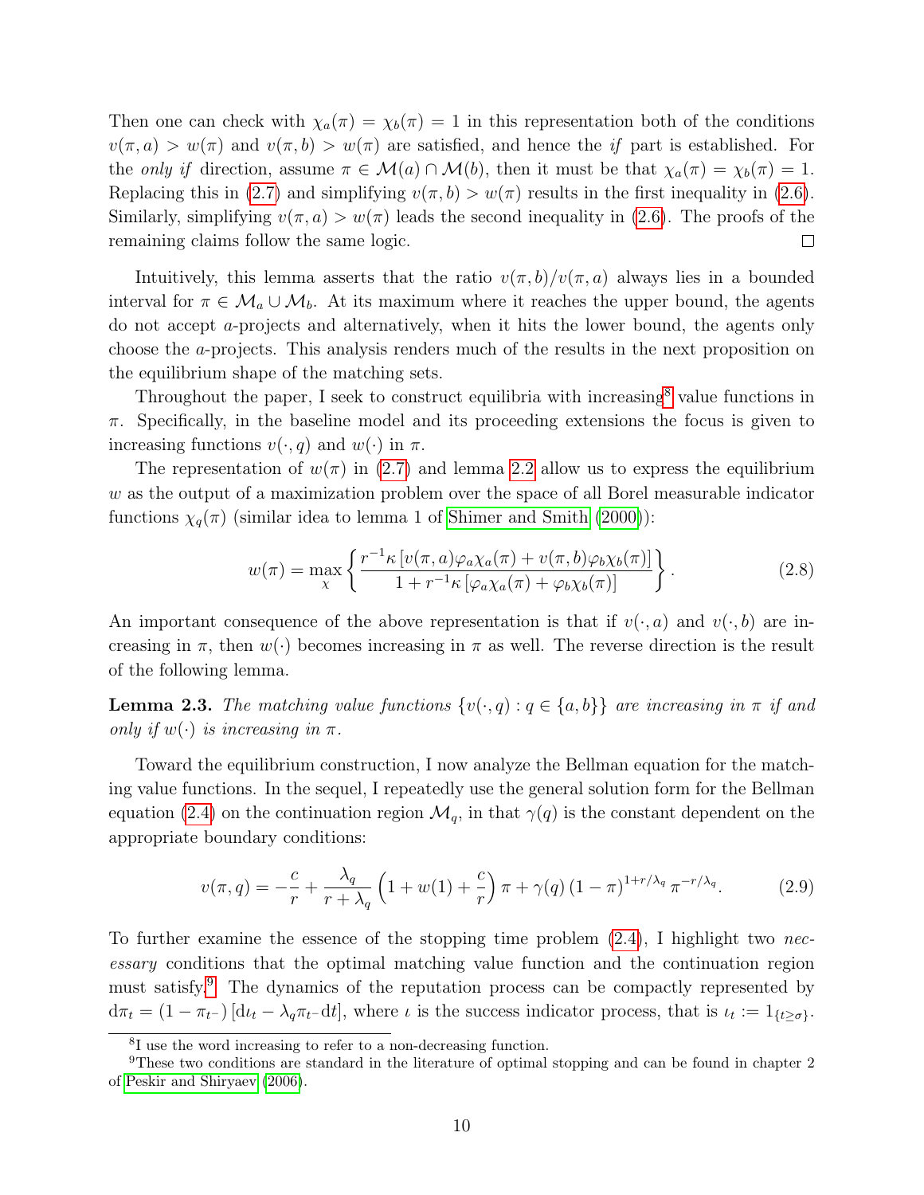Then one can check with $\chi_a(\pi) = \chi_b(\pi) = 1$ in this representation both of the conditions $v(\pi, a) > w(\pi)$ and $v(\pi, b) > w(\pi)$ are satisfied, and hence the *if* part is established. For the *only if* direction, assume $\pi \in \mathcal{M}(a) \cap \mathcal{M}(b)$, then it must be that $\chi_a(\pi) = \chi_b(\pi) = 1$. Replacing this in (2.7) and simplifying $v(\pi, b) > w(\pi)$ results in the first inequality in (2.6). Similarly, simplifying $v(\pi, a) > w(\pi)$ leads the second inequality in (2.6). The proofs of the remaining claims follow the same logic. □

Intuitively, this lemma asserts that the ratio $v(\pi, b)/v(\pi, a)$ always lies in a bounded interval for $\pi \in \mathcal{M}_a \cup \mathcal{M}_b$. At its maximum where it reaches the upper bound, the agents do not accept $a$-projects and alternatively, when it hits the lower bound, the agents only choose the $a$-projects. This analysis renders much of the results in the next proposition on the equilibrium shape of the matching sets.

Throughout the paper, I seek to construct equilibria with increasing[8] value functions in $\pi$. Specifically, in the baseline model and its proceeding extensions the focus is given to increasing functions $v(\cdot, q)$ and $w(\cdot)$ in $\pi$.

The representation of $w(\pi)$ in (2.7) and lemma 2.2 allow us to express the equilibrium $w$ as the output of a maximization problem over the space of all Borel measurable indicator functions $\chi_q(\pi)$ (similar idea to lemma 1 of Shimer and Smith (2000)):

$$w(\pi) = \max_{\chi} \left\{ \frac{r^{-1}\kappa \left[ v(\pi, a)\varphi_a \chi_a(\pi) + v(\pi, b)\varphi_b \chi_b(\pi) \right]}{1 + r^{-1}\kappa \left[ \varphi_a \chi_a(\pi) + \varphi_b \chi_b(\pi) \right]} \right\}. \tag{2.8}$$

An important consequence of the above representation is that if $v(\cdot, a)$ and $v(\cdot, b)$ are increasing in $\pi$, then $w(\cdot)$ becomes increasing in $\pi$ as well. The reverse direction is the result of the following lemma.

**Lemma 2.3.** *The matching value functions $\{v(\cdot, q) : q \in \{a, b\}\}$ are increasing in $\pi$ if and only if $w(\cdot)$ is increasing in $\pi$.*

Toward the equilibrium construction, I now analyze the Bellman equation for the matching value functions. In the sequel, I repeatedly use the general solution form for the Bellman equation (2.4) on the continuation region $\mathcal{M}_q$, in that $\gamma(q)$ is the constant dependent on the appropriate boundary conditions:

$$v(\pi, q) = -\frac{c}{r} + \frac{\lambda_q}{r + \lambda_q} \left( 1 + w(1) + \frac{c}{r} \right) \pi + \gamma(q) \left( 1 - \pi \right)^{1 + r/\lambda_q} \pi^{-r/\lambda_q}. \tag{2.9}$$

To further examine the essence of the stopping time problem (2.4), I highlight two *necessary* conditions that the optimal matching value function and the continuation region must satisfy.[9] The dynamics of the reputation process can be compactly represented by $\mathrm{d}\pi_t = (1 - \pi_{t^-}) \left[ \mathrm{d}\iota_t - \lambda_q \pi_{t^-} \mathrm{d}t \right]$, where $\iota$ is the success indicator process, that is $\iota_t := 1_{\{t \geq \sigma\}}$.

[8] I use the word increasing to refer to a non-decreasing function.

[9] These two conditions are standard in the literature of optimal stopping and can be found in chapter 2 of Peskir and Shiryaev (2006).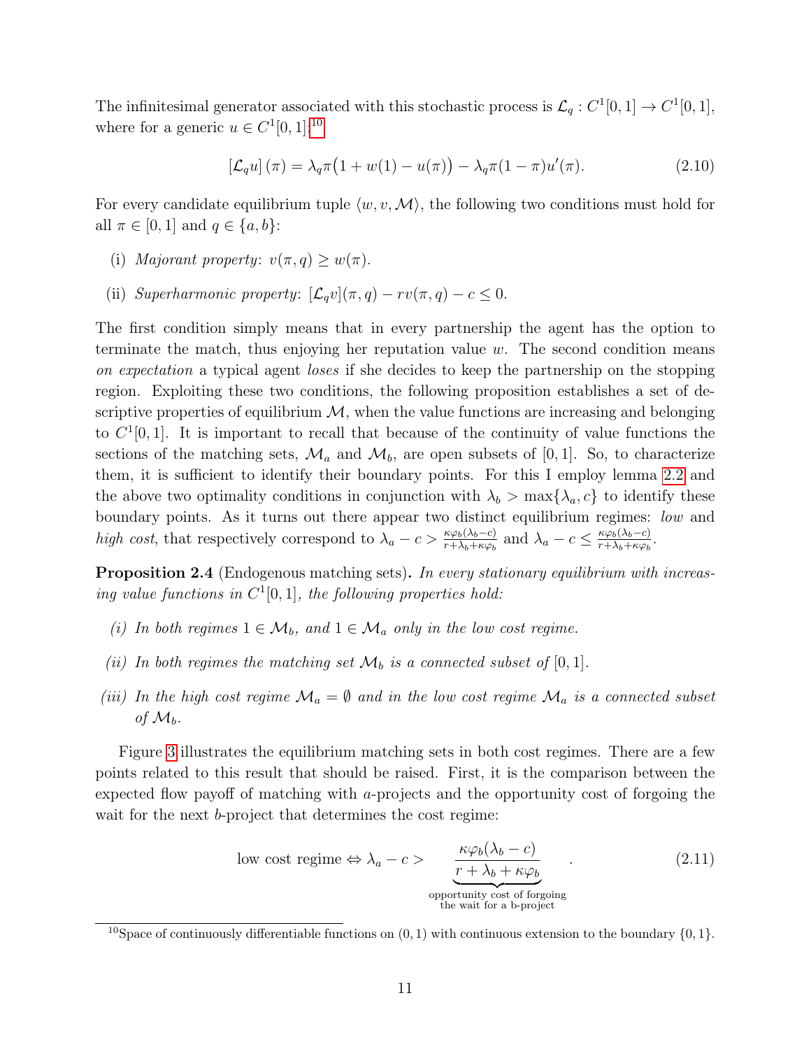The infinitesimal generator associated with this stochastic process is $\mathcal{L}_q : C^1[0,1] \to C^1[0,1]$, where for a generic $u \in C^1[0,1]$:[10]

$$[\mathcal{L}_q u](\pi) = \lambda_q \pi\big(1 + w(1) - u(\pi)\big) - \lambda_q \pi(1-\pi)u'(\pi). \tag{2.10}$$

For every candidate equilibrium tuple $\langle w, v, \mathcal{M}\rangle$, the following two conditions must hold for all $\pi \in [0,1]$ and $q \in \{a, b\}$:

(i) *Majorant property*: $v(\pi, q) \geq w(\pi)$.

(ii) *Superharmonic property*: $[\mathcal{L}_q v](\pi, q) - rv(\pi, q) - c \leq 0$.

The first condition simply means that in every partnership the agent has the option to terminate the match, thus enjoying her reputation value $w$. The second condition means *on expectation* a typical agent *loses* if she decides to keep the partnership on the stopping region. Exploiting these two conditions, the following proposition establishes a set of descriptive properties of equilibrium $\mathcal{M}$, when the value functions are increasing and belonging to $C^1[0,1]$. It is important to recall that because of the continuity of value functions the sections of the matching sets, $\mathcal{M}_a$ and $\mathcal{M}_b$, are open subsets of $[0,1]$. So, to characterize them, it is sufficient to identify their boundary points. For this I employ lemma 2.2 and the above two optimality conditions in conjunction with $\lambda_b > \max\{\lambda_a, c\}$ to identify these boundary points. As it turns out there appear two distinct equilibrium regimes: *low* and *high cost*, that respectively correspond to $\lambda_a - c > \frac{\kappa\varphi_b(\lambda_b - c)}{r + \lambda_b + \kappa\varphi_b}$ and $\lambda_a - c \leq \frac{\kappa\varphi_b(\lambda_b - c)}{r + \lambda_b + \kappa\varphi_b}$.

**Proposition 2.4** (Endogenous matching sets)**.** *In every stationary equilibrium with increasing value functions in $C^1[0,1]$, the following properties hold:*

*(i) In both regimes $1 \in \mathcal{M}_b$, and $1 \in \mathcal{M}_a$ only in the low cost regime.*

*(ii) In both regimes the matching set $\mathcal{M}_b$ is a connected subset of $[0,1]$.*

*(iii) In the high cost regime $\mathcal{M}_a = \emptyset$ and in the low cost regime $\mathcal{M}_a$ is a connected subset of $\mathcal{M}_b$.*

Figure 3 illustrates the equilibrium matching sets in both cost regimes. There are a few points related to this result that should be raised. First, it is the comparison between the expected flow payoff of matching with $a$-projects and the opportunity cost of forgoing the wait for the next $b$-project that determines the cost regime:

$$\text{low cost regime} \Leftrightarrow \lambda_a - c > \underbrace{\frac{\kappa\varphi_b(\lambda_b - c)}{r + \lambda_b + \kappa\varphi_b}}_{\substack{\text{opportunity cost of forgoing} \\ \text{the wait for a b-project}}}. \tag{2.11}$$

[10] Space of continuously differentiable functions on $(0,1)$ with continuous extension to the boundary $\{0,1\}$.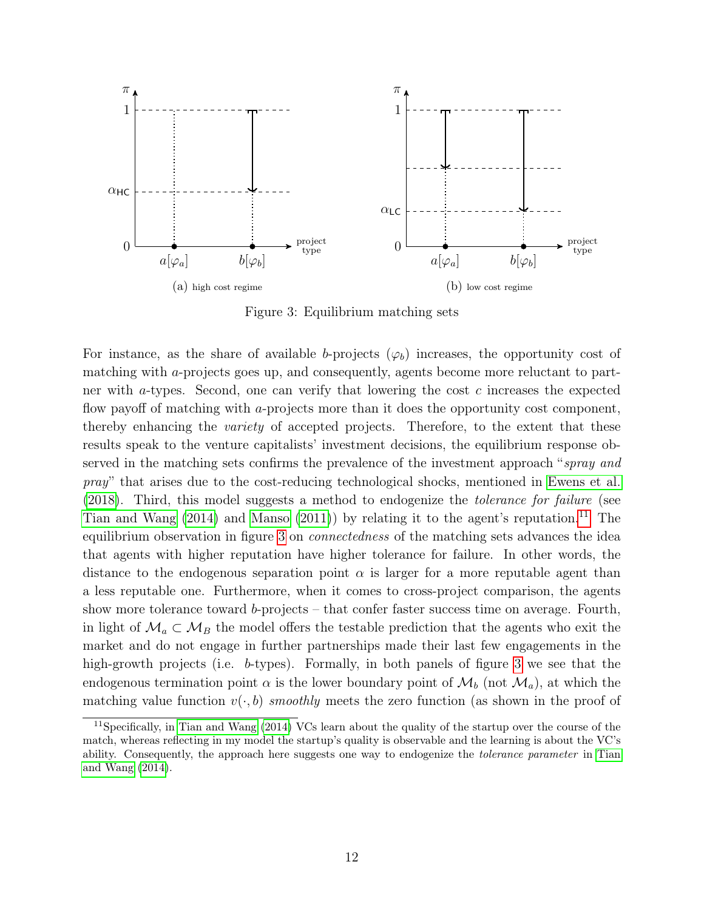(a) high cost regime

(b) low cost regime

Figure 3: Equilibrium matching sets

For instance, as the share of available $b$-projects ($\varphi_b$) increases, the opportunity cost of matching with $a$-projects goes up, and consequently, agents become more reluctant to partner with $a$-types. Second, one can verify that lowering the cost $c$ increases the expected flow payoff of matching with $a$-projects more than it does the opportunity cost component, thereby enhancing the *variety* of accepted projects. Therefore, to the extent that these results speak to the venture capitalists' investment decisions, the equilibrium response observed in the matching sets confirms the prevalence of the investment approach "*spray and pray*" that arises due to the cost-reducing technological shocks, mentioned in Ewens et al. (2018). Third, this model suggests a method to endogenize the *tolerance for failure* (see Tian and Wang (2014) and Manso (2011)) by relating it to the agent's reputation.[11] The equilibrium observation in figure 3 on *connectedness* of the matching sets advances the idea that agents with higher reputation have higher tolerance for failure. In other words, the distance to the endogenous separation point $\alpha$ is larger for a more reputable agent than a less reputable one. Furthermore, when it comes to cross-project comparison, the agents show more tolerance toward $b$-projects – that confer faster success time on average. Fourth, in light of $\mathcal{M}_a \subset \mathcal{M}_B$ the model offers the testable prediction that the agents who exit the market and do not engage in further partnerships made their last few engagements in the high-growth projects (i.e. $b$-types). Formally, in both panels of figure 3 we see that the endogenous termination point $\alpha$ is the lower boundary point of $\mathcal{M}_b$ (not $\mathcal{M}_a$), at which the matching value function $v(\cdot, b)$ *smoothly* meets the zero function (as shown in the proof of

[11] Specifically, in Tian and Wang (2014) VCs learn about the quality of the startup over the course of the match, whereas reflecting in my model the startup's quality is observable and the learning is about the VC's ability. Consequently, the approach here suggests one way to endogenize the *tolerance parameter* in Tian and Wang (2014).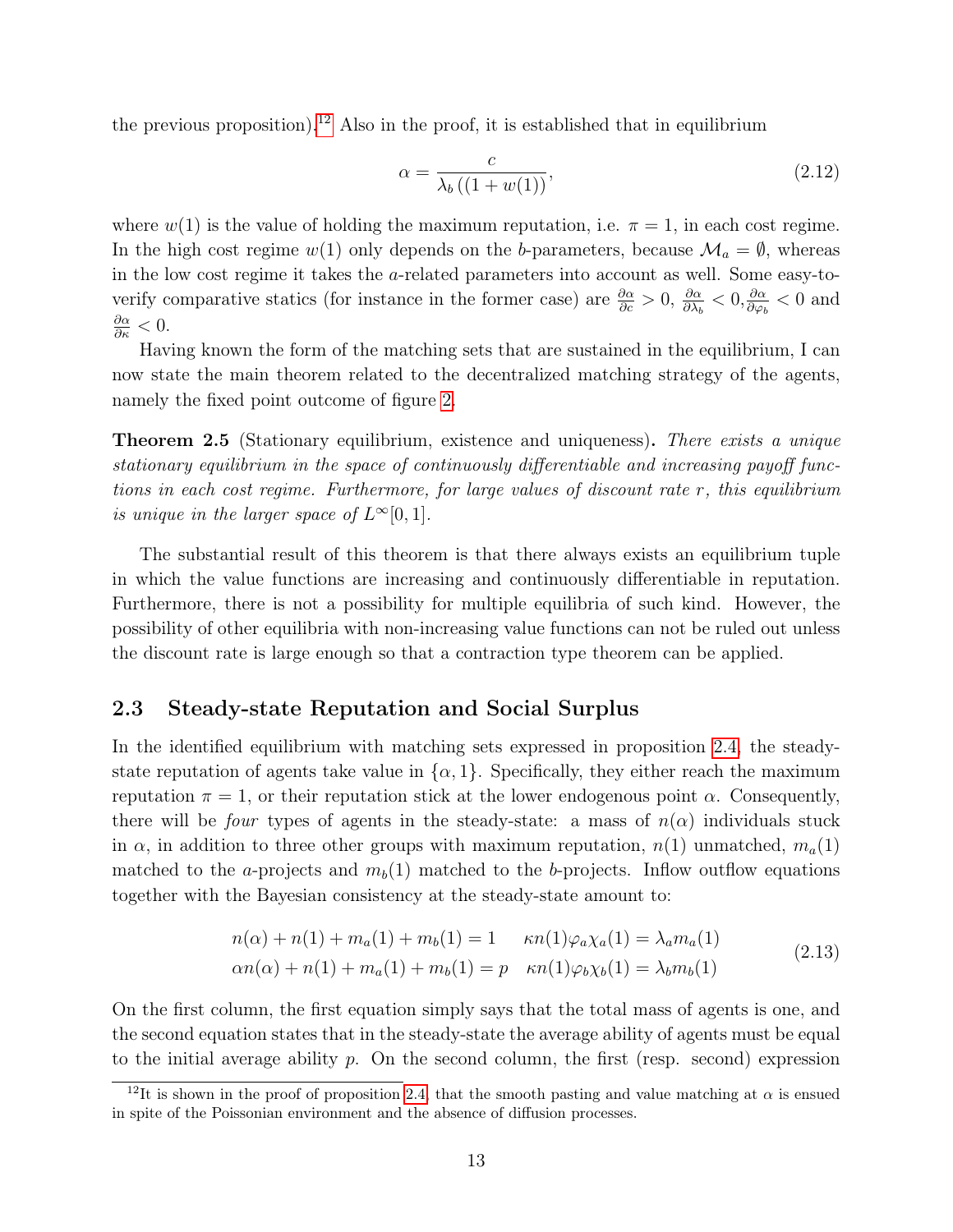the previous proposition).[12] Also in the proof, it is established that in equilibrium

$$\alpha = \frac{c}{\lambda_b\left((1+w(1)\right)}, \tag{2.12}$$

where $w(1)$ is the value of holding the maximum reputation, i.e. $\pi = 1$, in each cost regime. In the high cost regime $w(1)$ only depends on the $b$-parameters, because $\mathcal{M}_a = \emptyset$, whereas in the low cost regime it takes the $a$-related parameters into account as well. Some easy-to-verify comparative statics (for instance in the former case) are $\frac{\partial \alpha}{\partial c} > 0$, $\frac{\partial \alpha}{\partial \lambda_b} < 0$, $\frac{\partial \alpha}{\partial \varphi_b} < 0$ and $\frac{\partial \alpha}{\partial \kappa} < 0$.

Having known the form of the matching sets that are sustained in the equilibrium, I can now state the main theorem related to the decentralized matching strategy of the agents, namely the fixed point outcome of figure 2.

**Theorem 2.5** (Stationary equilibrium, existence and uniqueness)**.** *There exists a unique stationary equilibrium in the space of continuously differentiable and increasing payoff functions in each cost regime. Furthermore, for large values of discount rate $r$, this equilibrium is unique in the larger space of $L^\infty[0,1]$.*

The substantial result of this theorem is that there always exists an equilibrium tuple in which the value functions are increasing and continuously differentiable in reputation. Furthermore, there is not a possibility for multiple equilibria of such kind. However, the possibility of other equilibria with non-increasing value functions can not be ruled out unless the discount rate is large enough so that a contraction type theorem can be applied.

## 2.3 Steady-state Reputation and Social Surplus

In the identified equilibrium with matching sets expressed in proposition 2.4, the steady-state reputation of agents take value in $\{\alpha, 1\}$. Specifically, they either reach the maximum reputation $\pi = 1$, or their reputation stick at the lower endogenous point $\alpha$. Consequently, there will be *four* types of agents in the steady-state: a mass of $n(\alpha)$ individuals stuck in $\alpha$, in addition to three other groups with maximum reputation, $n(1)$ unmatched, $m_a(1)$ matched to the $a$-projects and $m_b(1)$ matched to the $b$-projects. Inflow outflow equations together with the Bayesian consistency at the steady-state amount to:

$$\begin{aligned} n(\alpha) + n(1) + m_a(1) + m_b(1) = 1 \quad & \kappa n(1)\varphi_a\chi_a(1) = \lambda_a m_a(1) \\ \alpha n(\alpha) + n(1) + m_a(1) + m_b(1) = p \quad & \kappa n(1)\varphi_b\chi_b(1) = \lambda_b m_b(1) \end{aligned} \tag{2.13}$$

On the first column, the first equation simply says that the total mass of agents is one, and the second equation states that in the steady-state the average ability of agents must be equal to the initial average ability $p$. On the second column, the first (resp. second) expression

[12] It is shown in the proof of proposition 2.4, that the smooth pasting and value matching at $\alpha$ is ensued in spite of the Poissonian environment and the absence of diffusion processes.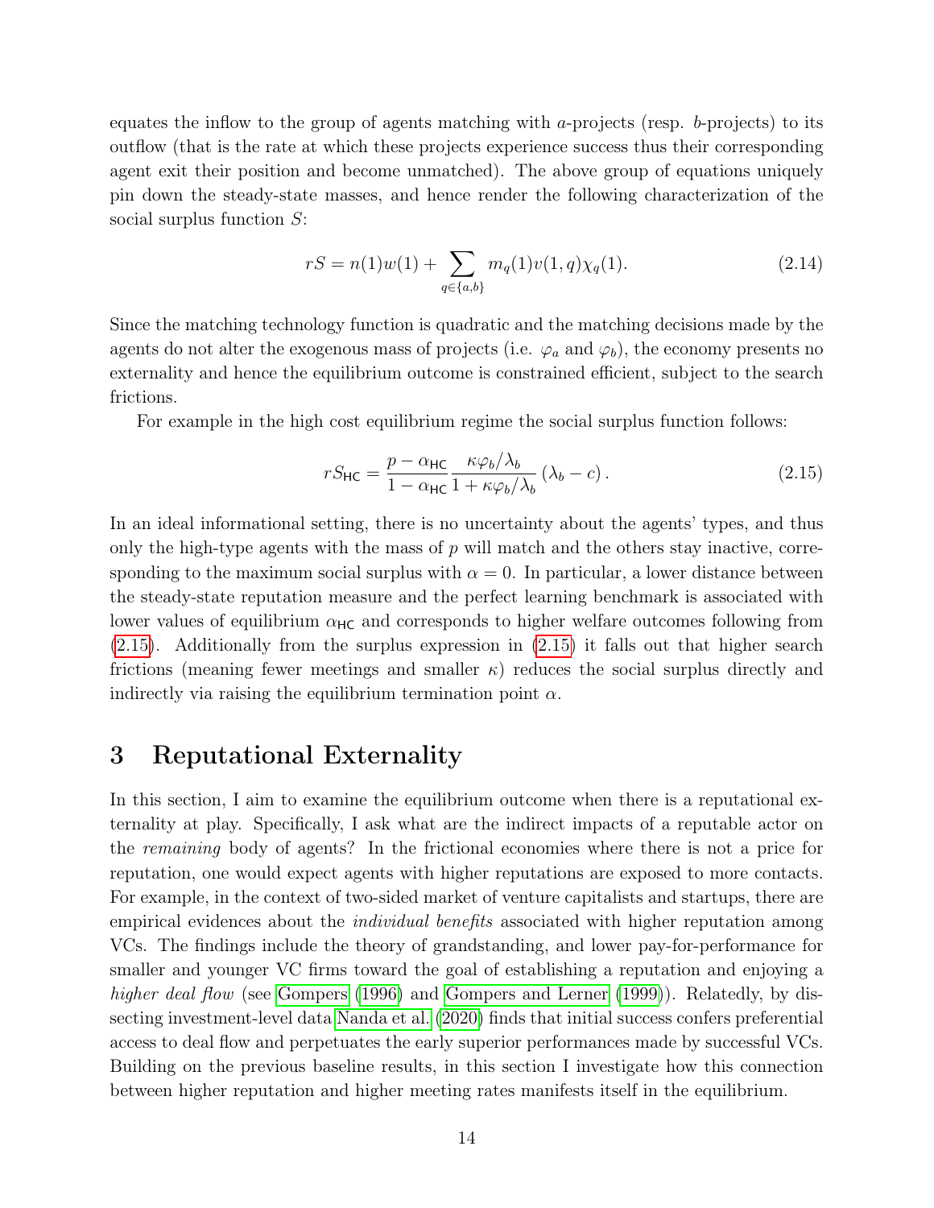equates the inflow to the group of agents matching with $a$-projects (resp. $b$-projects) to its outflow (that is the rate at which these projects experience success thus their corresponding agent exit their position and become unmatched). The above group of equations uniquely pin down the steady-state masses, and hence render the following characterization of the social surplus function $S$:

$$rS = n(1)w(1) + \sum_{q\in\{a,b\}} m_q(1)v(1,q)\chi_q(1). \tag{2.14}$$

Since the matching technology function is quadratic and the matching decisions made by the agents do not alter the exogenous mass of projects (i.e. $\varphi_a$ and $\varphi_b$), the economy presents no externality and hence the equilibrium outcome is constrained efficient, subject to the search frictions.

For example in the high cost equilibrium regime the social surplus function follows:

$$rS_{\mathsf{HC}} = \frac{p-\alpha_{\mathsf{HC}}}{1-\alpha_{\mathsf{HC}}}\frac{\kappa\varphi_b/\lambda_b}{1+\kappa\varphi_b/\lambda_b}\left(\lambda_b - c\right). \tag{2.15}$$

In an ideal informational setting, there is no uncertainty about the agents' types, and thus only the high-type agents with the mass of $p$ will match and the others stay inactive, corresponding to the maximum social surplus with $\alpha = 0$. In particular, a lower distance between the steady-state reputation measure and the perfect learning benchmark is associated with lower values of equilibrium $\alpha_{\mathsf{HC}}$ and corresponds to higher welfare outcomes following from (2.15). Additionally from the surplus expression in (2.15) it falls out that higher search frictions (meaning fewer meetings and smaller $\kappa$) reduces the social surplus directly and indirectly via raising the equilibrium termination point $\alpha$.

# 3 Reputational Externality

In this section, I aim to examine the equilibrium outcome when there is a reputational externality at play. Specifically, I ask what are the indirect impacts of a reputable actor on the *remaining* body of agents? In the frictional economies where there is not a price for reputation, one would expect agents with higher reputations are exposed to more contacts. For example, in the context of two-sided market of venture capitalists and startups, there are empirical evidences about the *individual benefits* associated with higher reputation among VCs. The findings include the theory of grandstanding, and lower pay-for-performance for smaller and younger VC firms toward the goal of establishing a reputation and enjoying a *higher deal flow* (see Gompers (1996) and Gompers and Lerner (1999)). Relatedly, by dissecting investment-level data Nanda et al. (2020) finds that initial success confers preferential access to deal flow and perpetuates the early superior performances made by successful VCs. Building on the previous baseline results, in this section I investigate how this connection between higher reputation and higher meeting rates manifests itself in the equilibrium.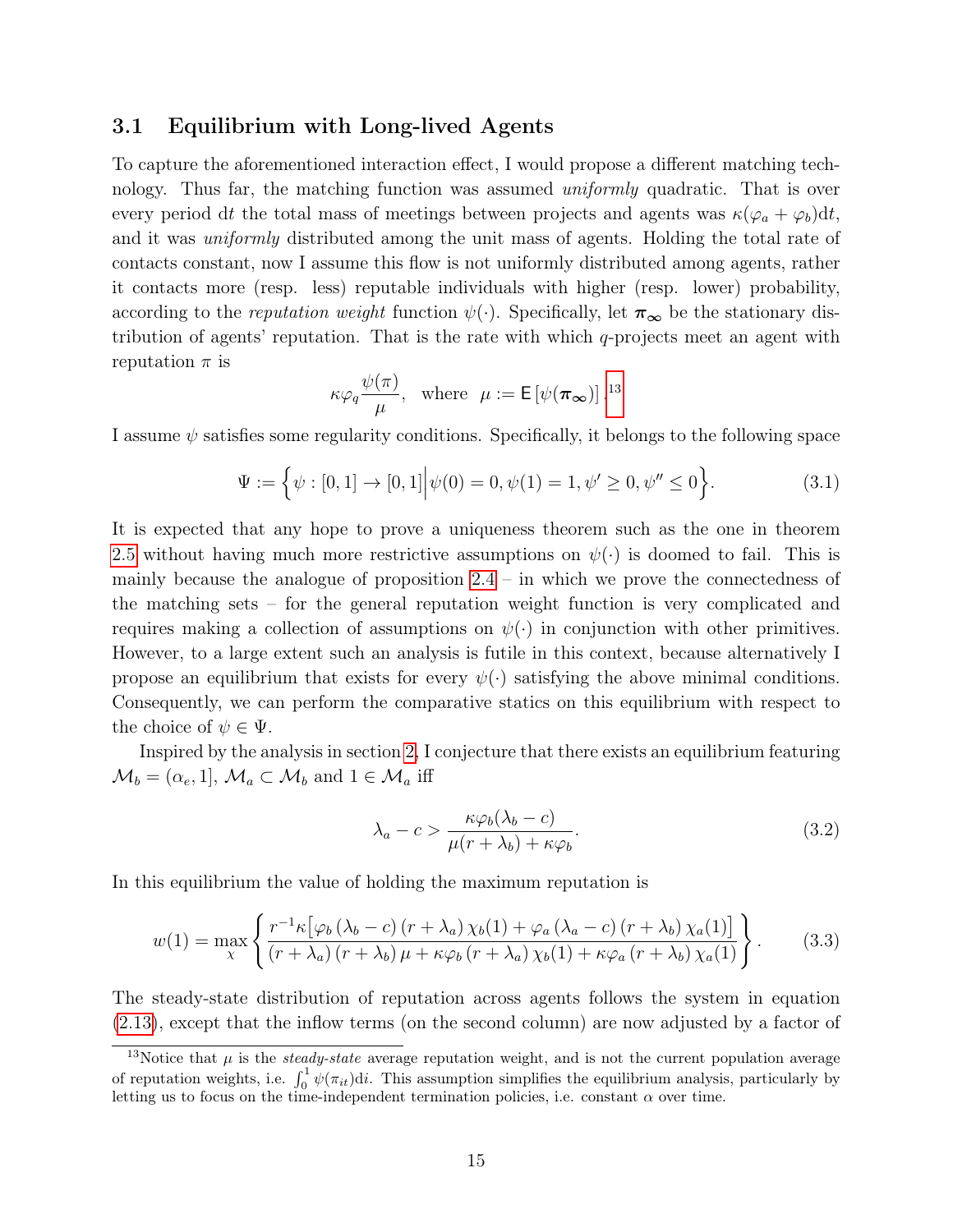### 3.1 Equilibrium with Long-lived Agents

To capture the aforementioned interaction effect, I would propose a different matching technology. Thus far, the matching function was assumed *uniformly* quadratic. That is over every period $\mathrm{d}t$ the total mass of meetings between projects and agents was $\kappa(\varphi_a + \varphi_b)\mathrm{d}t$, and it was *uniformly* distributed among the unit mass of agents. Holding the total rate of contacts constant, now I assume this flow is not uniformly distributed among agents, rather it contacts more (resp. less) reputable individuals with higher (resp. lower) probability, according to the *reputation weight* function $\psi(\cdot)$. Specifically, let $\boldsymbol{\pi_\infty}$ be the stationary distribution of agents' reputation. That is the rate with which $q$-projects meet an agent with reputation $\pi$ is

$$\kappa\varphi_q\frac{\psi(\pi)}{\mu}, \quad \text{where} \quad \mu := \mathsf{E}\left[\psi(\boldsymbol{\pi_\infty})\right].[13]$$

I assume $\psi$ satisfies some regularity conditions. Specifically, it belongs to the following space

$$\Psi := \Big\{\psi : [0,1] \to [0,1] \Big| \psi(0) = 0, \psi(1) = 1, \psi' \geq 0, \psi'' \leq 0\Big\}. \tag{3.1}$$

It is expected that any hope to prove a uniqueness theorem such as the one in theorem 2.5 without having much more restrictive assumptions on $\psi(\cdot)$ is doomed to fail. This is mainly because the analogue of proposition 2.4 – in which we prove the connectedness of the matching sets – for the general reputation weight function is very complicated and requires making a collection of assumptions on $\psi(\cdot)$ in conjunction with other primitives. However, to a large extent such an analysis is futile in this context, because alternatively I propose an equilibrium that exists for every $\psi(\cdot)$ satisfying the above minimal conditions. Consequently, we can perform the comparative statics on this equilibrium with respect to the choice of $\psi \in \Psi$.

Inspired by the analysis in section 2, I conjecture that there exists an equilibrium featuring $\mathcal{M}_b = (\alpha_e, 1]$, $\mathcal{M}_a \subset \mathcal{M}_b$ and $1 \in \mathcal{M}_a$ iff

$$\lambda_a - c > \frac{\kappa\varphi_b(\lambda_b - c)}{\mu(r+\lambda_b) + \kappa\varphi_b}. \tag{3.2}$$

In this equilibrium the value of holding the maximum reputation is

$$w(1) = \max_{\chi}\left\{\frac{r^{-1}\kappa\big[\varphi_b\left(\lambda_b - c\right)\left(r+\lambda_a\right)\chi_b(1) + \varphi_a\left(\lambda_a - c\right)\left(r+\lambda_b\right)\chi_a(1)\big]}{\left(r+\lambda_a\right)\left(r+\lambda_b\right)\mu + \kappa\varphi_b\left(r+\lambda_a\right)\chi_b(1) + \kappa\varphi_a\left(r+\lambda_b\right)\chi_a(1)}\right\}. \tag{3.3}$$

The steady-state distribution of reputation across agents follows the system in equation (2.13), except that the inflow terms (on the second column) are now adjusted by a factor of

[13] Notice that $\mu$ is the *steady-state* average reputation weight, and is not the current population average of reputation weights, i.e. $\int_0^1 \psi(\pi_{it})\mathrm{d}i$. This assumption simplifies the equilibrium analysis, particularly by letting us to focus on the time-independent termination policies, i.e. constant $\alpha$ over time.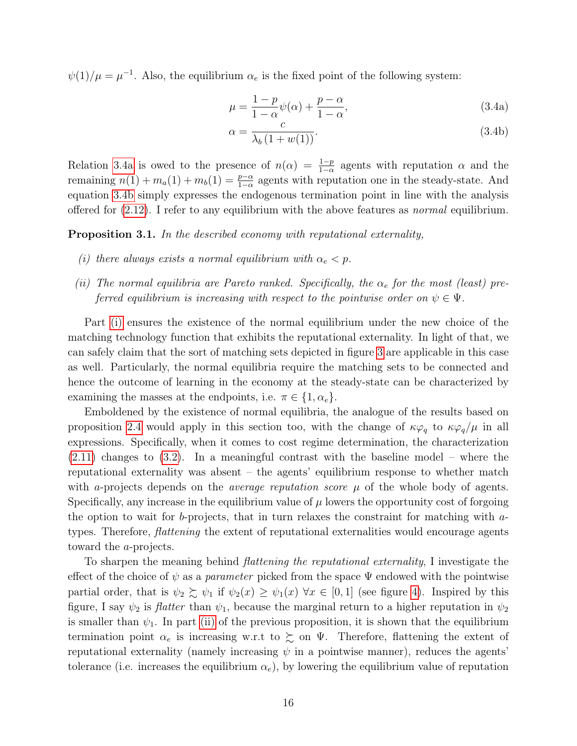$\psi(1)/\mu = \mu^{-1}$. Also, the equilibrium $\alpha_e$ is the fixed point of the following system:

$$\mu = \frac{1-p}{1-\alpha}\psi(\alpha) + \frac{p-\alpha}{1-\alpha}, \tag{3.4a}$$

$$\alpha = \frac{c}{\lambda_b\left(1+w(1)\right)}. \tag{3.4b}$$

Relation 3.4a is owed to the presence of $n(\alpha) = \frac{1-p}{1-\alpha}$ agents with reputation $\alpha$ and the remaining $n(1) + m_a(1) + m_b(1) = \frac{p-\alpha}{1-\alpha}$ agents with reputation one in the steady-state. And equation 3.4b simply expresses the endogenous termination point in line with the analysis offered for (2.12). I refer to any equilibrium with the above features as *normal* equilibrium.

**Proposition 3.1.** *In the described economy with reputational externality,*

*(i) there always exists a normal equilibrium with $\alpha_e < p$.*

*(ii) The normal equilibria are Pareto ranked. Specifically, the $\alpha_e$ for the most (least) preferred equilibrium is increasing with respect to the pointwise order on $\psi \in \Psi$.*

Part (i) ensures the existence of the normal equilibrium under the new choice of the matching technology function that exhibits the reputational externality. In light of that, we can safely claim that the sort of matching sets depicted in figure 3 are applicable in this case as well. Particularly, the normal equilibria require the matching sets to be connected and hence the outcome of learning in the economy at the steady-state can be characterized by examining the masses at the endpoints, i.e. $\pi \in \{1, \alpha_e\}$.

Emboldened by the existence of normal equilibria, the analogue of the results based on proposition 2.4 would apply in this section too, with the change of $\kappa\varphi_q$ to $\kappa\varphi_q/\mu$ in all expressions. Specifically, when it comes to cost regime determination, the characterization (2.11) changes to (3.2). In a meaningful contrast with the baseline model – where the reputational externality was absent – the agents' equilibrium response to whether match with $a$-projects depends on the *average reputation score* $\mu$ of the whole body of agents. Specifically, any increase in the equilibrium value of $\mu$ lowers the opportunity cost of forgoing the option to wait for $b$-projects, that in turn relaxes the constraint for matching with $a$-types. Therefore, *flattening* the extent of reputational externalities would encourage agents toward the $a$-projects.

To sharpen the meaning behind *flattening the reputational externality*, I investigate the effect of the choice of $\psi$ as a *parameter* picked from the space $\Psi$ endowed with the pointwise partial order, that is $\psi_2 \succsim \psi_1$ if $\psi_2(x) \geq \psi_1(x)$ $\forall x \in [0, 1]$ (see figure 4). Inspired by this figure, I say $\psi_2$ is *flatter* than $\psi_1$, because the marginal return to a higher reputation in $\psi_2$ is smaller than $\psi_1$. In part (ii) of the previous proposition, it is shown that the equilibrium termination point $\alpha_e$ is increasing w.r.t to $\succsim$ on $\Psi$. Therefore, flattening the extent of reputational externality (namely increasing $\psi$ in a pointwise manner), reduces the agents' tolerance (i.e. increases the equilibrium $\alpha_e$), by lowering the equilibrium value of reputation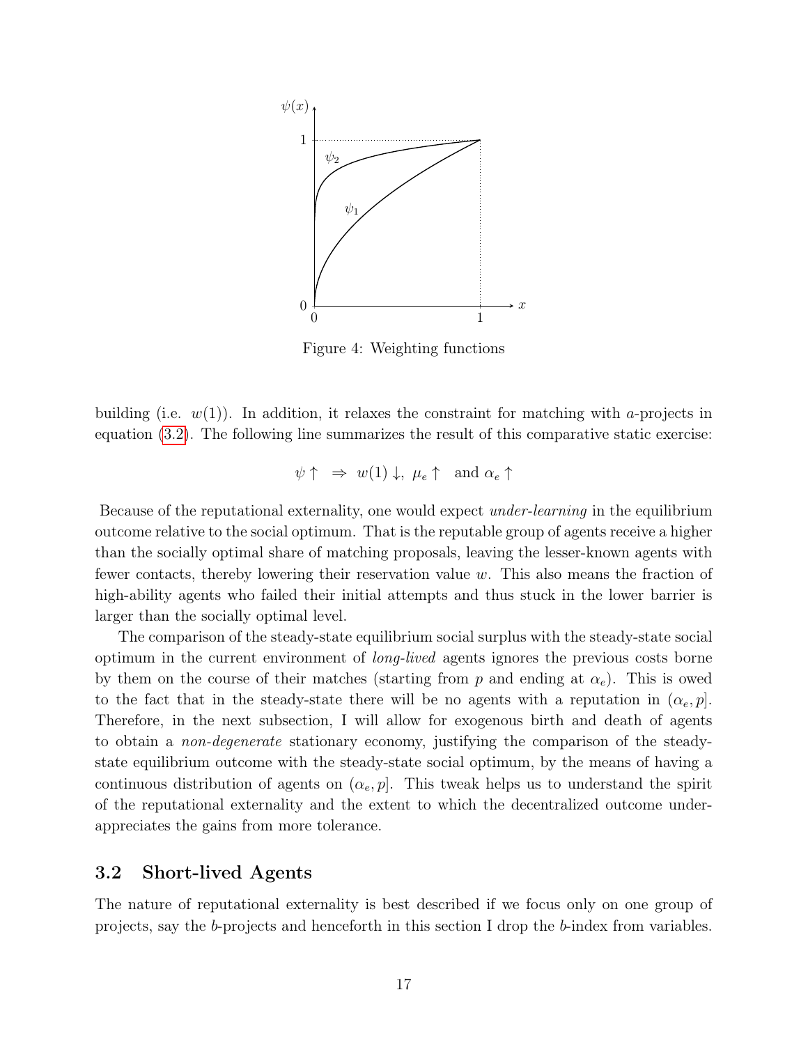Figure 4: Weighting functions

building (i.e. $w(1)$). In addition, it relaxes the constraint for matching with $a$-projects in equation (3.2). The following line summarizes the result of this comparative static exercise:

$$\psi \uparrow \;\Rightarrow\; w(1) \downarrow,\; \mu_e \uparrow \;\text{ and } \alpha_e \uparrow$$

Because of the reputational externality, one would expect *under-learning* in the equilibrium outcome relative to the social optimum. That is the reputable group of agents receive a higher than the socially optimal share of matching proposals, leaving the lesser-known agents with fewer contacts, thereby lowering their reservation value $w$. This also means the fraction of high-ability agents who failed their initial attempts and thus stuck in the lower barrier is larger than the socially optimal level.

The comparison of the steady-state equilibrium social surplus with the steady-state social optimum in the current environment of *long-lived* agents ignores the previous costs borne by them on the course of their matches (starting from $p$ and ending at $\alpha_e$). This is owed to the fact that in the steady-state there will be no agents with a reputation in $(\alpha_e, p]$. Therefore, in the next subsection, I will allow for exogenous birth and death of agents to obtain a *non-degenerate* stationary economy, justifying the comparison of the steady-state equilibrium outcome with the steady-state social optimum, by the means of having a continuous distribution of agents on $(\alpha_e, p]$. This tweak helps us to understand the spirit of the reputational externality and the extent to which the decentralized outcome under-appreciates the gains from more tolerance.

## 3.2 Short-lived Agents

The nature of reputational externality is best described if we focus only on one group of projects, say the $b$-projects and henceforth in this section I drop the $b$-index from variables.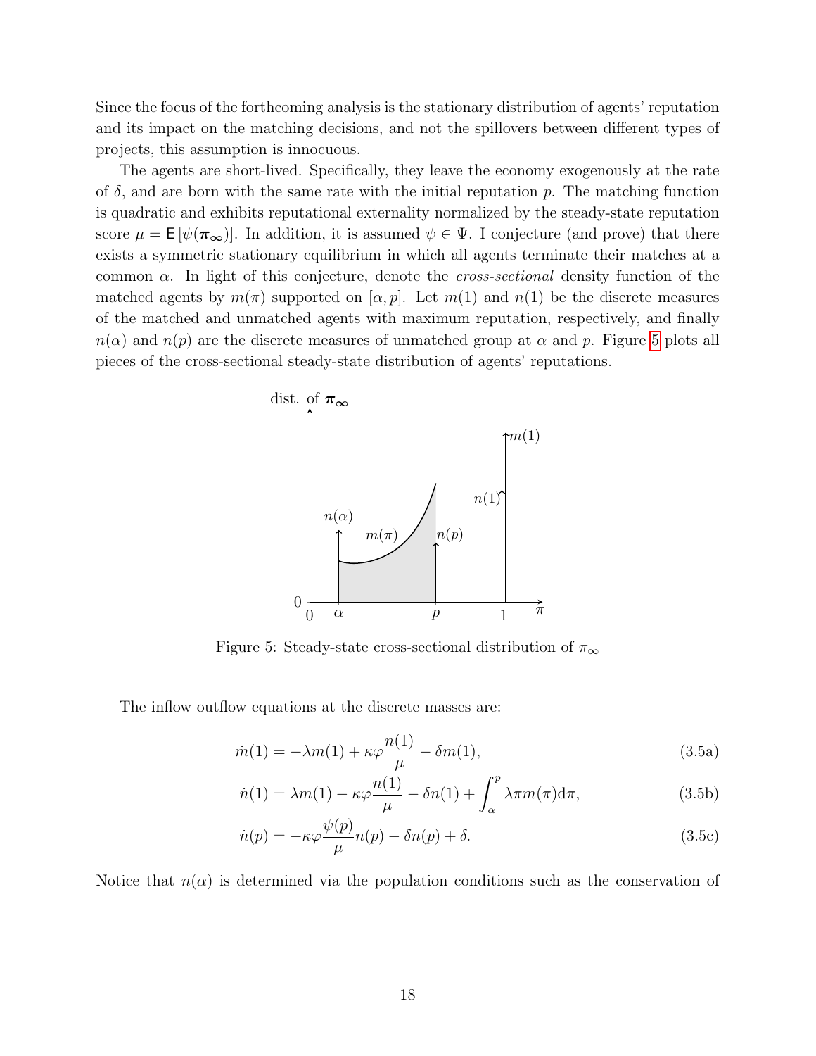Since the focus of the forthcoming analysis is the stationary distribution of agents' reputation and its impact on the matching decisions, and not the spillovers between different types of projects, this assumption is innocuous.

The agents are short-lived. Specifically, they leave the economy exogenously at the rate of $\delta$, and are born with the same rate with the initial reputation $p$. The matching function is quadratic and exhibits reputational externality normalized by the steady-state reputation score $\mu = \mathsf{E}[\psi(\boldsymbol{\pi}_{\boldsymbol{\infty}})]$. In addition, it is assumed $\psi \in \Psi$. I conjecture (and prove) that there exists a symmetric stationary equilibrium in which all agents terminate their matches at a common $\alpha$. In light of this conjecture, denote the *cross-sectional* density function of the matched agents by $m(\pi)$ supported on $[\alpha, p]$. Let $m(1)$ and $n(1)$ be the discrete measures of the matched and unmatched agents with maximum reputation, respectively, and finally $n(\alpha)$ and $n(p)$ are the discrete measures of unmatched group at $\alpha$ and $p$. Figure 5 plots all pieces of the cross-sectional steady-state distribution of agents' reputations.

Figure 5: Steady-state cross-sectional distribution of $\pi_\infty$

The inflow outflow equations at the discrete masses are:

$$\dot{m}(1) = -\lambda m(1) + \kappa\varphi\frac{n(1)}{\mu} - \delta m(1), \tag{3.5a}$$

$$\dot{n}(1) = \lambda m(1) - \kappa\varphi\frac{n(1)}{\mu} - \delta n(1) + \int_{\alpha}^{p} \lambda\pi m(\pi)\mathrm{d}\pi, \tag{3.5b}$$

$$\dot{n}(p) = -\kappa\varphi\frac{\psi(p)}{\mu}n(p) - \delta n(p) + \delta. \tag{3.5c}$$

Notice that $n(\alpha)$ is determined via the population conditions such as the conservation of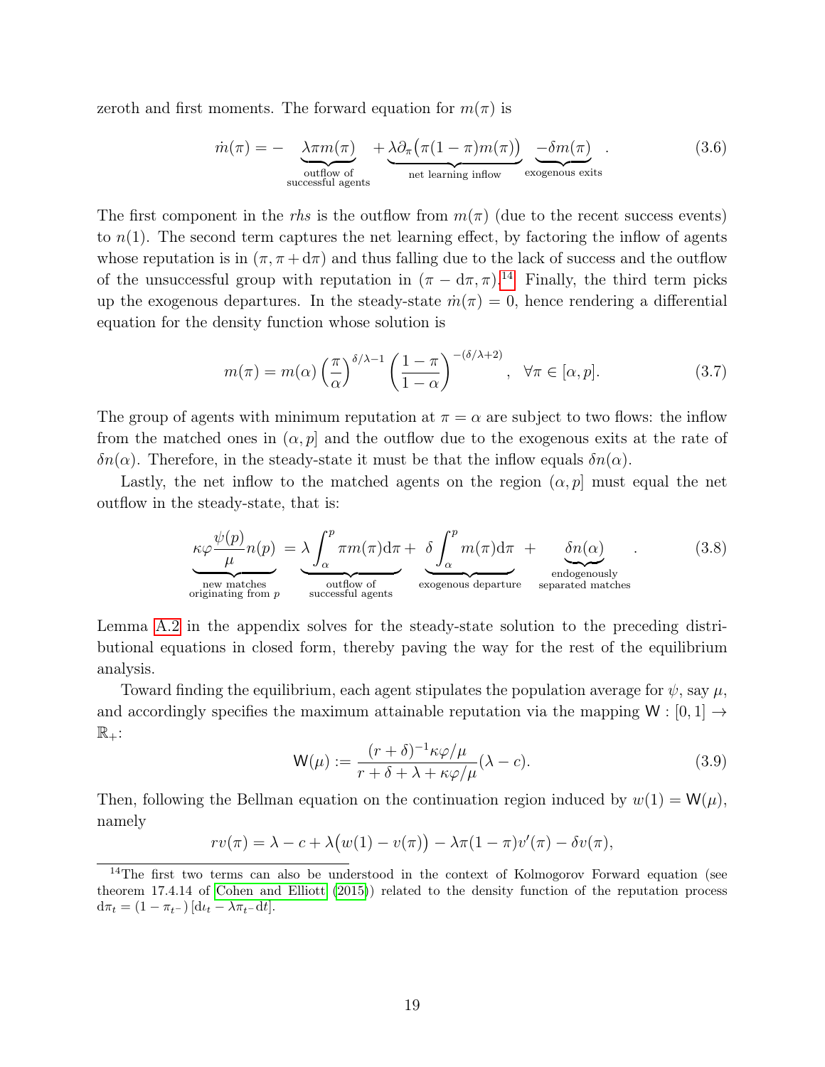zeroth and first moments. The forward equation for $m(\pi)$ is

$$\dot{m}(\pi) = -\underbrace{\lambda\pi m(\pi)}_{\substack{\text{outflow of}\\\text{successful agents}}} + \underbrace{\lambda\partial_\pi\big(\pi(1-\pi)m(\pi)\big)}_{\text{net learning inflow}} \underbrace{-\delta m(\pi)}_{\text{exogenous exits}}. \tag{3.6}$$

The first component in the *rhs* is the outflow from $m(\pi)$ (due to the recent success events) to $n(1)$. The second term captures the net learning effect, by factoring the inflow of agents whose reputation is in $(\pi, \pi + \mathrm{d}\pi)$ and thus falling due to the lack of success and the outflow of the unsuccessful group with reputation in $(\pi - \mathrm{d}\pi, \pi)$.[14] Finally, the third term picks up the exogenous departures. In the steady-state $\dot{m}(\pi) = 0$, hence rendering a differential equation for the density function whose solution is

$$m(\pi) = m(\alpha)\left(\frac{\pi}{\alpha}\right)^{\delta/\lambda - 1}\left(\frac{1-\pi}{1-\alpha}\right)^{-(\delta/\lambda+2)}, \quad \forall \pi \in [\alpha, p]. \tag{3.7}$$

The group of agents with minimum reputation at $\pi = \alpha$ are subject to two flows: the inflow from the matched ones in $(\alpha, p]$ and the outflow due to the exogenous exits at the rate of $\delta n(\alpha)$. Therefore, in the steady-state it must be that the inflow equals $\delta n(\alpha)$.

Lastly, the net inflow to the matched agents on the region $(\alpha, p]$ must equal the net outflow in the steady-state, that is:

$$\underbrace{\kappa\varphi\frac{\psi(p)}{\mu}n(p)}_{\substack{\text{new matches}\\\text{originating from } p}} = \underbrace{\lambda\int_\alpha^p \pi m(\pi)\mathrm{d}\pi}_{\substack{\text{outflow of}\\\text{successful agents}}} + \underbrace{\delta\int_\alpha^p m(\pi)\mathrm{d}\pi}_{\text{exogenous departure}} + \underbrace{\delta n(\alpha)}_{\substack{\text{endogenously}\\\text{separated matches}}}. \tag{3.8}$$

Lemma A.2 in the appendix solves for the steady-state solution to the preceding distributional equations in closed form, thereby paving the way for the rest of the equilibrium analysis.

Toward finding the equilibrium, each agent stipulates the population average for $\psi$, say $\mu$, and accordingly specifies the maximum attainable reputation via the mapping $\mathsf{W} : [0, 1] \to \mathbb{R}_+$:

$$\mathsf{W}(\mu) := \frac{(r+\delta)^{-1}\kappa\varphi/\mu}{r + \delta + \lambda + \kappa\varphi/\mu}(\lambda - c). \tag{3.9}$$

Then, following the Bellman equation on the continuation region induced by $w(1) = \mathsf{W}(\mu)$, namely

$$rv(\pi) = \lambda - c + \lambda\big(w(1) - v(\pi)\big) - \lambda\pi(1-\pi)v'(\pi) - \delta v(\pi),$$

[14] The first two terms can also be understood in the context of Kolmogorov Forward equation (see theorem 17.4.14 of Cohen and Elliott (2015)) related to the density function of the reputation process $\mathrm{d}\pi_t = (1 - \pi_{t^-})\left[\mathrm{d}\iota_t - \lambda\pi_{t^-}\mathrm{d}t\right]$.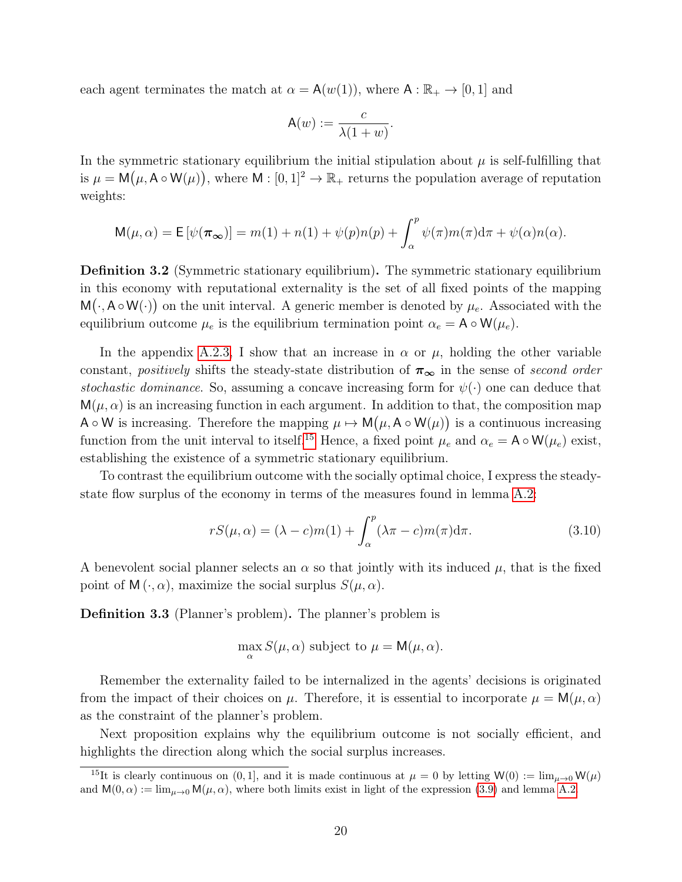each agent terminates the match at $\alpha = \mathsf{A}(w(1))$, where $\mathsf{A} : \mathbb{R}_+ \to [0, 1]$ and

$$\mathsf{A}(w) := \frac{c}{\lambda(1 + w)}.$$

In the symmetric stationary equilibrium the initial stipulation about $\mu$ is self-fulfilling that is $\mu = \mathsf{M}\big(\mu, \mathsf{A} \circ \mathsf{W}(\mu)\big)$, where $\mathsf{M} : [0, 1]^2 \to \mathbb{R}_+$ returns the population average of reputation weights:

$$\mathsf{M}(\mu, \alpha) = \mathsf{E}\left[\psi(\boldsymbol{\pi_\infty})\right] = m(1) + n(1) + \psi(p)n(p) + \int_\alpha^p \psi(\pi)m(\pi)\mathrm{d}\pi + \psi(\alpha)n(\alpha).$$

**Definition 3.2** (Symmetric stationary equilibrium)**.** The symmetric stationary equilibrium in this economy with reputational externality is the set of all fixed points of the mapping $\mathsf{M}\big(\cdot, \mathsf{A} \circ \mathsf{W}(\cdot)\big)$ on the unit interval. A generic member is denoted by $\mu_e$. Associated with the equilibrium outcome $\mu_e$ is the equilibrium termination point $\alpha_e = \mathsf{A} \circ \mathsf{W}(\mu_e)$.

In the appendix A.2.3, I show that an increase in $\alpha$ or $\mu$, holding the other variable constant, *positively* shifts the steady-state distribution of $\boldsymbol{\pi_\infty}$ in the sense of *second order stochastic dominance*. So, assuming a concave increasing form for $\psi(\cdot)$ one can deduce that $\mathsf{M}(\mu, \alpha)$ is an increasing function in each argument. In addition to that, the composition map $\mathsf{A} \circ \mathsf{W}$ is increasing. Therefore the mapping $\mu \mapsto \mathsf{M}\big(\mu, \mathsf{A} \circ \mathsf{W}(\mu)\big)$ is a continuous increasing function from the unit interval to itself.[15] Hence, a fixed point $\mu_e$ and $\alpha_e = \mathsf{A} \circ \mathsf{W}(\mu_e)$ exist, establishing the existence of a symmetric stationary equilibrium.

To contrast the equilibrium outcome with the socially optimal choice, I express the steady-state flow surplus of the economy in terms of the measures found in lemma A.2:

$$rS(\mu, \alpha) = (\lambda - c)m(1) + \int_\alpha^p (\lambda\pi - c)m(\pi)\mathrm{d}\pi. \tag{3.10}$$

A benevolent social planner selects an $\alpha$ so that jointly with its induced $\mu$, that is the fixed point of $\mathsf{M}(\cdot, \alpha)$, maximize the social surplus $S(\mu, \alpha)$.

**Definition 3.3** (Planner's problem)**.** The planner's problem is

$$\max_\alpha S(\mu, \alpha) \text{ subject to } \mu = \mathsf{M}(\mu, \alpha).$$

Remember the externality failed to be internalized in the agents' decisions is originated from the impact of their choices on $\mu$. Therefore, it is essential to incorporate $\mu = \mathsf{M}(\mu, \alpha)$ as the constraint of the planner's problem.

Next proposition explains why the equilibrium outcome is not socially efficient, and highlights the direction along which the social surplus increases.

[15] It is clearly continuous on $(0, 1]$, and it is made continuous at $\mu = 0$ by letting $\mathsf{W}(0) := \lim_{\mu \to 0} \mathsf{W}(\mu)$ and $\mathsf{M}(0, \alpha) := \lim_{\mu \to 0} \mathsf{M}(\mu, \alpha)$, where both limits exist in light of the expression (3.9) and lemma A.2.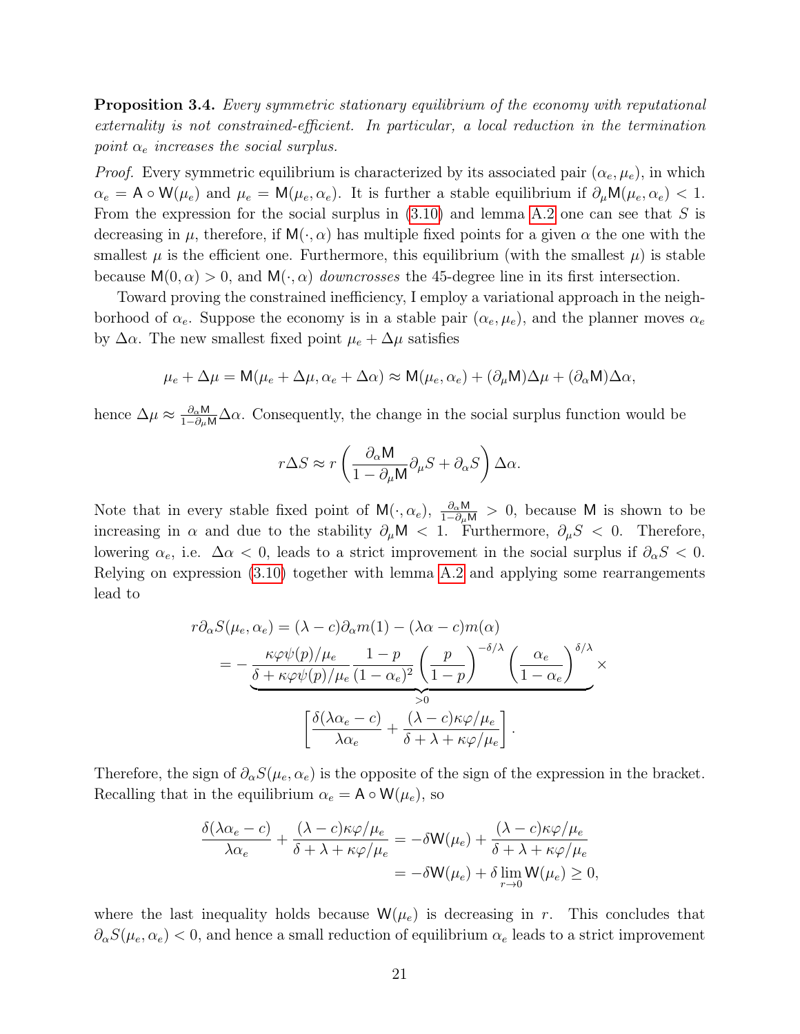**Proposition 3.4.** *Every symmetric stationary equilibrium of the economy with reputational externality is not constrained-efficient. In particular, a local reduction in the termination point $\alpha_e$ increases the social surplus.*

*Proof.* Every symmetric equilibrium is characterized by its associated pair $(\alpha_e, \mu_e)$, in which $\alpha_e = \mathsf{A} \circ \mathsf{W}(\mu_e)$ and $\mu_e = \mathsf{M}(\mu_e, \alpha_e)$. It is further a stable equilibrium if $\partial_\mu \mathsf{M}(\mu_e, \alpha_e) < 1$. From the expression for the social surplus in (3.10) and lemma A.2 one can see that $S$ is decreasing in $\mu$, therefore, if $\mathsf{M}(\cdot, \alpha)$ has multiple fixed points for a given $\alpha$ the one with the smallest $\mu$ is the efficient one. Furthermore, this equilibrium (with the smallest $\mu$) is stable because $\mathsf{M}(0, \alpha) > 0$, and $\mathsf{M}(\cdot, \alpha)$ *downcrosses* the 45-degree line in its first intersection.

Toward proving the constrained inefficiency, I employ a variational approach in the neighborhood of $\alpha_e$. Suppose the economy is in a stable pair $(\alpha_e, \mu_e)$, and the planner moves $\alpha_e$ by $\Delta\alpha$. The new smallest fixed point $\mu_e + \Delta\mu$ satisfies

$$\mu_e + \Delta\mu = \mathsf{M}(\mu_e + \Delta\mu, \alpha_e + \Delta\alpha) \approx \mathsf{M}(\mu_e, \alpha_e) + (\partial_\mu \mathsf{M})\Delta\mu + (\partial_\alpha \mathsf{M})\Delta\alpha,$$

hence $\Delta\mu \approx \frac{\partial_\alpha \mathsf{M}}{1 - \partial_\mu \mathsf{M}}\Delta\alpha$. Consequently, the change in the social surplus function would be

$$r\Delta S \approx r\left(\frac{\partial_\alpha \mathsf{M}}{1 - \partial_\mu \mathsf{M}}\partial_\mu S + \partial_\alpha S\right)\Delta\alpha.$$

Note that in every stable fixed point of $\mathsf{M}(\cdot, \alpha_e)$, $\frac{\partial_\alpha \mathsf{M}}{1 - \partial_\mu \mathsf{M}} > 0$, because $\mathsf{M}$ is shown to be increasing in $\alpha$ and due to the stability $\partial_\mu \mathsf{M} < 1$. Furthermore, $\partial_\mu S < 0$. Therefore, lowering $\alpha_e$, i.e. $\Delta\alpha < 0$, leads to a strict improvement in the social surplus if $\partial_\alpha S < 0$. Relying on expression (3.10) together with lemma A.2 and applying some rearrangements lead to

$$\begin{aligned}
r\partial_\alpha S(\mu_e, \alpha_e) &= (\lambda - c)\partial_\alpha m(1) - (\lambda\alpha - c)m(\alpha) \\
&= -\underbrace{\frac{\kappa\varphi\psi(p)/\mu_e}{\delta + \kappa\varphi\psi(p)/\mu_e}\frac{1-p}{(1-\alpha_e)^2}\left(\frac{p}{1-p}\right)^{-\delta/\lambda}\left(\frac{\alpha_e}{1-\alpha_e}\right)^{\delta/\lambda}}_{>0} \times \\
&\qquad \left[\frac{\delta(\lambda\alpha_e - c)}{\lambda\alpha_e} + \frac{(\lambda - c)\kappa\varphi/\mu_e}{\delta + \lambda + \kappa\varphi/\mu_e}\right].
\end{aligned}$$

Therefore, the sign of $\partial_\alpha S(\mu_e, \alpha_e)$ is the opposite of the sign of the expression in the bracket. Recalling that in the equilibrium $\alpha_e = \mathsf{A} \circ \mathsf{W}(\mu_e)$, so

$$\begin{aligned}
\frac{\delta(\lambda\alpha_e - c)}{\lambda\alpha_e} + \frac{(\lambda - c)\kappa\varphi/\mu_e}{\delta + \lambda + \kappa\varphi/\mu_e} &= -\delta\mathsf{W}(\mu_e) + \frac{(\lambda - c)\kappa\varphi/\mu_e}{\delta + \lambda + \kappa\varphi/\mu_e} \\
&= -\delta\mathsf{W}(\mu_e) + \delta\lim_{r\to 0}\mathsf{W}(\mu_e) \geq 0,
\end{aligned}$$

where the last inequality holds because $\mathsf{W}(\mu_e)$ is decreasing in $r$. This concludes that $\partial_\alpha S(\mu_e, \alpha_e) < 0$, and hence a small reduction of equilibrium $\alpha_e$ leads to a strict improvement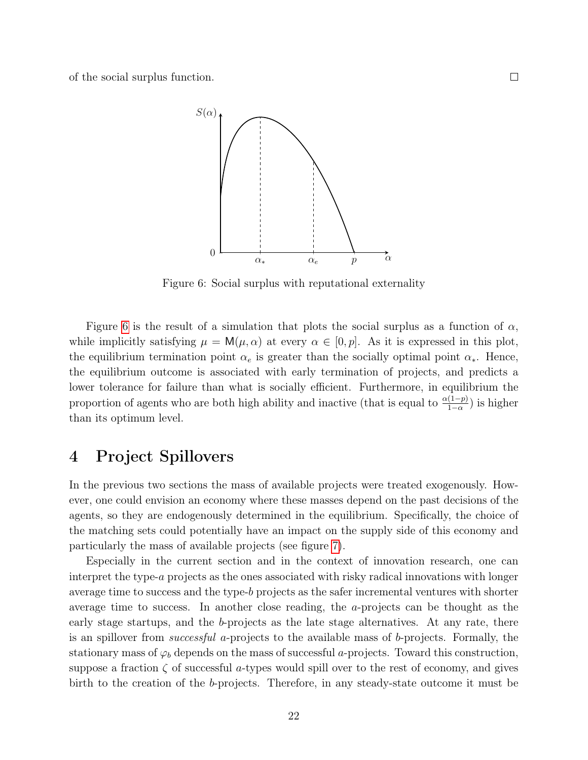of the social surplus function. □

Figure 6: Social surplus with reputational externality

Figure 6 is the result of a simulation that plots the social surplus as a function of $\alpha$, while implicitly satisfying $\mu = \mathsf{M}(\mu, \alpha)$ at every $\alpha \in [0, p]$. As it is expressed in this plot, the equilibrium termination point $\alpha_e$ is greater than the socially optimal point $\alpha_*$. Hence, the equilibrium outcome is associated with early termination of projects, and predicts a lower tolerance for failure than what is socially efficient. Furthermore, in equilibrium the proportion of agents who are both high ability and inactive (that is equal to $\frac{\alpha(1-p)}{1-\alpha}$) is higher than its optimum level.

# 4 Project Spillovers

In the previous two sections the mass of available projects were treated exogenously. However, one could envision an economy where these masses depend on the past decisions of the agents, so they are endogenously determined in the equilibrium. Specifically, the choice of the matching sets could potentially have an impact on the supply side of this economy and particularly the mass of available projects (see figure 7).

Especially in the current section and in the context of innovation research, one can interpret the type-$a$ projects as the ones associated with risky radical innovations with longer average time to success and the type-$b$ projects as the safer incremental ventures with shorter average time to success. In another close reading, the $a$-projects can be thought as the early stage startups, and the $b$-projects as the late stage alternatives. At any rate, there is an spillover from *successful* $a$-projects to the available mass of $b$-projects. Formally, the stationary mass of $\varphi_b$ depends on the mass of successful $a$-projects. Toward this construction, suppose a fraction $\zeta$ of successful $a$-types would spill over to the rest of economy, and gives birth to the creation of the $b$-projects. Therefore, in any steady-state outcome it must be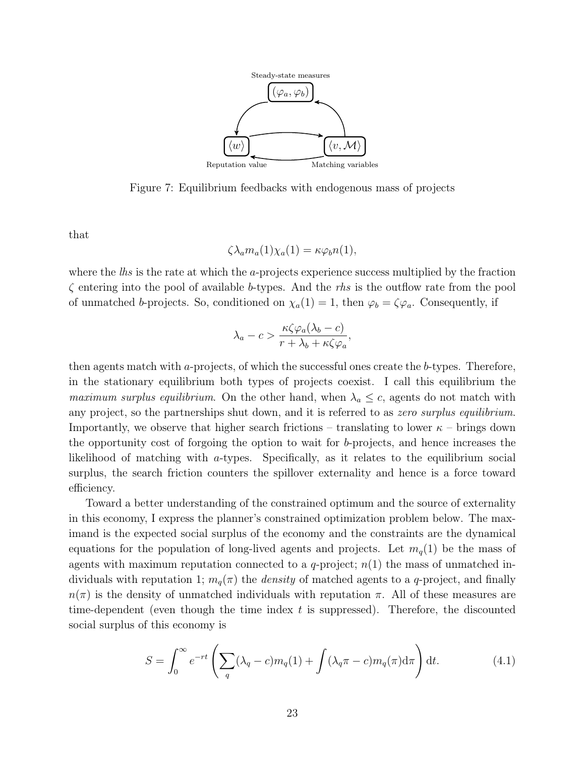Steady-state measures

$(\varphi_a, \varphi_b)$

$\langle w \rangle$ Reputation value

$\langle v, \mathcal{M} \rangle$ Matching variables

Figure 7: Equilibrium feedbacks with endogenous mass of projects

that

$$\zeta \lambda_a m_a(1) \chi_a(1) = \kappa \varphi_b n(1),$$

where the *lhs* is the rate at which the $a$-projects experience success multiplied by the fraction $\zeta$ entering into the pool of available $b$-types. And the *rhs* is the outflow rate from the pool of unmatched $b$-projects. So, conditioned on $\chi_a(1) = 1$, then $\varphi_b = \zeta \varphi_a$. Consequently, if

$$\lambda_a - c > \frac{\kappa \zeta \varphi_a (\lambda_b - c)}{r + \lambda_b + \kappa \zeta \varphi_a},$$

then agents match with $a$-projects, of which the successful ones create the $b$-types. Therefore, in the stationary equilibrium both types of projects coexist. I call this equilibrium the *maximum surplus equilibrium*. On the other hand, when $\lambda_a \le c$, agents do not match with any project, so the partnerships shut down, and it is referred to as *zero surplus equilibrium*. Importantly, we observe that higher search frictions – translating to lower $\kappa$ – brings down the opportunity cost of forgoing the option to wait for $b$-projects, and hence increases the likelihood of matching with $a$-types. Specifically, as it relates to the equilibrium social surplus, the search friction counters the spillover externality and hence is a force toward efficiency.

Toward a better understanding of the constrained optimum and the source of externality in this economy, I express the planner's constrained optimization problem below. The maximand is the expected social surplus of the economy and the constraints are the dynamical equations for the population of long-lived agents and projects. Let $m_q(1)$ be the mass of agents with maximum reputation connected to a $q$-project; $n(1)$ the mass of unmatched individuals with reputation 1; $m_q(\pi)$ the *density* of matched agents to a $q$-project, and finally $n(\pi)$ is the density of unmatched individuals with reputation $\pi$. All of these measures are time-dependent (even though the time index $t$ is suppressed). Therefore, the discounted social surplus of this economy is

$$S = \int_0^\infty e^{-rt} \left( \sum_q (\lambda_q - c) m_q(1) + \int (\lambda_q \pi - c) m_q(\pi) \mathrm{d}\pi \right) \mathrm{d}t. \tag{4.1}$$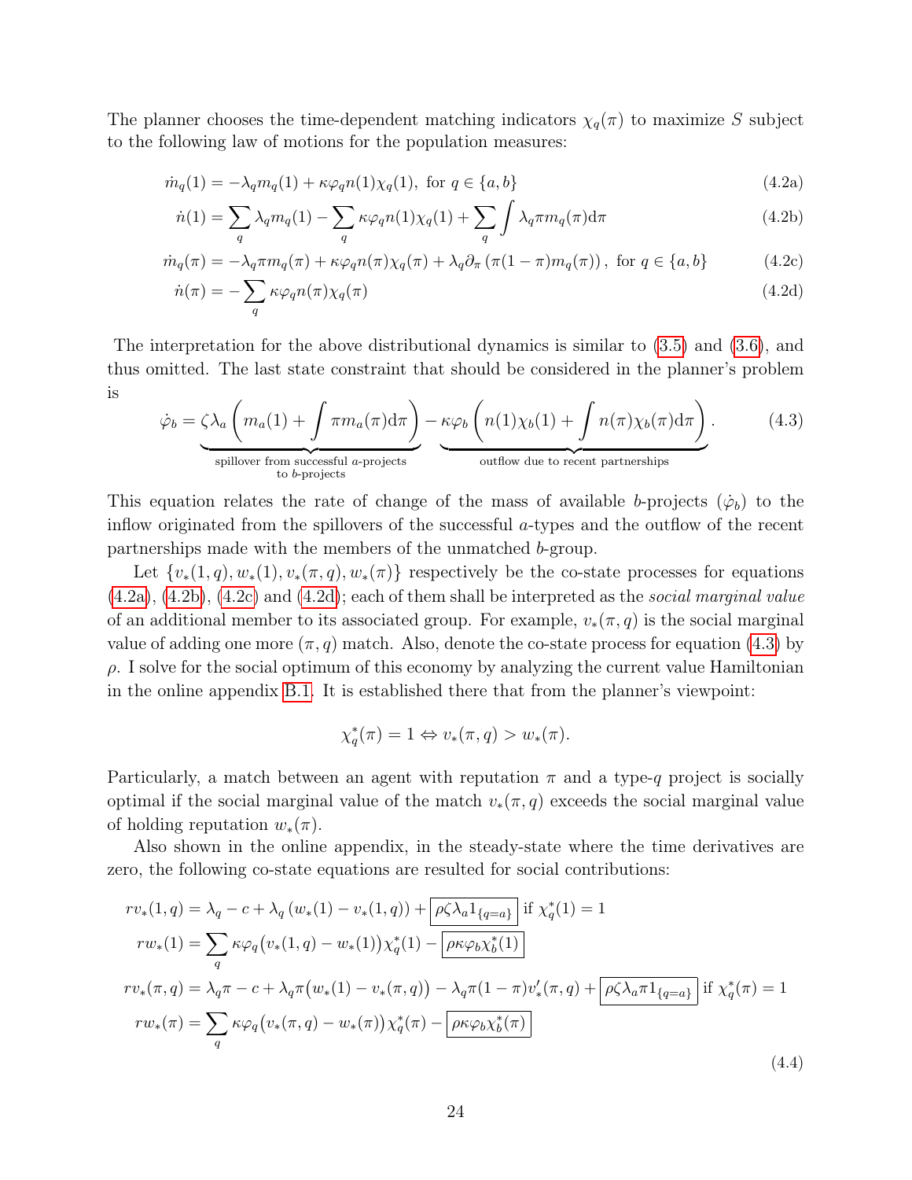The planner chooses the time-dependent matching indicators $\chi_q(\pi)$ to maximize $S$ subject to the following law of motions for the population measures:

$$\dot{m}_q(1) = -\lambda_q m_q(1) + \kappa\varphi_q n(1)\chi_q(1), \text{ for } q \in \{a, b\} \tag{4.2a}$$

$$\dot{n}(1) = \sum_q \lambda_q m_q(1) - \sum_q \kappa\varphi_q n(1)\chi_q(1) + \sum_q \int \lambda_q \pi m_q(\pi)\mathrm{d}\pi \tag{4.2b}$$

$$\dot{m}_q(\pi) = -\lambda_q \pi m_q(\pi) + \kappa\varphi_q n(\pi)\chi_q(\pi) + \lambda_q \partial_\pi \left(\pi(1-\pi)m_q(\pi)\right), \text{ for } q \in \{a, b\} \tag{4.2c}$$

$$\dot{n}(\pi) = -\sum_q \kappa\varphi_q n(\pi)\chi_q(\pi) \tag{4.2d}$$

The interpretation for the above distributional dynamics is similar to (3.5) and (3.6), and thus omitted. The last state constraint that should be considered in the planner's problem is

$$\dot{\varphi}_b = \underbrace{\zeta\lambda_a\left(m_a(1) + \int \pi m_a(\pi)\mathrm{d}\pi\right)}_{\substack{\text{spillover from successful } a\text{-projects} \\ \text{to } b\text{-projects}}} - \underbrace{\kappa\varphi_b\left(n(1)\chi_b(1) + \int n(\pi)\chi_b(\pi)\mathrm{d}\pi\right)}_{\text{outflow due to recent partnerships}}. \tag{4.3}$$

This equation relates the rate of change of the mass of available $b$-projects ($\dot{\varphi}_b$) to the inflow originated from the spillovers of the successful $a$-types and the outflow of the recent partnerships made with the members of the unmatched $b$-group.

Let $\{v_*(1,q), w_*(1), v_*(\pi,q), w_*(\pi)\}$ respectively be the co-state processes for equations (4.2a), (4.2b), (4.2c) and (4.2d); each of them shall be interpreted as the *social marginal value* of an additional member to its associated group. For example, $v_*(\pi, q)$ is the social marginal value of adding one more $(\pi, q)$ match. Also, denote the co-state process for equation (4.3) by $\rho$. I solve for the social optimum of this economy by analyzing the current value Hamiltonian in the online appendix B.1. It is established there that from the planner's viewpoint:

$$\chi_q^*(\pi) = 1 \Leftrightarrow v_*(\pi, q) > w_*(\pi).$$

Particularly, a match between an agent with reputation $\pi$ and a type-$q$ project is socially optimal if the social marginal value of the match $v_*(\pi, q)$ exceeds the social marginal value of holding reputation $w_*(\pi)$.

Also shown in the online appendix, in the steady-state where the time derivatives are zero, the following co-state equations are resulted for social contributions:

$$\begin{aligned}
rv_*(1,q) &= \lambda_q - c + \lambda_q\left(w_*(1) - v_*(1,q)\right) + \boxed{\rho\zeta\lambda_a 1_{\{q=a\}}} \text{ if } \chi_q^*(1) = 1 \\
rw_*(1) &= \sum_q \kappa\varphi_q\big(v_*(1,q) - w_*(1)\big)\chi_q^*(1) - \boxed{\rho\kappa\varphi_b\chi_b^*(1)} \\
rv_*(\pi,q) &= \lambda_q\pi - c + \lambda_q\pi\big(w_*(1) - v_*(\pi,q)\big) - \lambda_q\pi(1-\pi)v_*'(\pi,q) + \boxed{\rho\zeta\lambda_a\pi 1_{\{q=a\}}} \text{ if } \chi_q^*(\pi) = 1 \\
rw_*(\pi) &= \sum_q \kappa\varphi_q\big(v_*(\pi,q) - w_*(\pi)\big)\chi_q^*(\pi) - \boxed{\rho\kappa\varphi_b\chi_b^*(\pi)}
\end{aligned} \tag{4.4}$$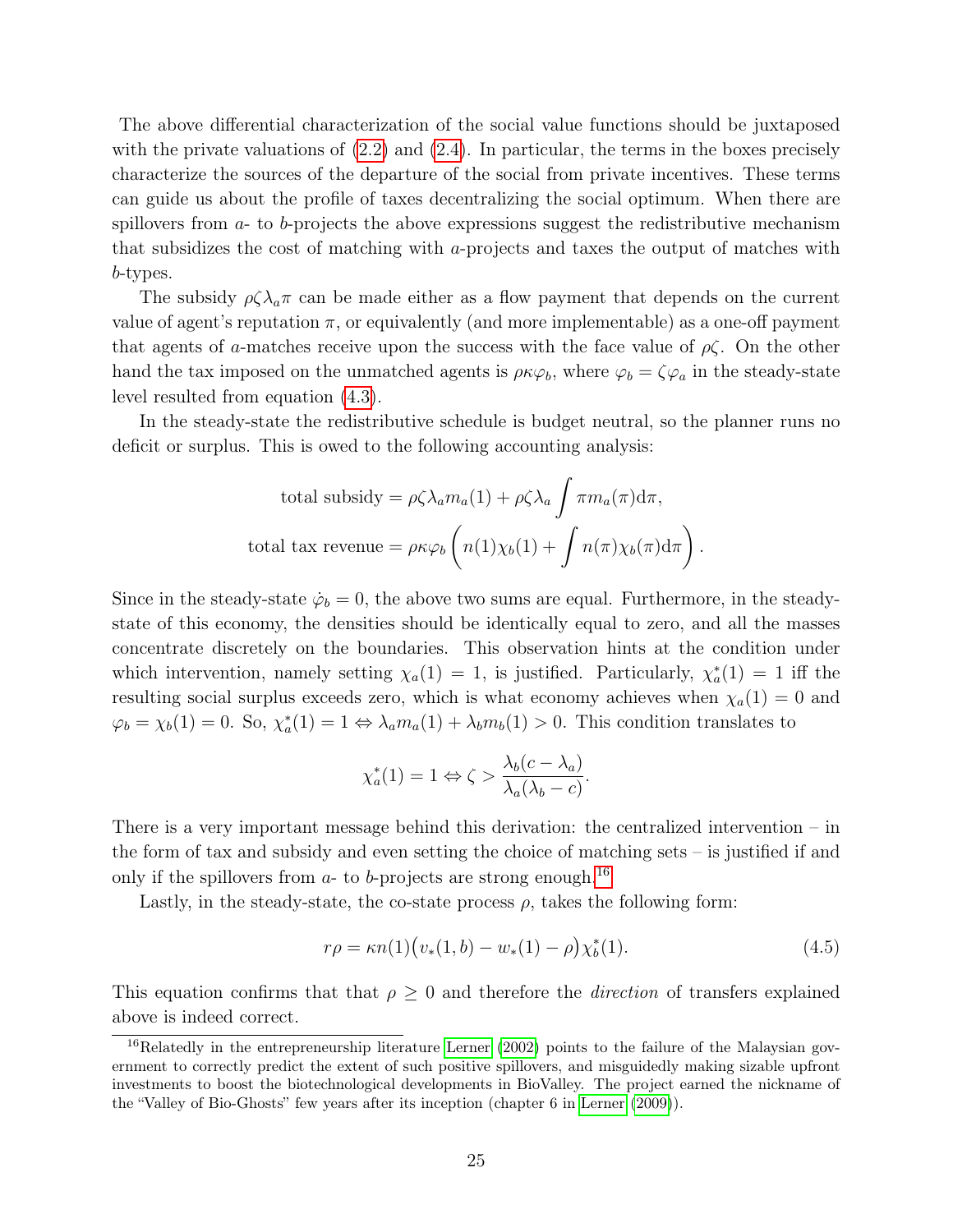The above differential characterization of the social value functions should be juxtaposed with the private valuations of (2.2) and (2.4). In particular, the terms in the boxes precisely characterize the sources of the departure of the social from private incentives. These terms can guide us about the profile of taxes decentralizing the social optimum. When there are spillovers from $a$- to $b$-projects the above expressions suggest the redistributive mechanism that subsidizes the cost of matching with $a$-projects and taxes the output of matches with $b$-types.

The subsidy $\rho\zeta\lambda_a\pi$ can be made either as a flow payment that depends on the current value of agent's reputation $\pi$, or equivalently (and more implementable) as a one-off payment that agents of $a$-matches receive upon the success with the face value of $\rho\zeta$. On the other hand the tax imposed on the unmatched agents is $\rho\kappa\varphi_b$, where $\varphi_b = \zeta\varphi_a$ in the steady-state level resulted from equation (4.3).

In the steady-state the redistributive schedule is budget neutral, so the planner runs no deficit or surplus. This is owed to the following accounting analysis:

$$\text{total subsidy} = \rho\zeta\lambda_a m_a(1) + \rho\zeta\lambda_a \int \pi m_a(\pi)\mathrm{d}\pi,$$

$$\text{total tax revenue} = \rho\kappa\varphi_b \left( n(1)\chi_b(1) + \int n(\pi)\chi_b(\pi)\mathrm{d}\pi \right).$$

Since in the steady-state $\dot{\varphi}_b = 0$, the above two sums are equal. Furthermore, in the steady-state of this economy, the densities should be identically equal to zero, and all the masses concentrate discretely on the boundaries. This observation hints at the condition under which intervention, namely setting $\chi_a(1) = 1$, is justified. Particularly, $\chi_a^*(1) = 1$ iff the resulting social surplus exceeds zero, which is what economy achieves when $\chi_a(1) = 0$ and $\varphi_b = \chi_b(1) = 0$. So, $\chi_a^*(1) = 1 \Leftrightarrow \lambda_a m_a(1) + \lambda_b m_b(1) > 0$. This condition translates to

$$\chi_a^*(1) = 1 \Leftrightarrow \zeta > \frac{\lambda_b(c - \lambda_a)}{\lambda_a(\lambda_b - c)}.$$

There is a very important message behind this derivation: the centralized intervention – in the form of tax and subsidy and even setting the choice of matching sets – is justified if and only if the spillovers from $a$- to $b$-projects are strong enough.[16]

Lastly, in the steady-state, the co-state process $\rho$, takes the following form:

$$r\rho = \kappa n(1)\big(v_*(1, b) - w_*(1) - \rho\big)\chi_b^*(1). \tag{4.5}$$

This equation confirms that that $\rho \geq 0$ and therefore the *direction* of transfers explained above is indeed correct.

---

[16] Relatedly in the entrepreneurship literature Lerner (2002) points to the failure of the Malaysian government to correctly predict the extent of such positive spillovers, and misguidedly making sizable upfront investments to boost the biotechnological developments in BioValley. The project earned the nickname of the "Valley of Bio-Ghosts" few years after its inception (chapter 6 in Lerner (2009)).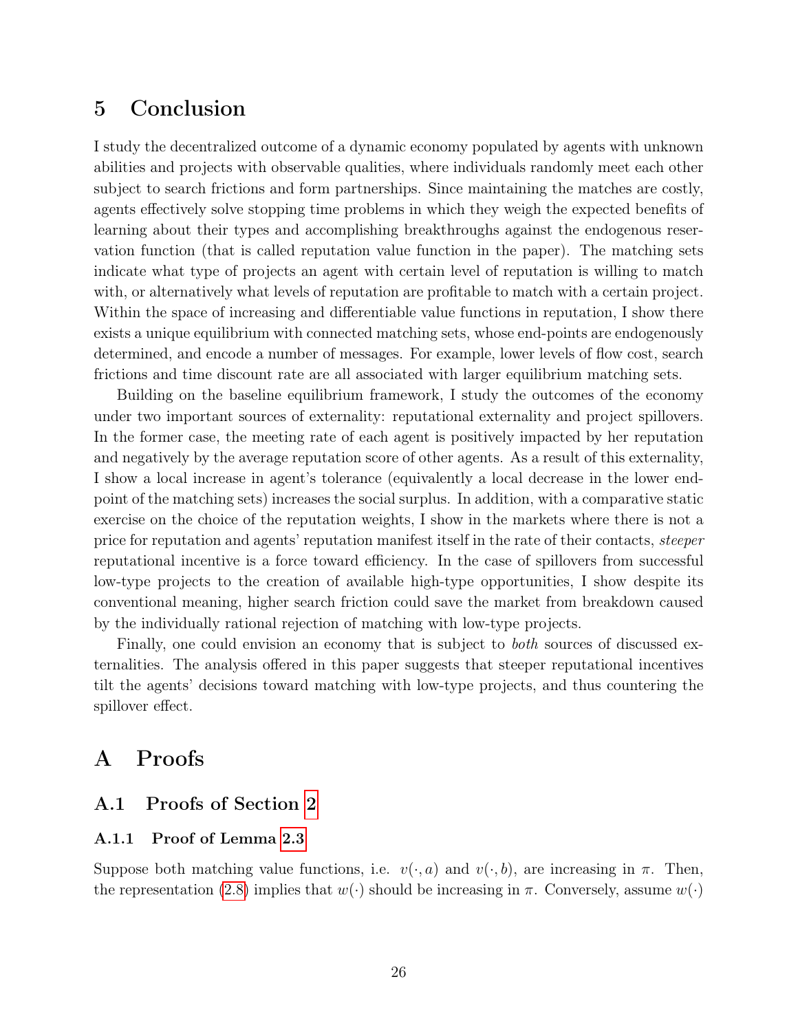# 5 Conclusion

I study the decentralized outcome of a dynamic economy populated by agents with unknown abilities and projects with observable qualities, where individuals randomly meet each other subject to search frictions and form partnerships. Since maintaining the matches are costly, agents effectively solve stopping time problems in which they weigh the expected benefits of learning about their types and accomplishing breakthroughs against the endogenous reservation function (that is called reputation value function in the paper). The matching sets indicate what type of projects an agent with certain level of reputation is willing to match with, or alternatively what levels of reputation are profitable to match with a certain project. Within the space of increasing and differentiable value functions in reputation, I show there exists a unique equilibrium with connected matching sets, whose end-points are endogenously determined, and encode a number of messages. For example, lower levels of flow cost, search frictions and time discount rate are all associated with larger equilibrium matching sets.

Building on the baseline equilibrium framework, I study the outcomes of the economy under two important sources of externality: reputational externality and project spillovers. In the former case, the meeting rate of each agent is positively impacted by her reputation and negatively by the average reputation score of other agents. As a result of this externality, I show a local increase in agent's tolerance (equivalently a local decrease in the lower end-point of the matching sets) increases the social surplus. In addition, with a comparative static exercise on the choice of the reputation weights, I show in the markets where there is not a price for reputation and agents' reputation manifest itself in the rate of their contacts, *steeper* reputational incentive is a force toward efficiency. In the case of spillovers from successful low-type projects to the creation of available high-type opportunities, I show despite its conventional meaning, higher search friction could save the market from breakdown caused by the individually rational rejection of matching with low-type projects.

Finally, one could envision an economy that is subject to *both* sources of discussed externalities. The analysis offered in this paper suggests that steeper reputational incentives tilt the agents' decisions toward matching with low-type projects, and thus countering the spillover effect.

# A Proofs

## A.1 Proofs of Section 2

### A.1.1 Proof of Lemma 2.3

Suppose both matching value functions, i.e. $v(\cdot, a)$ and $v(\cdot, b)$, are increasing in $\pi$. Then, the representation (2.8) implies that $w(\cdot)$ should be increasing in $\pi$. Conversely, assume $w(\cdot)$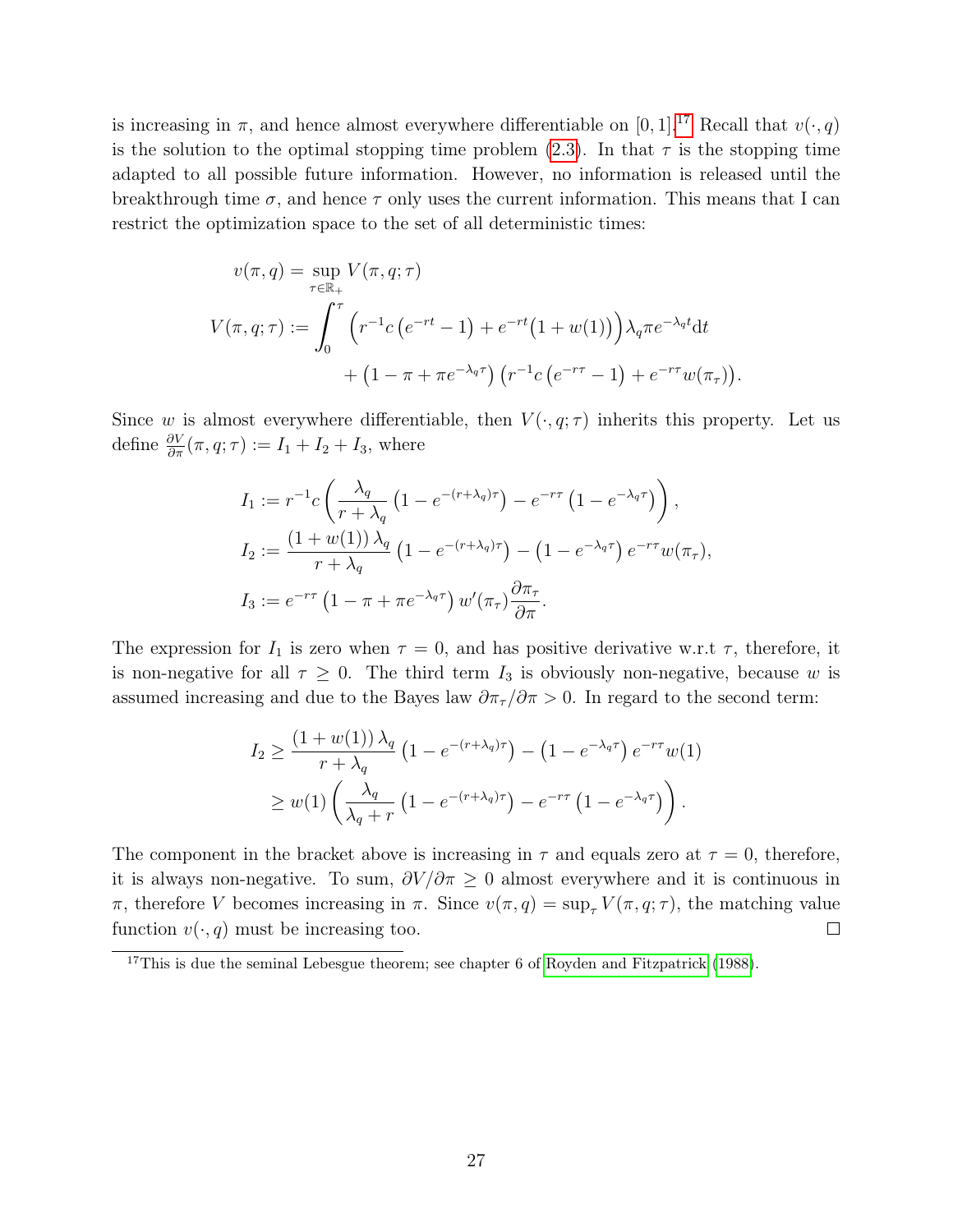is increasing in $\pi$, and hence almost everywhere differentiable on $[0,1]$.[17] Recall that $v(\cdot, q)$ is the solution to the optimal stopping time problem (2.3). In that $\tau$ is the stopping time adapted to all possible future information. However, no information is released until the breakthrough time $\sigma$, and hence $\tau$ only uses the current information. This means that I can restrict the optimization space to the set of all deterministic times:

$$
\begin{aligned}
v(\pi, q) &= \sup_{\tau \in \mathbb{R}_+} V(\pi, q; \tau) \\
V(\pi, q; \tau) &:= \int_0^{\tau} \Big( r^{-1} c \left( e^{-rt} - 1 \right) + e^{-rt} \big(1 + w(1)\big) \Big) \lambda_q \pi e^{-\lambda_q t} \mathrm{d}t \\
&\qquad + \left(1 - \pi + \pi e^{-\lambda_q \tau}\right) \left( r^{-1} c \left( e^{-r\tau} - 1 \right) + e^{-r\tau} w(\pi_\tau) \right).
\end{aligned}
$$

Since $w$ is almost everywhere differentiable, then $V(\cdot, q; \tau)$ inherits this property. Let us define $\frac{\partial V}{\partial \pi}(\pi, q; \tau) := I_1 + I_2 + I_3$, where

$$
\begin{aligned}
I_1 &:= r^{-1} c \left( \frac{\lambda_q}{r + \lambda_q} \left( 1 - e^{-(r + \lambda_q)\tau} \right) - e^{-r\tau} \left( 1 - e^{-\lambda_q \tau} \right) \right), \\
I_2 &:= \frac{\left(1 + w(1)\right) \lambda_q}{r + \lambda_q} \left( 1 - e^{-(r + \lambda_q)\tau} \right) - \left( 1 - e^{-\lambda_q \tau} \right) e^{-r\tau} w(\pi_\tau), \\
I_3 &:= e^{-r\tau} \left( 1 - \pi + \pi e^{-\lambda_q \tau} \right) w'(\pi_\tau) \frac{\partial \pi_\tau}{\partial \pi}.
\end{aligned}
$$

The expression for $I_1$ is zero when $\tau = 0$, and has positive derivative w.r.t $\tau$, therefore, it is non-negative for all $\tau \geq 0$. The third term $I_3$ is obviously non-negative, because $w$ is assumed increasing and due to the Bayes law $\partial \pi_\tau / \partial \pi > 0$. In regard to the second term:

$$
\begin{aligned}
I_2 &\geq \frac{\left(1 + w(1)\right) \lambda_q}{r + \lambda_q} \left( 1 - e^{-(r + \lambda_q)\tau} \right) - \left( 1 - e^{-\lambda_q \tau} \right) e^{-r\tau} w(1) \\
&\geq w(1) \left( \frac{\lambda_q}{\lambda_q + r} \left( 1 - e^{-(r + \lambda_q)\tau} \right) - e^{-r\tau} \left( 1 - e^{-\lambda_q \tau} \right) \right).
\end{aligned}
$$

The component in the bracket above is increasing in $\tau$ and equals zero at $\tau = 0$, therefore, it is always non-negative. To sum, $\partial V / \partial \pi \geq 0$ almost everywhere and it is continuous in $\pi$, therefore $V$ becomes increasing in $\pi$. Since $v(\pi, q) = \sup_\tau V(\pi, q; \tau)$, the matching value function $v(\cdot, q)$ must be increasing too. □

[17] This is due the seminal Lebesgue theorem; see chapter 6 of Royden and Fitzpatrick (1988).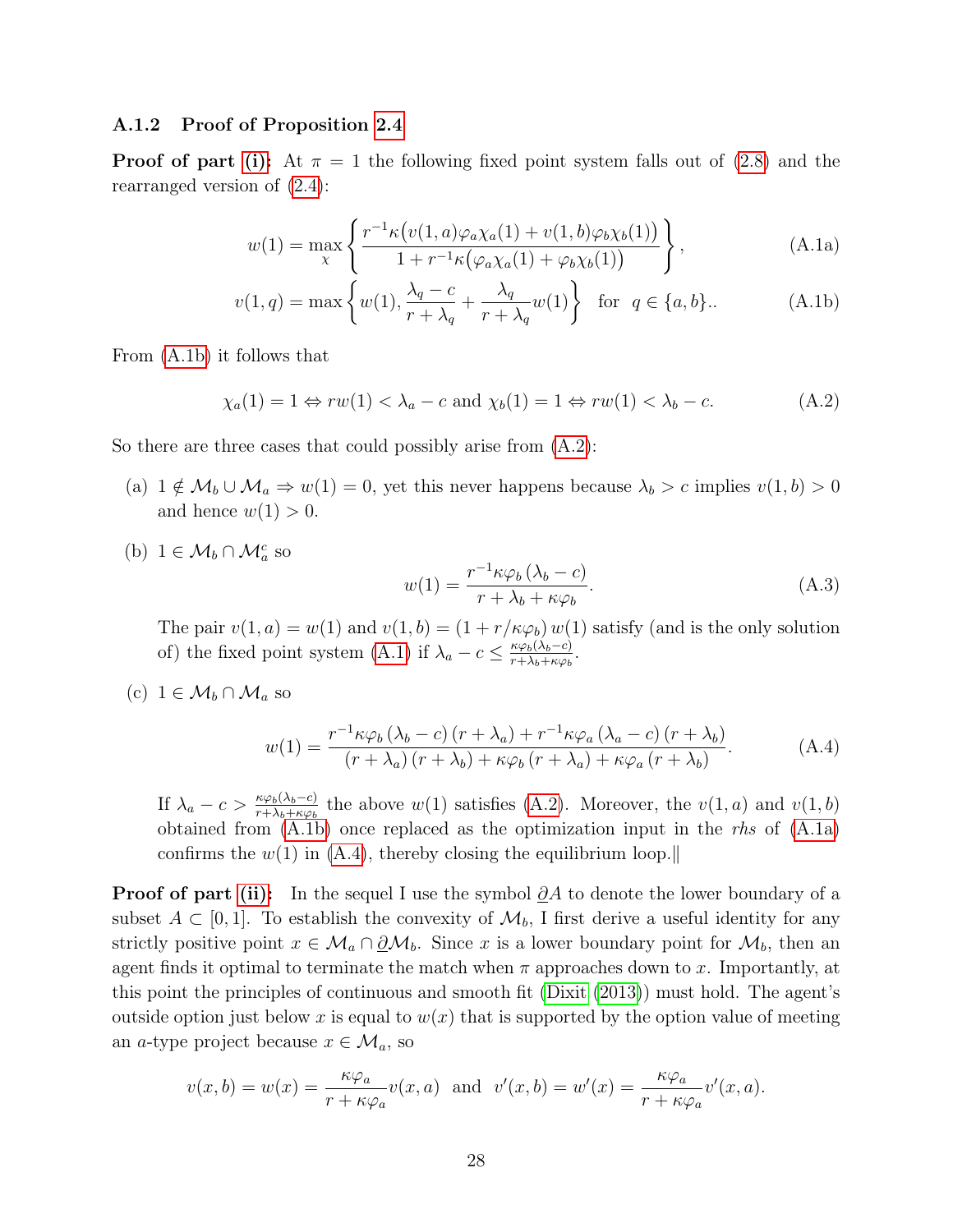### A.1.2 Proof of Proposition 2.4

**Proof of part (i):** At $\pi = 1$ the following fixed point system falls out of (2.8) and the rearranged version of (2.4):

$$w(1) = \max_{\chi} \left\{ \frac{r^{-1}\kappa\big(v(1,a)\varphi_a\chi_a(1) + v(1,b)\varphi_b\chi_b(1)\big)}{1 + r^{-1}\kappa\big(\varphi_a\chi_a(1) + \varphi_b\chi_b(1)\big)} \right\}, \tag{A.1a}$$

$$v(1,q) = \max\left\{ w(1), \frac{\lambda_q - c}{r + \lambda_q} + \frac{\lambda_q}{r+\lambda_q} w(1) \right\} \quad \text{for} \quad q \in \{a, b\}.. \tag{A.1b}$$

From (A.1b) it follows that

$$\chi_a(1) = 1 \Leftrightarrow rw(1) < \lambda_a - c \text{ and } \chi_b(1) = 1 \Leftrightarrow rw(1) < \lambda_b - c. \tag{A.2}$$

So there are three cases that could possibly arise from (A.2):

(a) $1 \notin \mathcal{M}_b \cup \mathcal{M}_a \Rightarrow w(1) = 0$, yet this never happens because $\lambda_b > c$ implies $v(1,b) > 0$ and hence $w(1) > 0$.

(b) $1 \in \mathcal{M}_b \cap \mathcal{M}_a^c$ so

$$w(1) = \frac{r^{-1}\kappa\varphi_b\left(\lambda_b - c\right)}{r + \lambda_b + \kappa\varphi_b}. \tag{A.3}$$

The pair $v(1,a) = w(1)$ and $v(1,b) = (1 + r/\kappa\varphi_b)\, w(1)$ satisfy (and is the only solution of) the fixed point system (A.1) if $\lambda_a - c \leq \frac{\kappa\varphi_b(\lambda_b - c)}{r + \lambda_b + \kappa\varphi_b}$.

(c) $1 \in \mathcal{M}_b \cap \mathcal{M}_a$ so

$$w(1) = \frac{r^{-1}\kappa\varphi_b\left(\lambda_b - c\right)\left(r + \lambda_a\right) + r^{-1}\kappa\varphi_a\left(\lambda_a - c\right)\left(r + \lambda_b\right)}{\left(r + \lambda_a\right)\left(r + \lambda_b\right) + \kappa\varphi_b\left(r + \lambda_a\right) + \kappa\varphi_a\left(r + \lambda_b\right)}. \tag{A.4}$$

If $\lambda_a - c > \frac{\kappa\varphi_b(\lambda_b - c)}{r + \lambda_b + \kappa\varphi_b}$ the above $w(1)$ satisfies (A.2). Moreover, the $v(1,a)$ and $v(1,b)$ obtained from (A.1b) once replaced as the optimization input in the *rhs* of (A.1a) confirms the $w(1)$ in (A.4), thereby closing the equilibrium loop.‖

**Proof of part (ii):** In the sequel I use the symbol $\underline{\partial} A$ to denote the lower boundary of a subset $A \subset [0,1]$. To establish the convexity of $\mathcal{M}_b$, I first derive a useful identity for any strictly positive point $x \in \mathcal{M}_a \cap \underline{\partial}\mathcal{M}_b$. Since $x$ is a lower boundary point for $\mathcal{M}_b$, then an agent finds it optimal to terminate the match when $\pi$ approaches down to $x$. Importantly, at this point the principles of continuous and smooth fit (Dixit (2013)) must hold. The agent's outside option just below $x$ is equal to $w(x)$ that is supported by the option value of meeting an $a$-type project because $x \in \mathcal{M}_a$, so

$$v(x,b) = w(x) = \frac{\kappa\varphi_a}{r + \kappa\varphi_a} v(x,a) \;\; \text{and} \;\; v'(x,b) = w'(x) = \frac{\kappa\varphi_a}{r + \kappa\varphi_a} v'(x,a).$$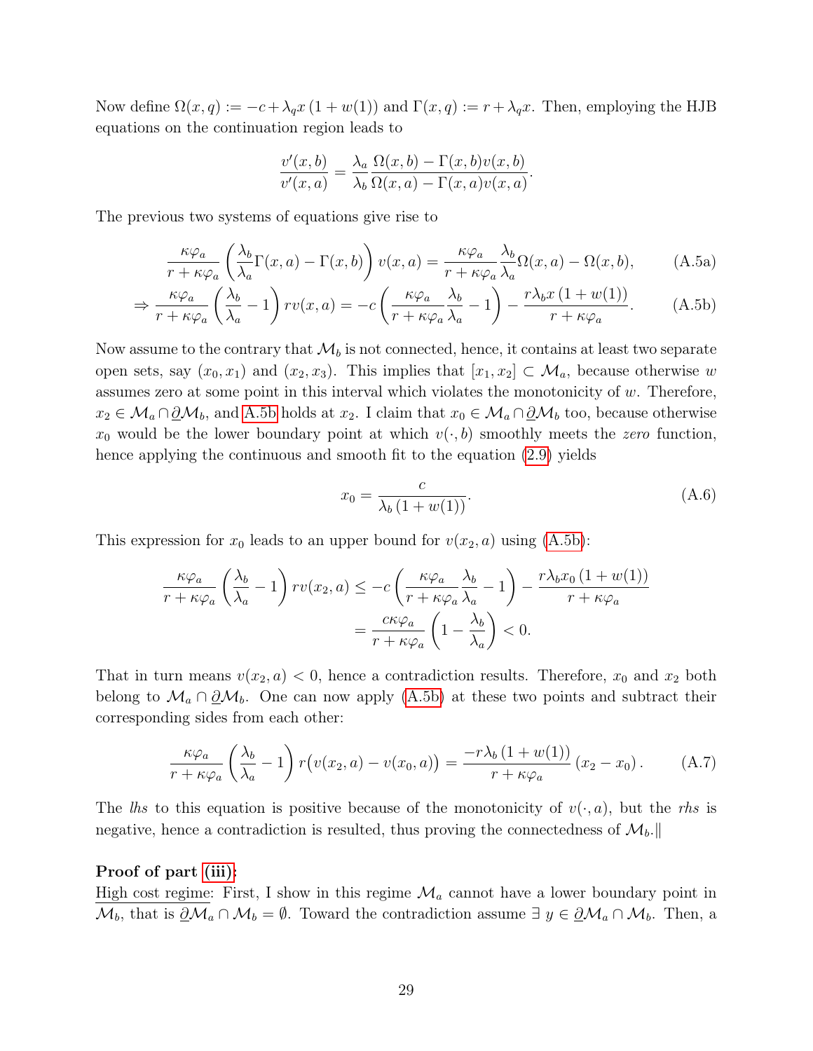Now define $\Omega(x,q) := -c + \lambda_q x\,(1+w(1))$ and $\Gamma(x,q) := r + \lambda_q x$. Then, employing the HJB equations on the continuation region leads to

$$\frac{v'(x,b)}{v'(x,a)} = \frac{\lambda_a}{\lambda_b}\frac{\Omega(x,b) - \Gamma(x,b)v(x,b)}{\Omega(x,a) - \Gamma(x,a)v(x,a)}.$$

The previous two systems of equations give rise to

$$\frac{\kappa\varphi_a}{r+\kappa\varphi_a}\left(\frac{\lambda_b}{\lambda_a}\Gamma(x,a) - \Gamma(x,b)\right)v(x,a) = \frac{\kappa\varphi_a}{r+\kappa\varphi_a}\frac{\lambda_b}{\lambda_a}\Omega(x,a) - \Omega(x,b), \tag{A.5a}$$

$$\Rightarrow \frac{\kappa\varphi_a}{r+\kappa\varphi_a}\left(\frac{\lambda_b}{\lambda_a} - 1\right) r v(x,a) = -c\left(\frac{\kappa\varphi_a}{r+\kappa\varphi_a}\frac{\lambda_b}{\lambda_a} - 1\right) - \frac{r\lambda_b x\,(1+w(1))}{r+\kappa\varphi_a}. \tag{A.5b}$$

Now assume to the contrary that $\mathcal{M}_b$ is not connected, hence, it contains at least two separate open sets, say $(x_0,x_1)$ and $(x_2,x_3)$. This implies that $[x_1,x_2] \subset \mathcal{M}_a$, because otherwise $w$ assumes zero at some point in this interval which violates the monotonicity of $w$. Therefore, $x_2 \in \mathcal{M}_a \cap \underline{\partial}\mathcal{M}_b$, and A.5b holds at $x_2$. I claim that $x_0 \in \mathcal{M}_a \cap \underline{\partial}\mathcal{M}_b$ too, because otherwise $x_0$ would be the lower boundary point at which $v(\cdot,b)$ smoothly meets the *zero* function, hence applying the continuous and smooth fit to the equation (2.9) yields

$$x_0 = \frac{c}{\lambda_b\,(1+w(1))}. \tag{A.6}$$

This expression for $x_0$ leads to an upper bound for $v(x_2,a)$ using (A.5b):

$$\begin{aligned}
\frac{\kappa\varphi_a}{r+\kappa\varphi_a}\left(\frac{\lambda_b}{\lambda_a} - 1\right) r v(x_2,a) &\leq -c\left(\frac{\kappa\varphi_a}{r+\kappa\varphi_a}\frac{\lambda_b}{\lambda_a} - 1\right) - \frac{r\lambda_b x_0\,(1+w(1))}{r+\kappa\varphi_a} \\
&= \frac{c\kappa\varphi_a}{r+\kappa\varphi_a}\left(1 - \frac{\lambda_b}{\lambda_a}\right) < 0.
\end{aligned}$$

That in turn means $v(x_2,a) < 0$, hence a contradiction results. Therefore, $x_0$ and $x_2$ both belong to $\mathcal{M}_a \cap \underline{\partial}\mathcal{M}_b$. One can now apply (A.5b) at these two points and subtract their corresponding sides from each other:

$$\frac{\kappa\varphi_a}{r+\kappa\varphi_a}\left(\frac{\lambda_b}{\lambda_a} - 1\right) r\big(v(x_2,a) - v(x_0,a)\big) = \frac{-r\lambda_b\,(1+w(1))}{r+\kappa\varphi_a}\,(x_2 - x_0)\,. \tag{A.7}$$

The *lhs* to this equation is positive because of the monotonicity of $v(\cdot,a)$, but the *rhs* is negative, hence a contradiction is resulted, thus proving the connectedness of $\mathcal{M}_b$.‖

**Proof of part (iii):**

High cost regime: First, I show in this regime $\mathcal{M}_a$ cannot have a lower boundary point in $\mathcal{M}_b$, that is $\underline{\partial}\mathcal{M}_a \cap \mathcal{M}_b = \emptyset$. Toward the contradiction assume $\exists\ y \in \underline{\partial}\mathcal{M}_a \cap \mathcal{M}_b$. Then, a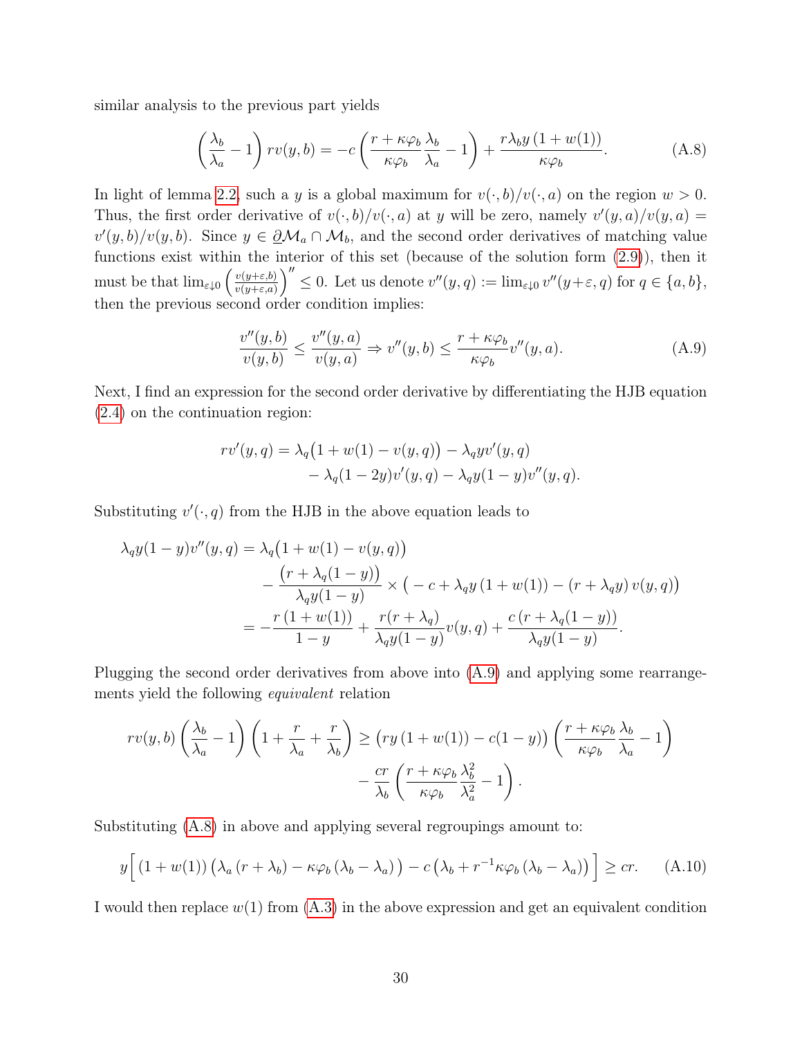similar analysis to the previous part yields

$$\left(\frac{\lambda_b}{\lambda_a}-1\right) r v(y,b) = -c\left(\frac{r+\kappa\varphi_b}{\kappa\varphi_b}\frac{\lambda_b}{\lambda_a}-1\right)+\frac{r\lambda_b y\left(1+w(1)\right)}{\kappa\varphi_b}. \tag{A.8}$$

In light of lemma 2.2, such a $y$ is a global maximum for $v(\cdot,b)/v(\cdot,a)$ on the region $w>0$. Thus, the first order derivative of $v(\cdot,b)/v(\cdot,a)$ at $y$ will be zero, namely $v'(y,a)/v(y,a) = v'(y,b)/v(y,b)$. Since $y \in \underline{\partial}\mathcal{M}_a \cap \mathcal{M}_b$, and the second order derivatives of matching value functions exist within the interior of this set (because of the solution form (2.9)), then it must be that $\lim_{\varepsilon\downarrow 0}\left(\frac{v(y+\varepsilon,b)}{v(y+\varepsilon,a)}\right)'' \le 0$. Let us denote $v''(y,q) := \lim_{\varepsilon\downarrow 0} v''(y+\varepsilon,q)$ for $q\in\{a,b\}$, then the previous second order condition implies:

$$\frac{v''(y,b)}{v(y,b)} \le \frac{v''(y,a)}{v(y,a)} \Rightarrow v''(y,b) \le \frac{r+\kappa\varphi_b}{\kappa\varphi_b} v''(y,a). \tag{A.9}$$

Next, I find an expression for the second order derivative by differentiating the HJB equation (2.4) on the continuation region:

$$\begin{aligned} r v'(y,q) = {}& \lambda_q\big(1+w(1)-v(y,q)\big) - \lambda_q y v'(y,q) \\ & - \lambda_q(1-2y)v'(y,q) - \lambda_q y(1-y)v''(y,q). \end{aligned}$$

Substituting $v'(\cdot,q)$ from the HJB in the above equation leads to

$$\begin{aligned} \lambda_q y(1-y)v''(y,q) = {}& \lambda_q\big(1+w(1)-v(y,q)\big) \\ & - \frac{\big(r+\lambda_q(1-y)\big)}{\lambda_q y(1-y)} \times \big(-c+\lambda_q y\left(1+w(1)\right) - \left(r+\lambda_q y\right) v(y,q)\big) \\ = {}& -\frac{r\left(1+w(1)\right)}{1-y} + \frac{r(r+\lambda_q)}{\lambda_q y(1-y)} v(y,q) + \frac{c\left(r+\lambda_q(1-y)\right)}{\lambda_q y(1-y)}. \end{aligned}$$

Plugging the second order derivatives from above into (A.9) and applying some rearrangements yield the following *equivalent* relation

$$\begin{aligned} r v(y,b)\left(\frac{\lambda_b}{\lambda_a}-1\right)\left(1+\frac{r}{\lambda_a}+\frac{r}{\lambda_b}\right) \ge {}& \big(ry\left(1+w(1)\right) - c(1-y)\big)\left(\frac{r+\kappa\varphi_b}{\kappa\varphi_b}\frac{\lambda_b}{\lambda_a}-1\right) \\ & - \frac{cr}{\lambda_b}\left(\frac{r+\kappa\varphi_b}{\kappa\varphi_b}\frac{\lambda_b^2}{\lambda_a^2}-1\right). \end{aligned}$$

Substituting (A.8) in above and applying several regroupings amount to:

$$y\Big[\left(1+w(1)\right)\big(\lambda_a\left(r+\lambda_b\right) - \kappa\varphi_b\left(\lambda_b-\lambda_a\right)\big) - c\left(\lambda_b + r^{-1}\kappa\varphi_b\left(\lambda_b-\lambda_a\right)\right)\Big] \ge cr. \tag{A.10}$$

I would then replace $w(1)$ from (A.3) in the above expression and get an equivalent condition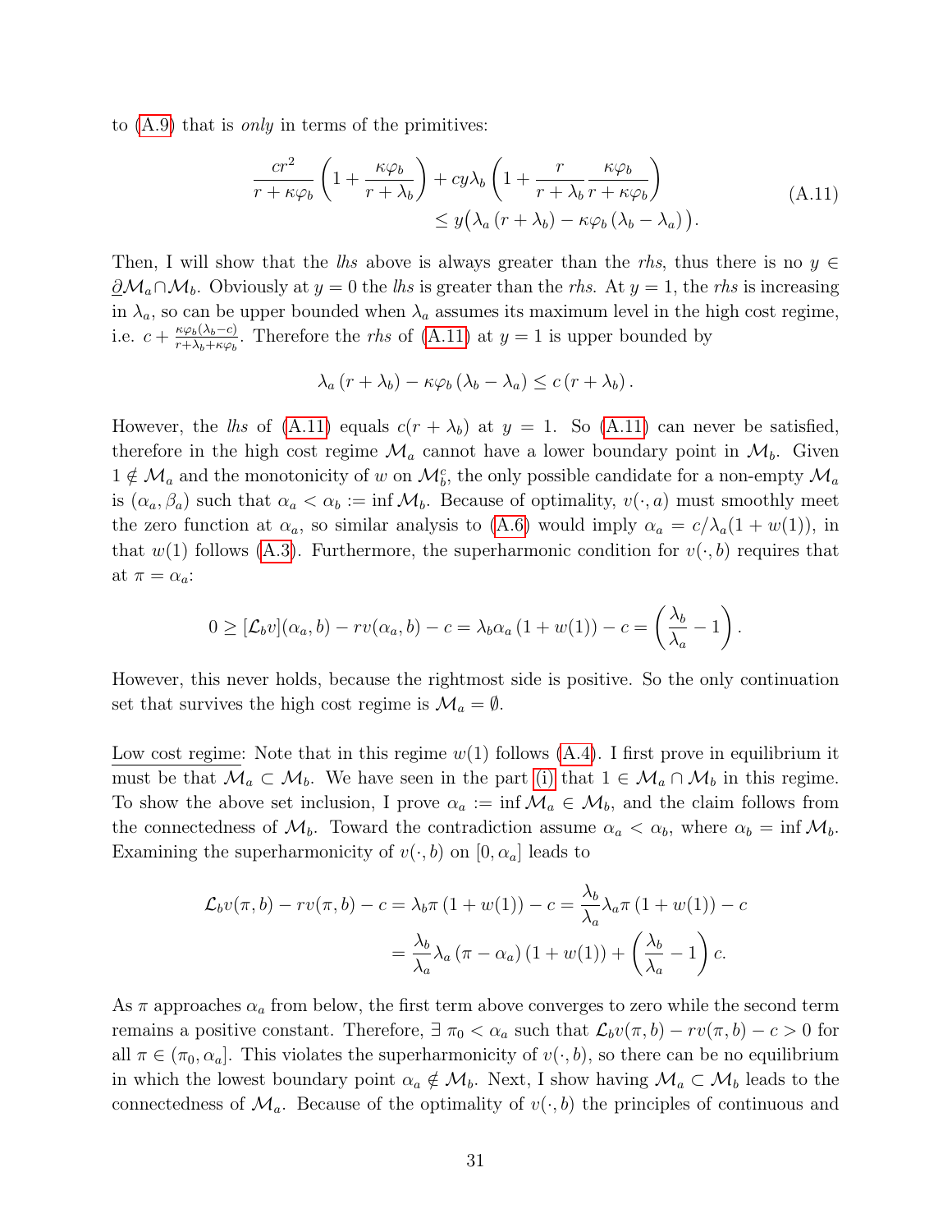to (A.9) that is *only* in terms of the primitives:

$$\frac{cr^2}{r+\kappa\varphi_b}\left(1+\frac{\kappa\varphi_b}{r+\lambda_b}\right)+cy\lambda_b\left(1+\frac{r}{r+\lambda_b}\frac{\kappa\varphi_b}{r+\kappa\varphi_b}\right) \\ \leq y\big(\lambda_a\left(r+\lambda_b\right)-\kappa\varphi_b\left(\lambda_b-\lambda_a\right)\big). \tag{A.11}$$

Then, I will show that the *lhs* above is always greater than the *rhs*, thus there is no $y \in \underline{\partial}\mathcal{M}_a \cap \mathcal{M}_b$. Obviously at $y=0$ the *lhs* is greater than the *rhs*. At $y=1$, the *rhs* is increasing in $\lambda_a$, so can be upper bounded when $\lambda_a$ assumes its maximum level in the high cost regime, i.e. $c+\frac{\kappa\varphi_b(\lambda_b-c)}{r+\lambda_b+\kappa\varphi_b}$. Therefore the *rhs* of (A.11) at $y=1$ is upper bounded by

$$\lambda_a\left(r+\lambda_b\right)-\kappa\varphi_b\left(\lambda_b-\lambda_a\right)\leq c\left(r+\lambda_b\right).$$

However, the *lhs* of (A.11) equals $c(r+\lambda_b)$ at $y=1$. So (A.11) can never be satisfied, therefore in the high cost regime $\mathcal{M}_a$ cannot have a lower boundary point in $\mathcal{M}_b$. Given $1 \notin \mathcal{M}_a$ and the monotonicity of $w$ on $\mathcal{M}_b^c$, the only possible candidate for a non-empty $\mathcal{M}_a$ is $(\alpha_a, \beta_a)$ such that $\alpha_a < \alpha_b := \inf \mathcal{M}_b$. Because of optimality, $v(\cdot, a)$ must smoothly meet the zero function at $\alpha_a$, so similar analysis to (A.6) would imply $\alpha_a = c/\lambda_a(1+w(1))$, in that $w(1)$ follows (A.3). Furthermore, the superharmonic condition for $v(\cdot, b)$ requires that at $\pi = \alpha_a$:

$$0 \geq [\mathcal{L}_b v](\alpha_a, b) - rv(\alpha_a, b) - c = \lambda_b\alpha_a\left(1+w(1)\right) - c = \left(\frac{\lambda_b}{\lambda_a}-1\right).$$

However, this never holds, because the rightmost side is positive. So the only continuation set that survives the high cost regime is $\mathcal{M}_a = \emptyset$.

<u>Low cost regime</u>: Note that in this regime $w(1)$ follows (A.4). I first prove in equilibrium it must be that $\mathcal{M}_a \subset \mathcal{M}_b$. We have seen in the part (i) that $1 \in \mathcal{M}_a \cap \mathcal{M}_b$ in this regime. To show the above set inclusion, I prove $\alpha_a := \inf \mathcal{M}_a \in \mathcal{M}_b$, and the claim follows from the connectedness of $\mathcal{M}_b$. Toward the contradiction assume $\alpha_a < \alpha_b$, where $\alpha_b = \inf \mathcal{M}_b$. Examining the superharmonicity of $v(\cdot, b)$ on $[0, \alpha_a]$ leads to

$$\mathcal{L}_b v(\pi, b) - rv(\pi, b) - c = \lambda_b\pi\left(1+w(1)\right) - c = \frac{\lambda_b}{\lambda_a}\lambda_a\pi\left(1+w(1)\right) - c \\ = \frac{\lambda_b}{\lambda_a}\lambda_a\left(\pi-\alpha_a\right)\left(1+w(1)\right) + \left(\frac{\lambda_b}{\lambda_a}-1\right)c.$$

As $\pi$ approaches $\alpha_a$ from below, the first term above converges to zero while the second term remains a positive constant. Therefore, $\exists\ \pi_0 < \alpha_a$ such that $\mathcal{L}_b v(\pi, b) - rv(\pi, b) - c > 0$ for all $\pi \in (\pi_0, \alpha_a]$. This violates the superharmonicity of $v(\cdot, b)$, so there can be no equilibrium in which the lowest boundary point $\alpha_a \notin \mathcal{M}_b$. Next, I show having $\mathcal{M}_a \subset \mathcal{M}_b$ leads to the connectedness of $\mathcal{M}_a$. Because of the optimality of $v(\cdot, b)$ the principles of continuous and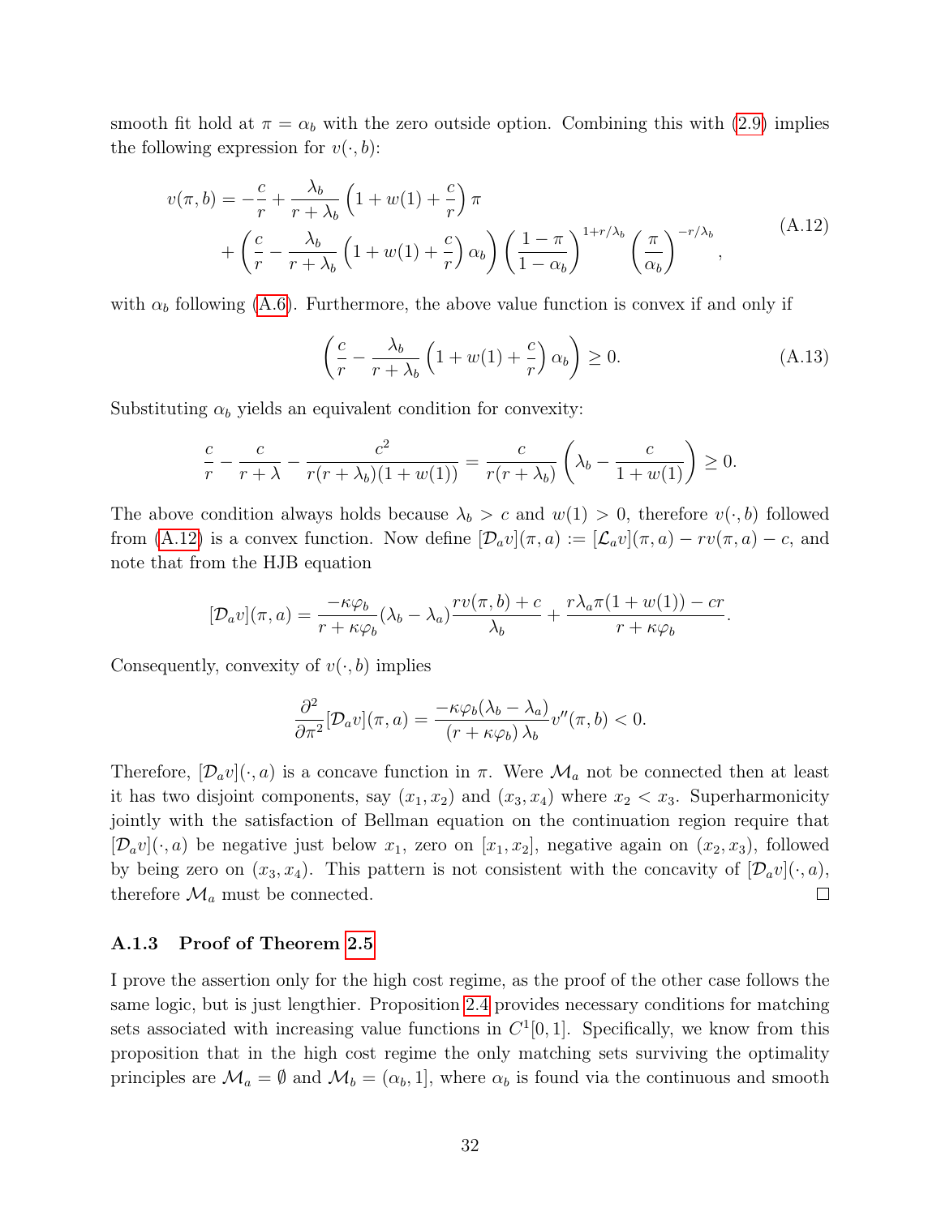smooth fit hold at $\pi = \alpha_b$ with the zero outside option. Combining this with (2.9) implies the following expression for $v(\cdot, b)$:

$$
\begin{aligned}
v(\pi, b) = & -\frac{c}{r} + \frac{\lambda_b}{r+\lambda_b}\left(1 + w(1) + \frac{c}{r}\right)\pi \\
& + \left(\frac{c}{r} - \frac{\lambda_b}{r+\lambda_b}\left(1 + w(1) + \frac{c}{r}\right)\alpha_b\right)\left(\frac{1-\pi}{1-\alpha_b}\right)^{1+r/\lambda_b}\left(\frac{\pi}{\alpha_b}\right)^{-r/\lambda_b},
\end{aligned} \tag{A.12}
$$

with $\alpha_b$ following (A.6). Furthermore, the above value function is convex if and only if

$$
\left(\frac{c}{r} - \frac{\lambda_b}{r+\lambda_b}\left(1 + w(1) + \frac{c}{r}\right)\alpha_b\right) \geq 0. \tag{A.13}
$$

Substituting $\alpha_b$ yields an equivalent condition for convexity:

$$
\frac{c}{r} - \frac{c}{r+\lambda} - \frac{c^2}{r(r+\lambda_b)(1+w(1))} = \frac{c}{r(r+\lambda_b)}\left(\lambda_b - \frac{c}{1+w(1)}\right) \geq 0.
$$

The above condition always holds because $\lambda_b > c$ and $w(1) > 0$, therefore $v(\cdot, b)$ followed from (A.12) is a convex function. Now define $[\mathcal{D}_a v](\pi, a) := [\mathcal{L}_a v](\pi, a) - rv(\pi, a) - c$, and note that from the HJB equation

$$
[\mathcal{D}_a v](\pi, a) = \frac{-\kappa\varphi_b}{r+\kappa\varphi_b}(\lambda_b - \lambda_a)\frac{rv(\pi, b) + c}{\lambda_b} + \frac{r\lambda_a\pi(1+w(1)) - cr}{r+\kappa\varphi_b}.
$$

Consequently, convexity of $v(\cdot, b)$ implies

$$
\frac{\partial^2}{\partial\pi^2}[\mathcal{D}_a v](\pi, a) = \frac{-\kappa\varphi_b(\lambda_b - \lambda_a)}{(r+\kappa\varphi_b)\lambda_b}v''(\pi, b) < 0.
$$

Therefore, $[\mathcal{D}_a v](\cdot, a)$ is a concave function in $\pi$. Were $\mathcal{M}_a$ not be connected then at least it has two disjoint components, say $(x_1, x_2)$ and $(x_3, x_4)$ where $x_2 < x_3$. Superharmonicity jointly with the satisfaction of Bellman equation on the continuation region require that $[\mathcal{D}_a v](\cdot, a)$ be negative just below $x_1$, zero on $[x_1, x_2]$, negative again on $(x_2, x_3)$, followed by being zero on $(x_3, x_4)$. This pattern is not consistent with the concavity of $[\mathcal{D}_a v](\cdot, a)$, therefore $\mathcal{M}_a$ must be connected. □

### A.1.3 Proof of Theorem 2.5

I prove the assertion only for the high cost regime, as the proof of the other case follows the same logic, but is just lengthier. Proposition 2.4 provides necessary conditions for matching sets associated with increasing value functions in $C^1[0, 1]$. Specifically, we know from this proposition that in the high cost regime the only matching sets surviving the optimality principles are $\mathcal{M}_a = \emptyset$ and $\mathcal{M}_b = (\alpha_b, 1]$, where $\alpha_b$ is found via the continuous and smooth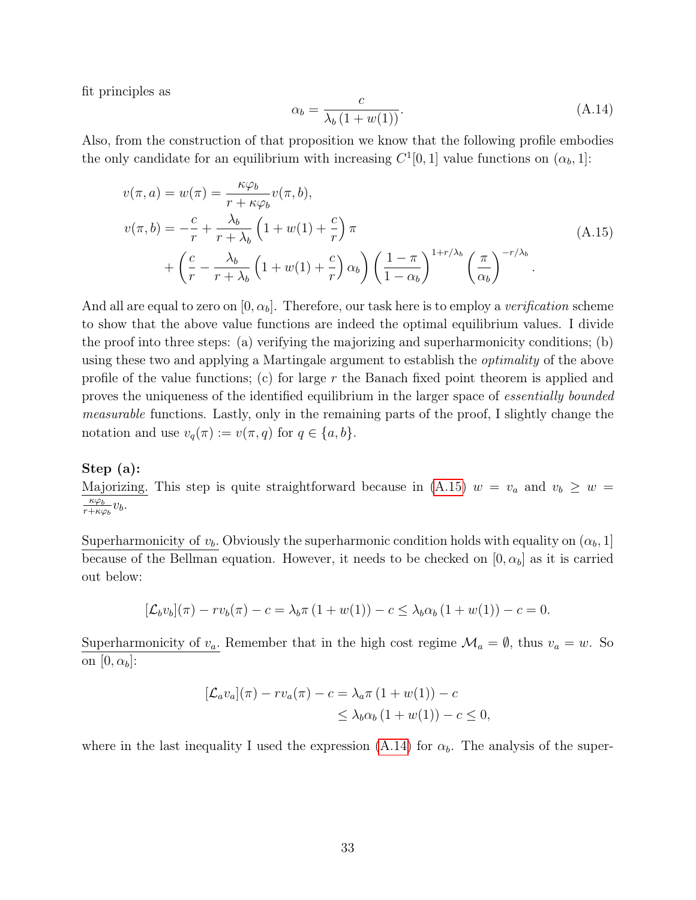fit principles as

$$\alpha_b = \frac{c}{\lambda_b\,(1 + w(1))}. \tag{A.14}$$

Also, from the construction of that proposition we know that the following profile embodies the only candidate for an equilibrium with increasing $C^1[0,1]$ value functions on $(\alpha_b, 1]$:

$$\begin{aligned}
v(\pi, a) &= w(\pi) = \frac{\kappa\varphi_b}{r + \kappa\varphi_b} v(\pi, b), \\
v(\pi, b) &= -\frac{c}{r} + \frac{\lambda_b}{r + \lambda_b}\left(1 + w(1) + \frac{c}{r}\right)\pi \\
&\quad + \left(\frac{c}{r} - \frac{\lambda_b}{r + \lambda_b}\left(1 + w(1) + \frac{c}{r}\right)\alpha_b\right)\left(\frac{1-\pi}{1-\alpha_b}\right)^{1 + r/\lambda_b}\left(\frac{\pi}{\alpha_b}\right)^{-r/\lambda_b}.
\end{aligned} \tag{A.15}$$

And all are equal to zero on $[0, \alpha_b]$. Therefore, our task here is to employ a *verification* scheme to show that the above value functions are indeed the optimal equilibrium values. I divide the proof into three steps: (a) verifying the majorizing and superharmonicity conditions; (b) using these two and applying a Martingale argument to establish the *optimality* of the above profile of the value functions; (c) for large $r$ the Banach fixed point theorem is applied and proves the uniqueness of the identified equilibrium in the larger space of *essentially bounded measurable* functions. Lastly, only in the remaining parts of the proof, I slightly change the notation and use $v_q(\pi) := v(\pi, q)$ for $q \in \{a, b\}$.

**Step (a):**

Majorizing. This step is quite straightforward because in (A.15) $w = v_a$ and $v_b \geq w = \frac{\kappa\varphi_b}{r+\kappa\varphi_b} v_b$.

Superharmonicity of $v_b$. Obviously the superharmonic condition holds with equality on $(\alpha_b, 1]$ because of the Bellman equation. However, it needs to be checked on $[0, \alpha_b]$ as it is carried out below:

$$[\mathcal{L}_b v_b](\pi) - r v_b(\pi) - c = \lambda_b \pi\,(1 + w(1)) - c \leq \lambda_b \alpha_b\,(1 + w(1)) - c = 0.$$

Superharmonicity of $v_a$. Remember that in the high cost regime $\mathcal{M}_a = \emptyset$, thus $v_a = w$. So on $[0, \alpha_b]$:

$$\begin{aligned}
[\mathcal{L}_a v_a](\pi) - r v_a(\pi) - c &= \lambda_a \pi\,(1 + w(1)) - c \\
&\leq \lambda_b \alpha_b\,(1 + w(1)) - c \leq 0,
\end{aligned}$$

where in the last inequality I used the expression (A.14) for $\alpha_b$. The analysis of the super-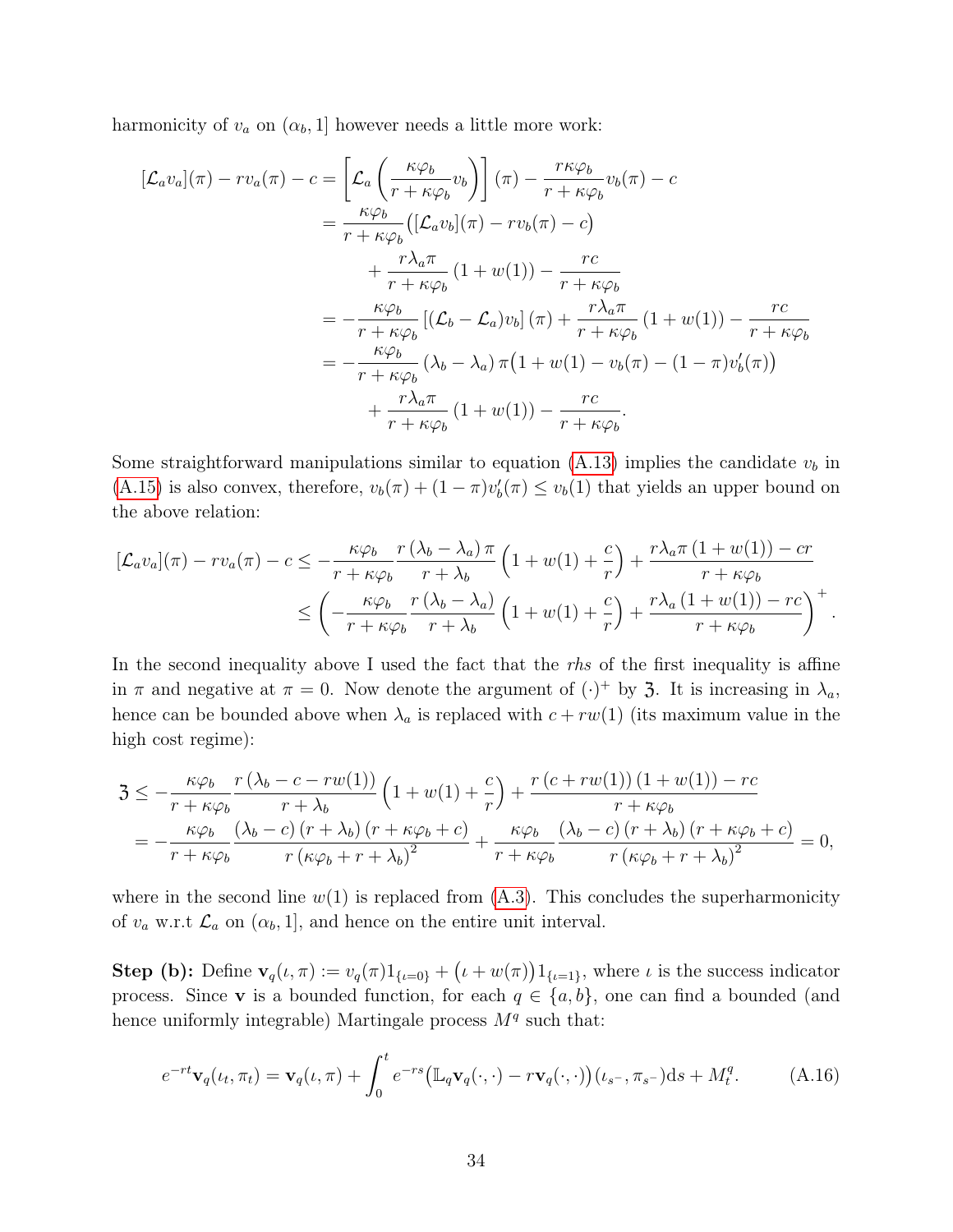harmonicity of $v_a$ on $(\alpha_b, 1]$ however needs a little more work:

$$
\begin{aligned}
[\mathcal{L}_a v_a](\pi) - r v_a(\pi) - c &= \left[\mathcal{L}_a\left(\frac{\kappa\varphi_b}{r+\kappa\varphi_b} v_b\right)\right](\pi) - \frac{r\kappa\varphi_b}{r+\kappa\varphi_b} v_b(\pi) - c \\
&= \frac{\kappa\varphi_b}{r+\kappa\varphi_b}\big([\mathcal{L}_a v_b](\pi) - r v_b(\pi) - c\big) \\
&\quad + \frac{r\lambda_a\pi}{r+\kappa\varphi_b}\left(1+w(1)\right) - \frac{rc}{r+\kappa\varphi_b} \\
&= -\frac{\kappa\varphi_b}{r+\kappa\varphi_b}\left[(\mathcal{L}_b - \mathcal{L}_a) v_b\right](\pi) + \frac{r\lambda_a\pi}{r+\kappa\varphi_b}\left(1+w(1)\right) - \frac{rc}{r+\kappa\varphi_b} \\
&= -\frac{\kappa\varphi_b}{r+\kappa\varphi_b}\left(\lambda_b - \lambda_a\right)\pi\big(1+w(1) - v_b(\pi) - (1-\pi)v_b'(\pi)\big) \\
&\quad + \frac{r\lambda_a\pi}{r+\kappa\varphi_b}\left(1+w(1)\right) - \frac{rc}{r+\kappa\varphi_b}.
\end{aligned}
$$

Some straightforward manipulations similar to equation (A.13) implies the candidate $v_b$ in (A.15) is also convex, therefore, $v_b(\pi) + (1-\pi)v_b'(\pi) \le v_b(1)$ that yields an upper bound on the above relation:

$$
\begin{aligned}
[\mathcal{L}_a v_a](\pi) - r v_a(\pi) - c &\le -\frac{\kappa\varphi_b}{r+\kappa\varphi_b}\frac{r\left(\lambda_b-\lambda_a\right)\pi}{r+\lambda_b}\left(1+w(1)+\frac{c}{r}\right) + \frac{r\lambda_a\pi\left(1+w(1)\right) - cr}{r+\kappa\varphi_b} \\
&\le \left(-\frac{\kappa\varphi_b}{r+\kappa\varphi_b}\frac{r\left(\lambda_b-\lambda_a\right)}{r+\lambda_b}\left(1+w(1)+\frac{c}{r}\right) + \frac{r\lambda_a\left(1+w(1)\right) - rc}{r+\kappa\varphi_b}\right)^+.
\end{aligned}
$$

In the second inequality above I used the fact that the *rhs* of the first inequality is affine in $\pi$ and negative at $\pi = 0$. Now denote the argument of $(\cdot)^+$ by $\mathfrak{Z}$. It is increasing in $\lambda_a$, hence can be bounded above when $\lambda_a$ is replaced with $c + rw(1)$ (its maximum value in the high cost regime):

$$
\begin{aligned}
\mathfrak{Z} &\le -\frac{\kappa\varphi_b}{r+\kappa\varphi_b}\frac{r\left(\lambda_b - c - rw(1)\right)}{r+\lambda_b}\left(1+w(1)+\frac{c}{r}\right) + \frac{r\left(c+rw(1)\right)\left(1+w(1)\right) - rc}{r+\kappa\varphi_b} \\
&= -\frac{\kappa\varphi_b}{r+\kappa\varphi_b}\frac{\left(\lambda_b - c\right)\left(r+\lambda_b\right)\left(r+\kappa\varphi_b+c\right)}{r\left(\kappa\varphi_b+r+\lambda_b\right)^2} + \frac{\kappa\varphi_b}{r+\kappa\varphi_b}\frac{\left(\lambda_b - c\right)\left(r+\lambda_b\right)\left(r+\kappa\varphi_b+c\right)}{r\left(\kappa\varphi_b+r+\lambda_b\right)^2} = 0,
\end{aligned}
$$

where in the second line $w(1)$ is replaced from (A.3). This concludes the superharmonicity of $v_a$ w.r.t $\mathcal{L}_a$ on $(\alpha_b, 1]$, and hence on the entire unit interval.

**Step (b):** Define $\mathbf{v}_q(\iota, \pi) := v_q(\pi)1_{\{\iota=0\}} + \big(\iota + w(\pi)\big)1_{\{\iota=1\}}$, where $\iota$ is the success indicator process. Since $\mathbf{v}$ is a bounded function, for each $q \in \{a, b\}$, one can find a bounded (and hence uniformly integrable) Martingale process $M^q$ such that:

$$
e^{-rt}\mathbf{v}_q(\iota_t, \pi_t) = \mathbf{v}_q(\iota, \pi) + \int_0^t e^{-rs}\big(\mathbb{L}_q\mathbf{v}_q(\cdot,\cdot) - r\mathbf{v}_q(\cdot,\cdot)\big)(\iota_{s^-}, \pi_{s^-})\mathrm{d}s + M_t^q. \tag{A.16}
$$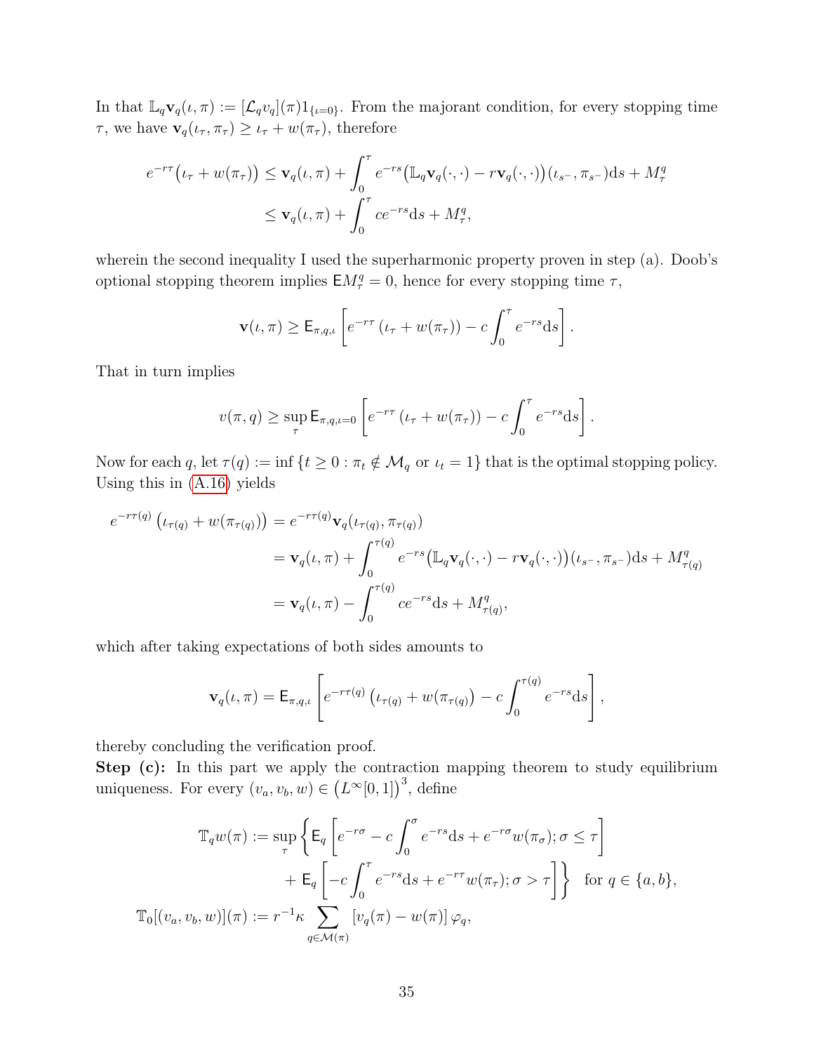In that $\mathbb{L}_q \mathbf{v}_q(\iota, \pi) := [\mathcal{L}_q v_q](\pi) 1_{\{\iota=0\}}$. From the majorant condition, for every stopping time $\tau$, we have $\mathbf{v}_q(\iota_\tau, \pi_\tau) \geq \iota_\tau + w(\pi_\tau)$, therefore

$$
\begin{aligned}
e^{-r\tau}\big(\iota_\tau + w(\pi_\tau)\big) &\leq \mathbf{v}_q(\iota, \pi) + \int_0^\tau e^{-rs}\big(\mathbb{L}_q \mathbf{v}_q(\cdot,\cdot) - r\mathbf{v}_q(\cdot,\cdot)\big)(\iota_{s^-}, \pi_{s^-})\mathrm{d}s + M_\tau^q \\
&\leq \mathbf{v}_q(\iota, \pi) + \int_0^\tau c e^{-rs}\mathrm{d}s + M_\tau^q,
\end{aligned}
$$

wherein the second inequality I used the superharmonic property proven in step (a). Doob's optional stopping theorem implies $\mathsf{E}M_\tau^q = 0$, hence for every stopping time $\tau$,

$$
\mathbf{v}(\iota, \pi) \geq \mathsf{E}_{\pi,q,\iota}\left[e^{-r\tau}\left(\iota_\tau + w(\pi_\tau)\right) - c\int_0^\tau e^{-rs}\mathrm{d}s\right].
$$

That in turn implies

$$
v(\pi, q) \geq \sup_\tau \mathsf{E}_{\pi,q,\iota=0}\left[e^{-r\tau}\left(\iota_\tau + w(\pi_\tau)\right) - c\int_0^\tau e^{-rs}\mathrm{d}s\right].
$$

Now for each $q$, let $\tau(q) := \inf\{t \geq 0 : \pi_t \notin \mathcal{M}_q \text{ or } \iota_t = 1\}$ that is the optimal stopping policy. Using this in (A.16) yields

$$
\begin{aligned}
e^{-r\tau(q)}\left(\iota_{\tau(q)} + w(\pi_{\tau(q)})\right) &= e^{-r\tau(q)}\mathbf{v}_q(\iota_{\tau(q)}, \pi_{\tau(q)}) \\
&= \mathbf{v}_q(\iota, \pi) + \int_0^{\tau(q)} e^{-rs}\big(\mathbb{L}_q \mathbf{v}_q(\cdot,\cdot) - r\mathbf{v}_q(\cdot,\cdot)\big)(\iota_{s^-}, \pi_{s^-})\mathrm{d}s + M_{\tau(q)}^q \\
&= \mathbf{v}_q(\iota, \pi) - \int_0^{\tau(q)} c e^{-rs}\mathrm{d}s + M_{\tau(q)}^q,
\end{aligned}
$$

which after taking expectations of both sides amounts to

$$
\mathbf{v}_q(\iota, \pi) = \mathsf{E}_{\pi,q,\iota}\left[e^{-r\tau(q)}\left(\iota_{\tau(q)} + w(\pi_{\tau(q)})\right) - c\int_0^{\tau(q)} e^{-rs}\mathrm{d}s\right],
$$

thereby concluding the verification proof.

**Step (c):** In this part we apply the contraction mapping theorem to study equilibrium uniqueness. For every $(v_a, v_b, w) \in \left(L^\infty[0,1]\right)^3$, define

$$
\begin{aligned}
\mathbb{T}_q w(\pi) &:= \sup_\tau \left\{\mathsf{E}_q\left[e^{-r\sigma} - c\int_0^\sigma e^{-rs}\mathrm{d}s + e^{-r\sigma}w(\pi_\sigma); \sigma \leq \tau\right]\right. \\
&\qquad\left. + \mathsf{E}_q\left[-c\int_0^\tau e^{-rs}\mathrm{d}s + e^{-r\tau}w(\pi_\tau); \sigma > \tau\right]\right\} \quad \text{for } q \in \{a, b\}, \\
\mathbb{T}_0[(v_a, v_b, w)](\pi) &:= r^{-1}\kappa \sum_{q\in\mathcal{M}(\pi)} \left[v_q(\pi) - w(\pi)\right]\varphi_q,
\end{aligned}
$$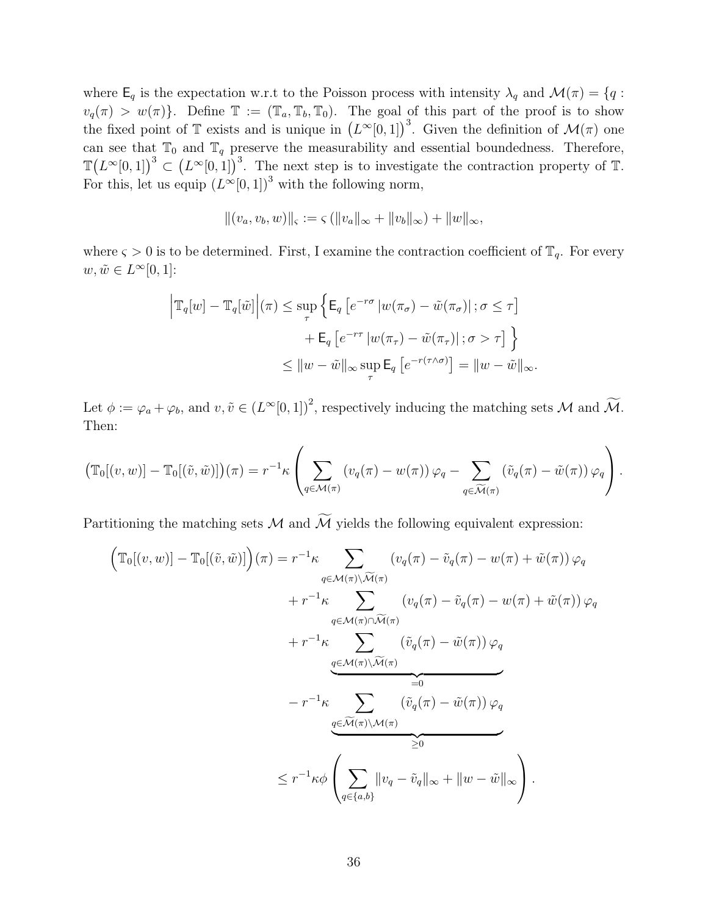where $\mathsf{E}_q$ is the expectation w.r.t to the Poisson process with intensity $\lambda_q$ and $\mathcal{M}(\pi) = \{q : v_q(\pi) > w(\pi)\}$. Define $\mathbb{T} := (\mathbb{T}_a, \mathbb{T}_b, \mathbb{T}_0)$. The goal of this part of the proof is to show the fixed point of $\mathbb{T}$ exists and is unique in $\left(L^\infty[0,1]\right)^3$. Given the definition of $\mathcal{M}(\pi)$ one can see that $\mathbb{T}_0$ and $\mathbb{T}_q$ preserve the measurability and essential boundedness. Therefore, $\mathbb{T}\left(L^\infty[0,1]\right)^3 \subset \left(L^\infty[0,1]\right)^3$. The next step is to investigate the contraction property of $\mathbb{T}$. For this, let us equip $(L^\infty[0,1])^3$ with the following norm,

$$\|(v_a, v_b, w)\|_\varsigma := \varsigma\left(\|v_a\|_\infty + \|v_b\|_\infty\right) + \|w\|_\infty,$$

where $\varsigma > 0$ is to be determined. First, I examine the contraction coefficient of $\mathbb{T}_q$. For every $w, \tilde{w} \in L^\infty[0,1]$:

$$\begin{aligned}
\Big|\mathbb{T}_q[w] - \mathbb{T}_q[\tilde{w}]\Big|(\pi) &\leq \sup_\tau \Big\{ \mathsf{E}_q\left[e^{-r\sigma}\left|w(\pi_\sigma) - \tilde{w}(\pi_\sigma)\right|; \sigma \leq \tau\right] \\
&\qquad + \mathsf{E}_q\left[e^{-r\tau}\left|w(\pi_\tau) - \tilde{w}(\pi_\tau)\right|; \sigma > \tau\right] \Big\} \\
&\leq \|w - \tilde{w}\|_\infty \sup_\tau \mathsf{E}_q\left[e^{-r(\tau\wedge\sigma)}\right] = \|w - \tilde{w}\|_\infty.
\end{aligned}$$

Let $\phi := \varphi_a + \varphi_b$, and $v, \tilde{v} \in \left(L^\infty[0,1]\right)^2$, respectively inducing the matching sets $\mathcal{M}$ and $\widetilde{\mathcal{M}}$. Then:

$$\big(\mathbb{T}_0[(v,w)] - \mathbb{T}_0[(\tilde{v},\tilde{w})]\big)(\pi) = r^{-1}\kappa\left(\sum_{q\in\mathcal{M}(\pi)}\left(v_q(\pi) - w(\pi)\right)\varphi_q - \sum_{q\in\widetilde{\mathcal{M}}(\pi)}\left(\tilde{v}_q(\pi) - \tilde{w}(\pi)\right)\varphi_q\right).$$

Partitioning the matching sets $\mathcal{M}$ and $\widetilde{\mathcal{M}}$ yields the following equivalent expression:

$$\begin{aligned}
\Big(\mathbb{T}_0[(v,w)] - \mathbb{T}_0[(\tilde{v},\tilde{w})]\Big)(\pi) &= r^{-1}\kappa \sum_{q\in\mathcal{M}(\pi)\setminus\widetilde{\mathcal{M}}(\pi)} \left(v_q(\pi) - \tilde{v}_q(\pi) - w(\pi) + \tilde{w}(\pi)\right)\varphi_q \\
&\quad + r^{-1}\kappa \sum_{q\in\mathcal{M}(\pi)\cap\widetilde{\mathcal{M}}(\pi)} \left(v_q(\pi) - \tilde{v}_q(\pi) - w(\pi) + \tilde{w}(\pi)\right)\varphi_q \\
&\quad + r^{-1}\kappa \underbrace{\sum_{q\in\mathcal{M}(\pi)\setminus\widetilde{\mathcal{M}}(\pi)} \left(\tilde{v}_q(\pi) - \tilde{w}(\pi)\right)\varphi_q}_{=0} \\
&\quad - r^{-1}\kappa \underbrace{\sum_{q\in\widetilde{\mathcal{M}}(\pi)\setminus\mathcal{M}(\pi)} \left(\tilde{v}_q(\pi) - \tilde{w}(\pi)\right)\varphi_q}_{\geq 0} \\
&\leq r^{-1}\kappa\phi\left(\sum_{q\in\{a,b\}}\|v_q - \tilde{v}_q\|_\infty + \|w - \tilde{w}\|_\infty\right).
\end{aligned}$$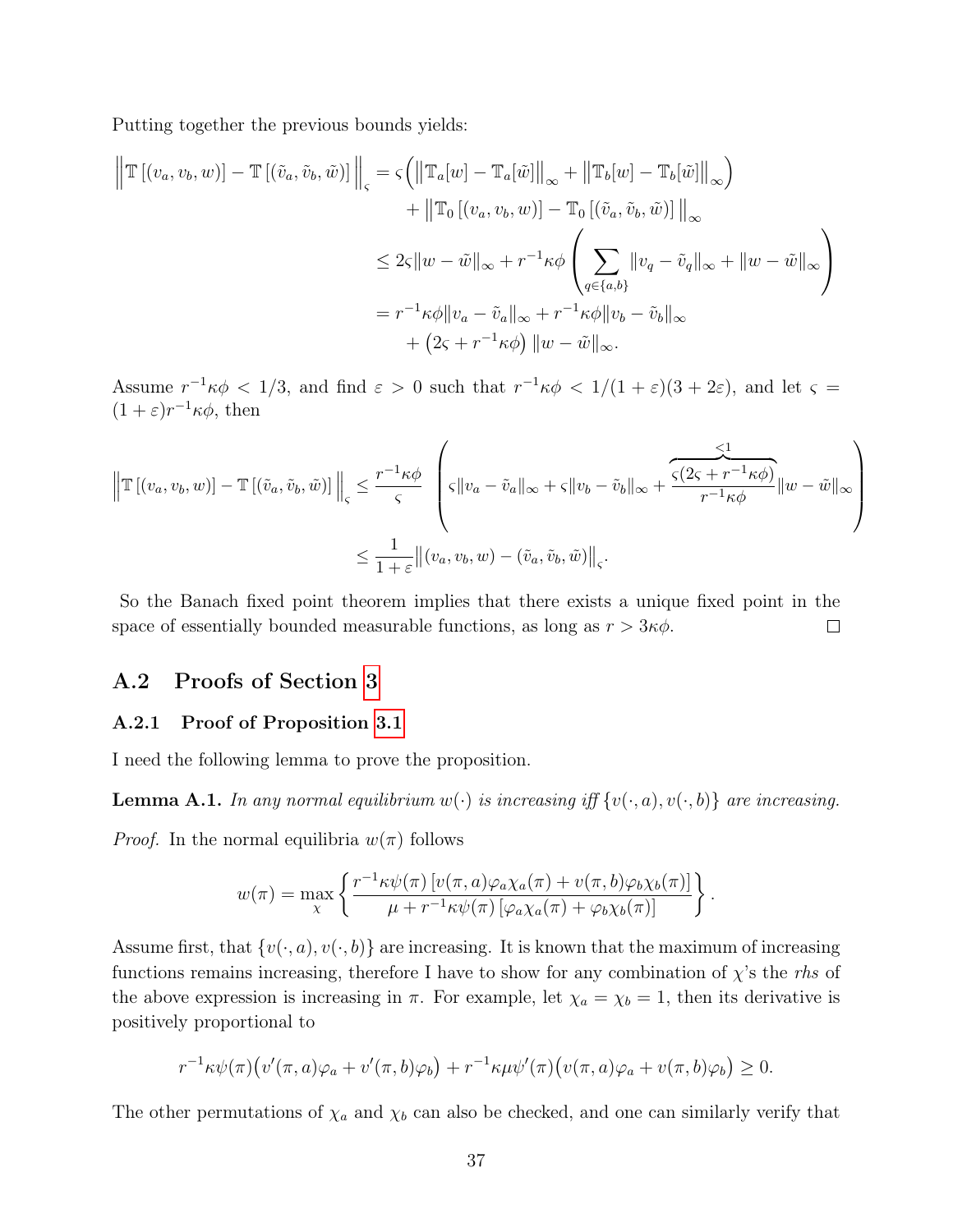Putting together the previous bounds yields:

$$
\begin{aligned}
\Big\| \mathbb{T}\left[(v_a, v_b, w)\right] - \mathbb{T}\left[(\tilde{v}_a, \tilde{v}_b, \tilde{w})\right] \Big\|_{\varsigma} &= \varsigma\Big( \big\| \mathbb{T}_a[w] - \mathbb{T}_a[\tilde{w}] \big\|_\infty + \big\| \mathbb{T}_b[w] - \mathbb{T}_b[\tilde{w}] \big\|_\infty \Big) \\
&\quad + \big\| \mathbb{T}_0\left[(v_a, v_b, w)\right] - \mathbb{T}_0\left[(\tilde{v}_a, \tilde{v}_b, \tilde{w})\right] \big\|_\infty \\
&\leq 2\varsigma \|w - \tilde{w}\|_\infty + r^{-1}\kappa\phi \left( \sum_{q \in \{a,b\}} \|v_q - \tilde{v}_q\|_\infty + \|w - \tilde{w}\|_\infty \right) \\
&= r^{-1}\kappa\phi \|v_a - \tilde{v}_a\|_\infty + r^{-1}\kappa\phi \|v_b - \tilde{v}_b\|_\infty \\
&\quad + \left(2\varsigma + r^{-1}\kappa\phi\right) \|w - \tilde{w}\|_\infty.
\end{aligned}
$$

Assume $r^{-1}\kappa\phi < 1/3$, and find $\varepsilon > 0$ such that $r^{-1}\kappa\phi < 1/(1+\varepsilon)(3+2\varepsilon)$, and let $\varsigma = (1+\varepsilon)r^{-1}\kappa\phi$, then

$$
\begin{aligned}
\Big\| \mathbb{T}\left[(v_a, v_b, w)\right] - \mathbb{T}\left[(\tilde{v}_a, \tilde{v}_b, \tilde{w})\right] \Big\|_{\varsigma} &\leq \frac{r^{-1}\kappa\phi}{\varsigma} \left( \varsigma \|v_a - \tilde{v}_a\|_\infty + \varsigma \|v_b - \tilde{v}_b\|_\infty + \overbrace{\frac{\varsigma(2\varsigma + r^{-1}\kappa\phi)}{r^{-1}\kappa\phi}}^{<1} \|w - \tilde{w}\|_\infty \right) \\
&\leq \frac{1}{1+\varepsilon} \big\| (v_a, v_b, w) - (\tilde{v}_a, \tilde{v}_b, \tilde{w}) \big\|_{\varsigma}.
\end{aligned}
$$

So the Banach fixed point theorem implies that there exists a unique fixed point in the space of essentially bounded measurable functions, as long as $r > 3\kappa\phi$. □

## A.2 Proofs of Section 3

### A.2.1 Proof of Proposition 3.1

I need the following lemma to prove the proposition.

**Lemma A.1.** *In any normal equilibrium $w(\cdot)$ is increasing iff $\{v(\cdot, a), v(\cdot, b)\}$ are increasing.*

*Proof.* In the normal equilibria $w(\pi)$ follows

$$
w(\pi) = \max_{\chi} \left\{ \frac{r^{-1}\kappa\psi(\pi)\left[v(\pi, a)\varphi_a\chi_a(\pi) + v(\pi, b)\varphi_b\chi_b(\pi)\right]}{\mu + r^{-1}\kappa\psi(\pi)\left[\varphi_a\chi_a(\pi) + \varphi_b\chi_b(\pi)\right]} \right\}.
$$

Assume first, that $\{v(\cdot, a), v(\cdot, b)\}$ are increasing. It is known that the maximum of increasing functions remains increasing, therefore I have to show for any combination of $\chi$'s the *rhs* of the above expression is increasing in $\pi$. For example, let $\chi_a = \chi_b = 1$, then its derivative is positively proportional to

$$
r^{-1}\kappa\psi(\pi)\big(v'(\pi, a)\varphi_a + v'(\pi, b)\varphi_b\big) + r^{-1}\kappa\mu\psi'(\pi)\big(v(\pi, a)\varphi_a + v(\pi, b)\varphi_b\big) \geq 0.
$$

The other permutations of $\chi_a$ and $\chi_b$ can also be checked, and one can similarly verify that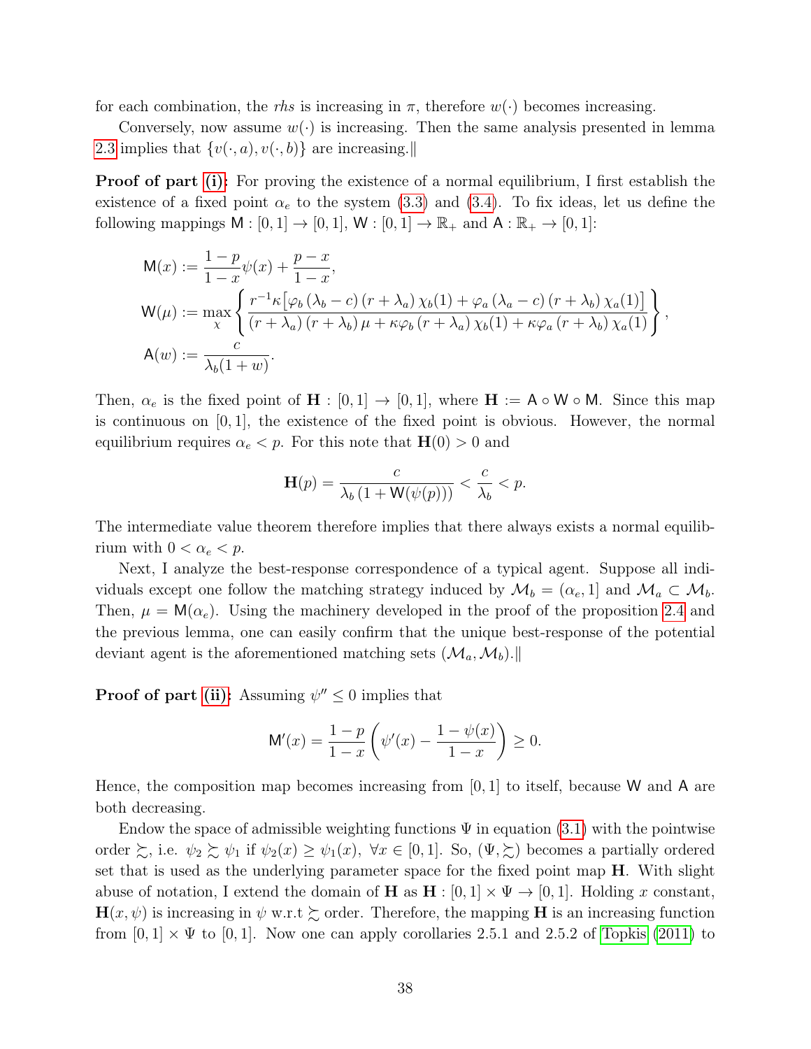for each combination, the *rhs* is increasing in $\pi$, therefore $w(\cdot)$ becomes increasing.

Conversely, now assume $w(\cdot)$ is increasing. Then the same analysis presented in lemma 2.3 implies that $\{v(\cdot, a), v(\cdot, b)\}$ are increasing.‖

**Proof of part (i):** For proving the existence of a normal equilibrium, I first establish the existence of a fixed point $\alpha_e$ to the system (3.3) and (3.4). To fix ideas, let us define the following mappings $\mathsf{M} : [0,1] \to [0,1]$, $\mathsf{W} : [0,1] \to \mathbb{R}_+$ and $\mathsf{A} : \mathbb{R}_+ \to [0,1]$:

$$
\begin{aligned}
\mathsf{M}(x) &:= \frac{1-p}{1-x}\psi(x) + \frac{p-x}{1-x}, \\
\mathsf{W}(\mu) &:= \max_{\chi} \left\{ \frac{r^{-1}\kappa\left[\varphi_b\left(\lambda_b - c\right)\left(r+\lambda_a\right)\chi_b(1) + \varphi_a\left(\lambda_a - c\right)\left(r+\lambda_b\right)\chi_a(1)\right]}{\left(r+\lambda_a\right)\left(r+\lambda_b\right)\mu + \kappa\varphi_b\left(r+\lambda_a\right)\chi_b(1) + \kappa\varphi_a\left(r+\lambda_b\right)\chi_a(1)} \right\}, \\
\mathsf{A}(w) &:= \frac{c}{\lambda_b(1+w)}.
\end{aligned}
$$

Then, $\alpha_e$ is the fixed point of $\mathbf{H} : [0,1] \to [0,1]$, where $\mathbf{H} := \mathsf{A} \circ \mathsf{W} \circ \mathsf{M}$. Since this map is continuous on $[0,1]$, the existence of the fixed point is obvious. However, the normal equilibrium requires $\alpha_e < p$. For this note that $\mathbf{H}(0) > 0$ and

$$
\mathbf{H}(p) = \frac{c}{\lambda_b\left(1 + \mathsf{W}(\psi(p))\right)} < \frac{c}{\lambda_b} < p.
$$

The intermediate value theorem therefore implies that there always exists a normal equilibrium with $0 < \alpha_e < p$.

Next, I analyze the best-response correspondence of a typical agent. Suppose all individuals except one follow the matching strategy induced by $\mathcal{M}_b = (\alpha_e, 1]$ and $\mathcal{M}_a \subset \mathcal{M}_b$. Then, $\mu = \mathsf{M}(\alpha_e)$. Using the machinery developed in the proof of the proposition 2.4 and the previous lemma, one can easily confirm that the unique best-response of the potential deviant agent is the aforementioned matching sets $(\mathcal{M}_a, \mathcal{M}_b)$.‖

**Proof of part (ii):** Assuming $\psi'' \leq 0$ implies that

$$
\mathsf{M}'(x) = \frac{1-p}{1-x}\left(\psi'(x) - \frac{1-\psi(x)}{1-x}\right) \geq 0.
$$

Hence, the composition map becomes increasing from $[0,1]$ to itself, because $\mathsf{W}$ and $\mathsf{A}$ are both decreasing.

Endow the space of admissible weighting functions $\Psi$ in equation (3.1) with the pointwise order $\succsim$, i.e. $\psi_2 \succsim \psi_1$ if $\psi_2(x) \geq \psi_1(x),\ \forall x \in [0,1]$. So, $(\Psi, \succsim)$ becomes a partially ordered set that is used as the underlying parameter space for the fixed point map $\mathbf{H}$. With slight abuse of notation, I extend the domain of $\mathbf{H}$ as $\mathbf{H} : [0,1] \times \Psi \to [0,1]$. Holding $x$ constant, $\mathbf{H}(x, \psi)$ is increasing in $\psi$ w.r.t $\succsim$ order. Therefore, the mapping $\mathbf{H}$ is an increasing function from $[0,1] \times \Psi$ to $[0,1]$. Now one can apply corollaries 2.5.1 and 2.5.2 of Topkis (2011) to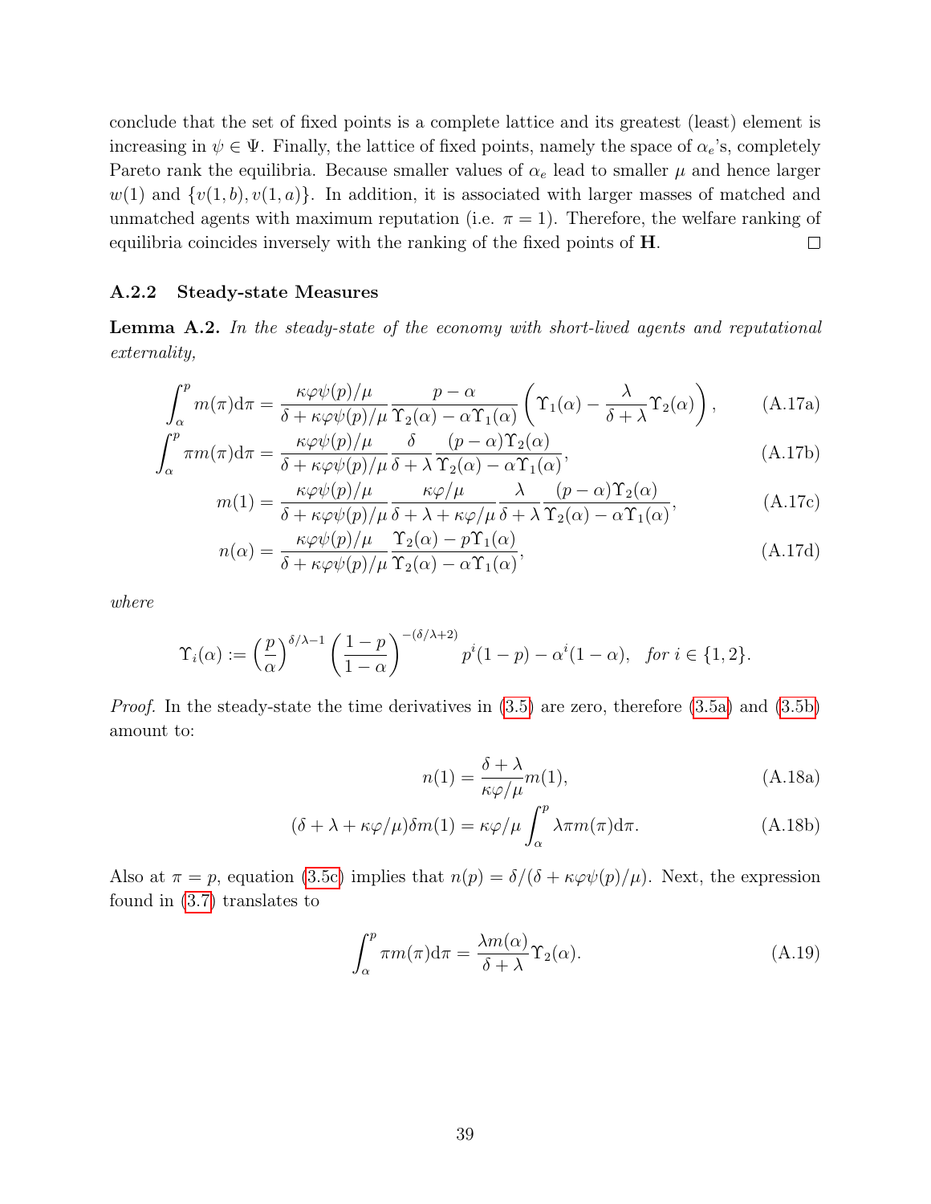conclude that the set of fixed points is a complete lattice and its greatest (least) element is increasing in $\psi \in \Psi$. Finally, the lattice of fixed points, namely the space of $\alpha_e$'s, completely Pareto rank the equilibria. Because smaller values of $\alpha_e$ lead to smaller $\mu$ and hence larger $w(1)$ and $\{v(1,b), v(1,a)\}$. In addition, it is associated with larger masses of matched and unmatched agents with maximum reputation (i.e. $\pi = 1$). Therefore, the welfare ranking of equilibria coincides inversely with the ranking of the fixed points of $\mathbf{H}$. $\square$

### A.2.2 Steady-state Measures

**Lemma A.2.** *In the steady-state of the economy with short-lived agents and reputational externality,*

$$\int_\alpha^p m(\pi)\mathrm{d}\pi = \frac{\kappa\varphi\psi(p)/\mu}{\delta + \kappa\varphi\psi(p)/\mu}\frac{p-\alpha}{\Upsilon_2(\alpha) - \alpha\Upsilon_1(\alpha)}\left(\Upsilon_1(\alpha) - \frac{\lambda}{\delta+\lambda}\Upsilon_2(\alpha)\right), \tag{A.17a}$$

$$\int_\alpha^p \pi m(\pi)\mathrm{d}\pi = \frac{\kappa\varphi\psi(p)/\mu}{\delta + \kappa\varphi\psi(p)/\mu}\frac{\delta}{\delta+\lambda}\frac{(p-\alpha)\Upsilon_2(\alpha)}{\Upsilon_2(\alpha) - \alpha\Upsilon_1(\alpha)}, \tag{A.17b}$$

$$m(1) = \frac{\kappa\varphi\psi(p)/\mu}{\delta + \kappa\varphi\psi(p)/\mu}\frac{\kappa\varphi/\mu}{\delta+\lambda+\kappa\varphi/\mu}\frac{\lambda}{\delta+\lambda}\frac{(p-\alpha)\Upsilon_2(\alpha)}{\Upsilon_2(\alpha) - \alpha\Upsilon_1(\alpha)}, \tag{A.17c}$$

$$n(\alpha) = \frac{\kappa\varphi\psi(p)/\mu}{\delta + \kappa\varphi\psi(p)/\mu}\frac{\Upsilon_2(\alpha) - p\Upsilon_1(\alpha)}{\Upsilon_2(\alpha) - \alpha\Upsilon_1(\alpha)}, \tag{A.17d}$$

*where*

$$\Upsilon_i(\alpha) := \left(\frac{p}{\alpha}\right)^{\delta/\lambda - 1}\left(\frac{1-p}{1-\alpha}\right)^{-(\delta/\lambda+2)} p^i(1-p) - \alpha^i(1-\alpha), \quad \textit{for } i \in \{1,2\}.$$

*Proof.* In the steady-state the time derivatives in (3.5) are zero, therefore (3.5a) and (3.5b) amount to:

$$n(1) = \frac{\delta+\lambda}{\kappa\varphi/\mu}m(1), \tag{A.18a}$$

$$(\delta + \lambda + \kappa\varphi/\mu)\delta m(1) = \kappa\varphi/\mu\int_\alpha^p \lambda\pi m(\pi)\mathrm{d}\pi. \tag{A.18b}$$

Also at $\pi = p$, equation (3.5c) implies that $n(p) = \delta/(\delta + \kappa\varphi\psi(p)/\mu)$. Next, the expression found in (3.7) translates to

$$\int_\alpha^p \pi m(\pi)\mathrm{d}\pi = \frac{\lambda m(\alpha)}{\delta+\lambda}\Upsilon_2(\alpha). \tag{A.19}$$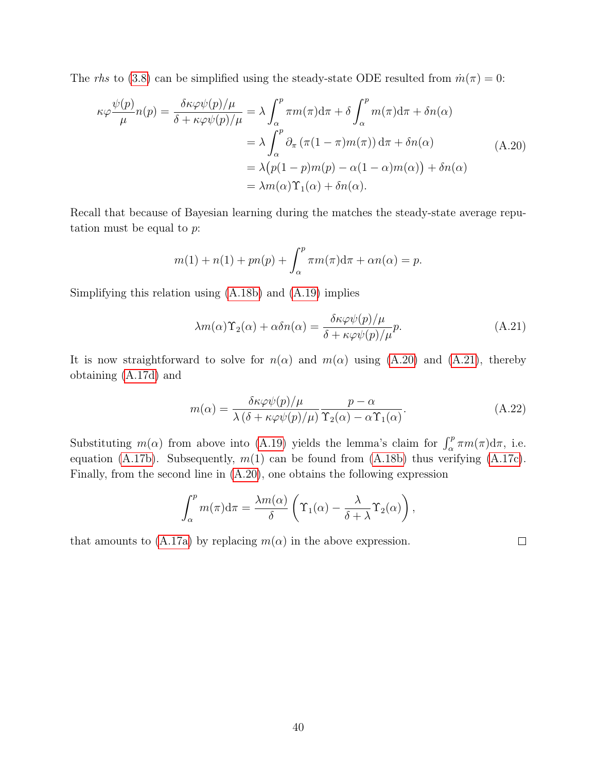The *rhs* to (3.8) can be simplified using the steady-state ODE resulted from $\dot{m}(\pi) = 0$:

$$
\begin{aligned}
\kappa\varphi \frac{\psi(p)}{\mu} n(p) = \frac{\delta\kappa\varphi\psi(p)/\mu}{\delta + \kappa\varphi\psi(p)/\mu} &= \lambda \int_\alpha^p \pi m(\pi) \mathrm{d}\pi + \delta \int_\alpha^p m(\pi)\mathrm{d}\pi + \delta n(\alpha) \\
&= \lambda \int_\alpha^p \partial_\pi \left(\pi(1-\pi)m(\pi)\right) \mathrm{d}\pi + \delta n(\alpha) \\
&= \lambda\big(p(1-p)m(p) - \alpha(1-\alpha)m(\alpha)\big) + \delta n(\alpha) \\
&= \lambda m(\alpha)\Upsilon_1(\alpha) + \delta n(\alpha).
\end{aligned} \tag{A.20}
$$

Recall that because of Bayesian learning during the matches the steady-state average reputation must be equal to $p$:

$$
m(1) + n(1) + pn(p) + \int_\alpha^p \pi m(\pi)\mathrm{d}\pi + \alpha n(\alpha) = p.
$$

Simplifying this relation using (A.18b) and (A.19) implies

$$
\lambda m(\alpha)\Upsilon_2(\alpha) + \alpha\delta n(\alpha) = \frac{\delta\kappa\varphi\psi(p)/\mu}{\delta + \kappa\varphi\psi(p)/\mu} p. \tag{A.21}
$$

It is now straightforward to solve for $n(\alpha)$ and $m(\alpha)$ using (A.20) and (A.21), thereby obtaining (A.17d) and

$$
m(\alpha) = \frac{\delta\kappa\varphi\psi(p)/\mu}{\lambda\left(\delta + \kappa\varphi\psi(p)/\mu\right)} \frac{p - \alpha}{\Upsilon_2(\alpha) - \alpha\Upsilon_1(\alpha)}. \tag{A.22}
$$

Substituting $m(\alpha)$ from above into (A.19) yields the lemma's claim for $\int_\alpha^p \pi m(\pi)\mathrm{d}\pi$, i.e. equation (A.17b). Subsequently, $m(1)$ can be found from (A.18b) thus verifying (A.17c). Finally, from the second line in (A.20), one obtains the following expression

$$
\int_\alpha^p m(\pi)\mathrm{d}\pi = \frac{\lambda m(\alpha)}{\delta}\left(\Upsilon_1(\alpha) - \frac{\lambda}{\delta + \lambda}\Upsilon_2(\alpha)\right),
$$

that amounts to (A.17a) by replacing $m(\alpha)$ in the above expression. □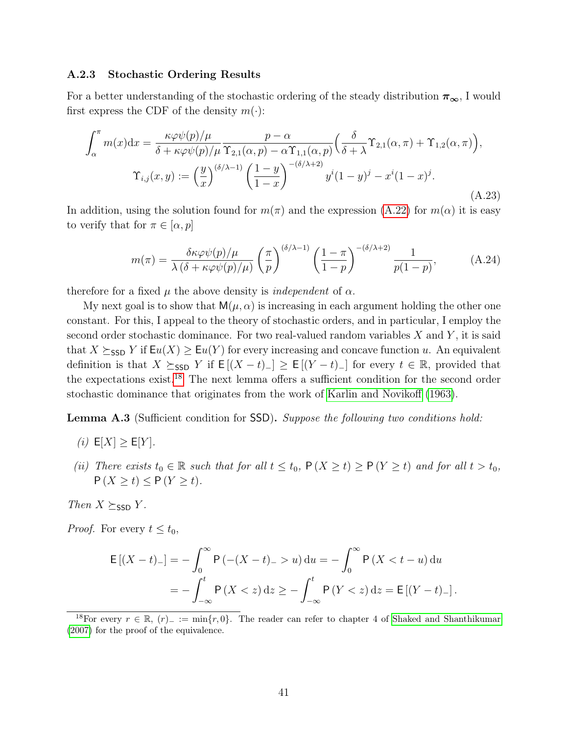### A.2.3 Stochastic Ordering Results

For a better understanding of the stochastic ordering of the steady distribution $\boldsymbol{\pi_\infty}$, I would first express the CDF of the density $m(\cdot)$:

$$\int_\alpha^\pi m(x)\mathrm{d}x = \frac{\kappa\varphi\psi(p)/\mu}{\delta + \kappa\varphi\psi(p)/\mu}\frac{p-\alpha}{\Upsilon_{2,1}(\alpha,p) - \alpha\Upsilon_{1,1}(\alpha,p)}\Big(\frac{\delta}{\delta+\lambda}\Upsilon_{2,1}(\alpha,\pi) + \Upsilon_{1,2}(\alpha,\pi)\Big),$$
$$\Upsilon_{i,j}(x,y) := \left(\frac{y}{x}\right)^{(\delta/\lambda-1)}\left(\frac{1-y}{1-x}\right)^{-(\delta/\lambda+2)} y^i(1-y)^j - x^i(1-x)^j. \tag{A.23}$$

In addition, using the solution found for $m(\pi)$ and the expression (A.22) for $m(\alpha)$ it is easy to verify that for $\pi \in [\alpha, p]$

$$m(\pi) = \frac{\delta\kappa\varphi\psi(p)/\mu}{\lambda\left(\delta + \kappa\varphi\psi(p)/\mu\right)}\left(\frac{\pi}{p}\right)^{(\delta/\lambda-1)}\left(\frac{1-\pi}{1-p}\right)^{-(\delta/\lambda+2)}\frac{1}{p(1-p)}, \tag{A.24}$$

therefore for a fixed $\mu$ the above density is *independent* of $\alpha$.

My next goal is to show that $\mathsf{M}(\mu,\alpha)$ is increasing in each argument holding the other one constant. For this, I appeal to the theory of stochastic orders, and in particular, I employ the second order stochastic dominance. For two real-valued random variables $X$ and $Y$, it is said that $X \succeq_{\mathsf{SSD}} Y$ if $\mathsf{E}u(X) \geq \mathsf{E}u(Y)$ for every increasing and concave function $u$. An equivalent definition is that $X \succeq_{\mathsf{SSD}} Y$ if $\mathsf{E}\left[(X-t)_-\right] \geq \mathsf{E}\left[(Y-t)_-\right]$ for every $t \in \mathbb{R}$, provided that the expectations exist.[18] The next lemma offers a sufficient condition for the second order stochastic dominance that originates from the work of Karlin and Novikoff (1963).

**Lemma A.3** (Sufficient condition for $\mathsf{SSD}$)**.** *Suppose the following two conditions hold:*

*(i)* $\mathsf{E}[X] \geq \mathsf{E}[Y]$.

*(ii) There exists $t_0 \in \mathbb{R}$ such that for all $t \leq t_0$, $\mathsf{P}(X \geq t) \geq \mathsf{P}(Y \geq t)$ and for all $t > t_0$, $\mathsf{P}(X \geq t) \leq \mathsf{P}(Y \geq t)$.*

*Then $X \succeq_{\mathsf{SSD}} Y$.*

*Proof.* For every $t \leq t_0$,

$$\begin{aligned}\mathsf{E}\left[(X-t)_-\right] &= -\int_0^\infty \mathsf{P}\left(-(X-t)_- > u\right)\mathrm{d}u = -\int_0^\infty \mathsf{P}\left(X < t-u\right)\mathrm{d}u \\ &= -\int_{-\infty}^t \mathsf{P}\left(X < z\right)\mathrm{d}z \geq -\int_{-\infty}^t \mathsf{P}\left(Y < z\right)\mathrm{d}z = \mathsf{E}\left[(Y-t)_-\right].\end{aligned}$$

[18] For every $r \in \mathbb{R}$, $(r)_- := \min\{r, 0\}$. The reader can refer to chapter 4 of Shaked and Shanthikumar (2007) for the proof of the equivalence.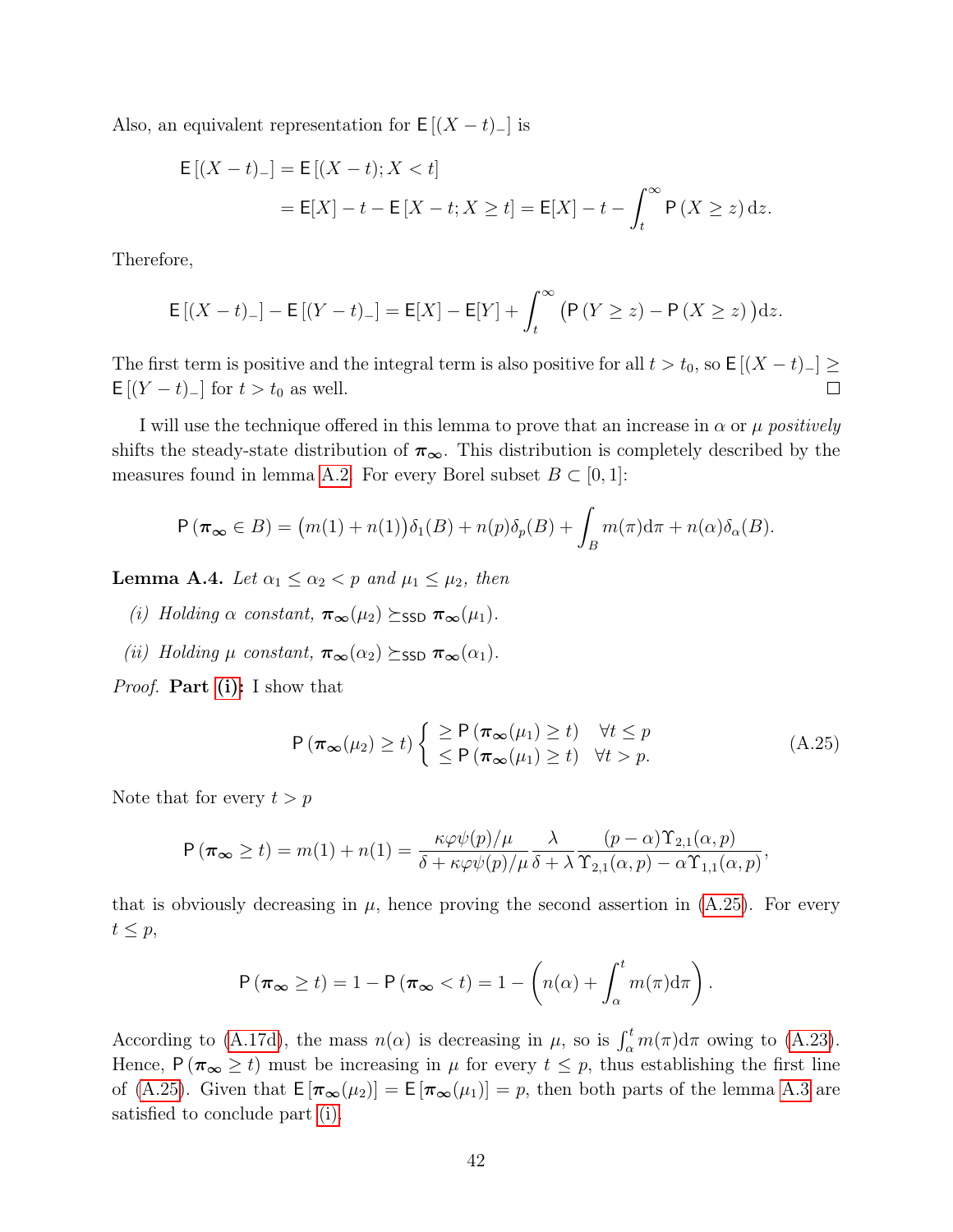Also, an equivalent representation for $\mathsf{E}\left[(X-t)_-\right]$ is

$$
\begin{aligned}
\mathsf{E}\left[(X-t)_-\right] &= \mathsf{E}\left[(X-t); X<t\right] \\
&= \mathsf{E}[X] - t - \mathsf{E}\left[X-t; X \geq t\right] = \mathsf{E}[X] - t - \int_t^\infty \mathsf{P}\left(X \geq z\right) \mathrm{d}z.
\end{aligned}
$$

Therefore,

$$
\mathsf{E}\left[(X-t)_-\right] - \mathsf{E}\left[(Y-t)_-\right] = \mathsf{E}[X] - \mathsf{E}[Y] + \int_t^\infty \big(\mathsf{P}\left(Y \geq z\right) - \mathsf{P}\left(X \geq z\right)\big) \mathrm{d}z.
$$

The first term is positive and the integral term is also positive for all $t > t_0$, so $\mathsf{E}\left[(X-t)_-\right] \geq \mathsf{E}\left[(Y-t)_-\right]$ for $t > t_0$ as well. $\square$

I will use the technique offered in this lemma to prove that an increase in $\alpha$ or $\mu$ *positively* shifts the steady-state distribution of $\boldsymbol{\pi}_\infty$. This distribution is completely described by the measures found in lemma A.2. For every Borel subset $B \subset [0,1]$:

$$
\mathsf{P}\left(\boldsymbol{\pi}_\infty \in B\right) = \big(m(1) + n(1)\big)\delta_1(B) + n(p)\delta_p(B) + \int_B m(\pi)\mathrm{d}\pi + n(\alpha)\delta_\alpha(B).
$$

**Lemma A.4.** *Let $\alpha_1 \leq \alpha_2 < p$ and $\mu_1 \leq \mu_2$, then*

*(i) Holding $\alpha$ constant, $\boldsymbol{\pi}_\infty(\mu_2) \succeq_{\mathsf{SSD}} \boldsymbol{\pi}_\infty(\mu_1)$.*

*(ii) Holding $\mu$ constant, $\boldsymbol{\pi}_\infty(\alpha_2) \succeq_{\mathsf{SSD}} \boldsymbol{\pi}_\infty(\alpha_1)$.*

*Proof.* **Part (i):** I show that

$$
\mathsf{P}\left(\boldsymbol{\pi}_\infty(\mu_2) \geq t\right) \begin{cases} \geq \mathsf{P}\left(\boldsymbol{\pi}_\infty(\mu_1) \geq t\right) & \forall t \leq p \\ \leq \mathsf{P}\left(\boldsymbol{\pi}_\infty(\mu_1) \geq t\right) & \forall t > p. \end{cases} \tag{A.25}
$$

Note that for every $t > p$

$$
\mathsf{P}\left(\boldsymbol{\pi}_\infty \geq t\right) = m(1) + n(1) = \frac{\kappa\varphi\psi(p)/\mu}{\delta + \kappa\varphi\psi(p)/\mu} \frac{\lambda}{\delta + \lambda} \frac{(p-\alpha)\Upsilon_{2,1}(\alpha,p)}{\Upsilon_{2,1}(\alpha,p) - \alpha\Upsilon_{1,1}(\alpha,p)},
$$

that is obviously decreasing in $\mu$, hence proving the second assertion in (A.25). For every $t \leq p$,

$$
\mathsf{P}\left(\boldsymbol{\pi}_\infty \geq t\right) = 1 - \mathsf{P}\left(\boldsymbol{\pi}_\infty < t\right) = 1 - \left(n(\alpha) + \int_\alpha^t m(\pi)\mathrm{d}\pi\right).
$$

According to (A.17d), the mass $n(\alpha)$ is decreasing in $\mu$, so is $\int_\alpha^t m(\pi)\mathrm{d}\pi$ owing to (A.23). Hence, $\mathsf{P}\left(\boldsymbol{\pi}_\infty \geq t\right)$ must be increasing in $\mu$ for every $t \leq p$, thus establishing the first line of (A.25). Given that $\mathsf{E}\left[\boldsymbol{\pi}_\infty(\mu_2)\right] = \mathsf{E}\left[\boldsymbol{\pi}_\infty(\mu_1)\right] = p$, then both parts of the lemma A.3 are satisfied to conclude part (i).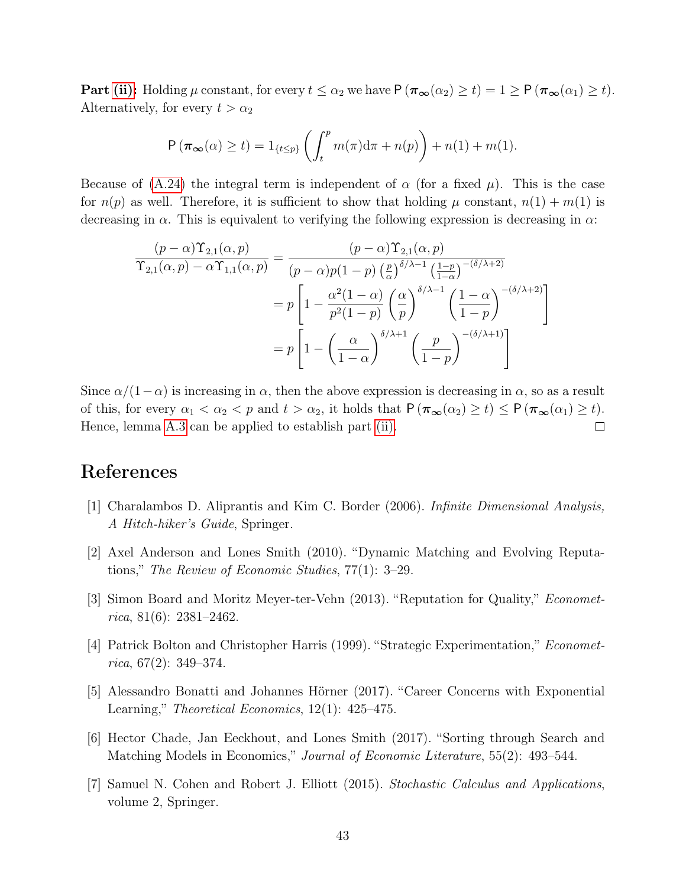**Part (ii):** Holding $\mu$ constant, for every $t \leq \alpha_2$ we have $\mathsf{P}\left(\boldsymbol{\pi}_{\boldsymbol{\infty}}(\alpha_2) \geq t\right) = 1 \geq \mathsf{P}\left(\boldsymbol{\pi}_{\boldsymbol{\infty}}(\alpha_1) \geq t\right)$. Alternatively, for every $t > \alpha_2$

$$\mathsf{P}\left(\boldsymbol{\pi}_{\boldsymbol{\infty}}(\alpha) \geq t\right) = 1_{\{t \leq p\}} \left( \int_t^p m(\pi) \mathrm{d}\pi + n(p) \right) + n(1) + m(1).$$

Because of (A.24) the integral term is independent of $\alpha$ (for a fixed $\mu$). This is the case for $n(p)$ as well. Therefore, it is sufficient to show that holding $\mu$ constant, $n(1) + m(1)$ is decreasing in $\alpha$. This is equivalent to verifying the following expression is decreasing in $\alpha$:

$$\begin{aligned}
\frac{(p-\alpha)\Upsilon_{2,1}(\alpha, p)}{\Upsilon_{2,1}(\alpha, p) - \alpha \Upsilon_{1,1}(\alpha, p)} &= \frac{(p-\alpha)\Upsilon_{2,1}(\alpha, p)}{(p-\alpha)p(1-p)\left(\frac{p}{\alpha}\right)^{\delta/\lambda - 1}\left(\frac{1-p}{1-\alpha}\right)^{-(\delta/\lambda+2)}} \\
&= p\left[1 - \frac{\alpha^2(1-\alpha)}{p^2(1-p)}\left(\frac{\alpha}{p}\right)^{\delta/\lambda-1}\left(\frac{1-\alpha}{1-p}\right)^{-(\delta/\lambda+2)}\right] \\
&= p\left[1 - \left(\frac{\alpha}{1-\alpha}\right)^{\delta/\lambda+1}\left(\frac{p}{1-p}\right)^{-(\delta/\lambda+1)}\right]
\end{aligned}$$

Since $\alpha/(1-\alpha)$ is increasing in $\alpha$, then the above expression is decreasing in $\alpha$, so as a result of this, for every $\alpha_1 < \alpha_2 < p$ and $t > \alpha_2$, it holds that $\mathsf{P}\left(\boldsymbol{\pi}_{\boldsymbol{\infty}}(\alpha_2) \geq t\right) \leq \mathsf{P}\left(\boldsymbol{\pi}_{\boldsymbol{\infty}}(\alpha_1) \geq t\right)$. Hence, lemma A.3 can be applied to establish part (ii). □

# References

[1] Charalambos D. Aliprantis and Kim C. Border (2006). *Infinite Dimensional Analysis, A Hitch-hiker's Guide*, Springer.

[2] Axel Anderson and Lones Smith (2010). "Dynamic Matching and Evolving Reputations," *The Review of Economic Studies*, 77(1): 3–29.

[3] Simon Board and Moritz Meyer-ter-Vehn (2013). "Reputation for Quality," *Econometrica*, 81(6): 2381–2462.

[4] Patrick Bolton and Christopher Harris (1999). "Strategic Experimentation," *Econometrica*, 67(2): 349–374.

[5] Alessandro Bonatti and Johannes Hörner (2017). "Career Concerns with Exponential Learning," *Theoretical Economics*, 12(1): 425–475.

[6] Hector Chade, Jan Eeckhout, and Lones Smith (2017). "Sorting through Search and Matching Models in Economics," *Journal of Economic Literature*, 55(2): 493–544.

[7] Samuel N. Cohen and Robert J. Elliott (2015). *Stochastic Calculus and Applications*, volume 2, Springer.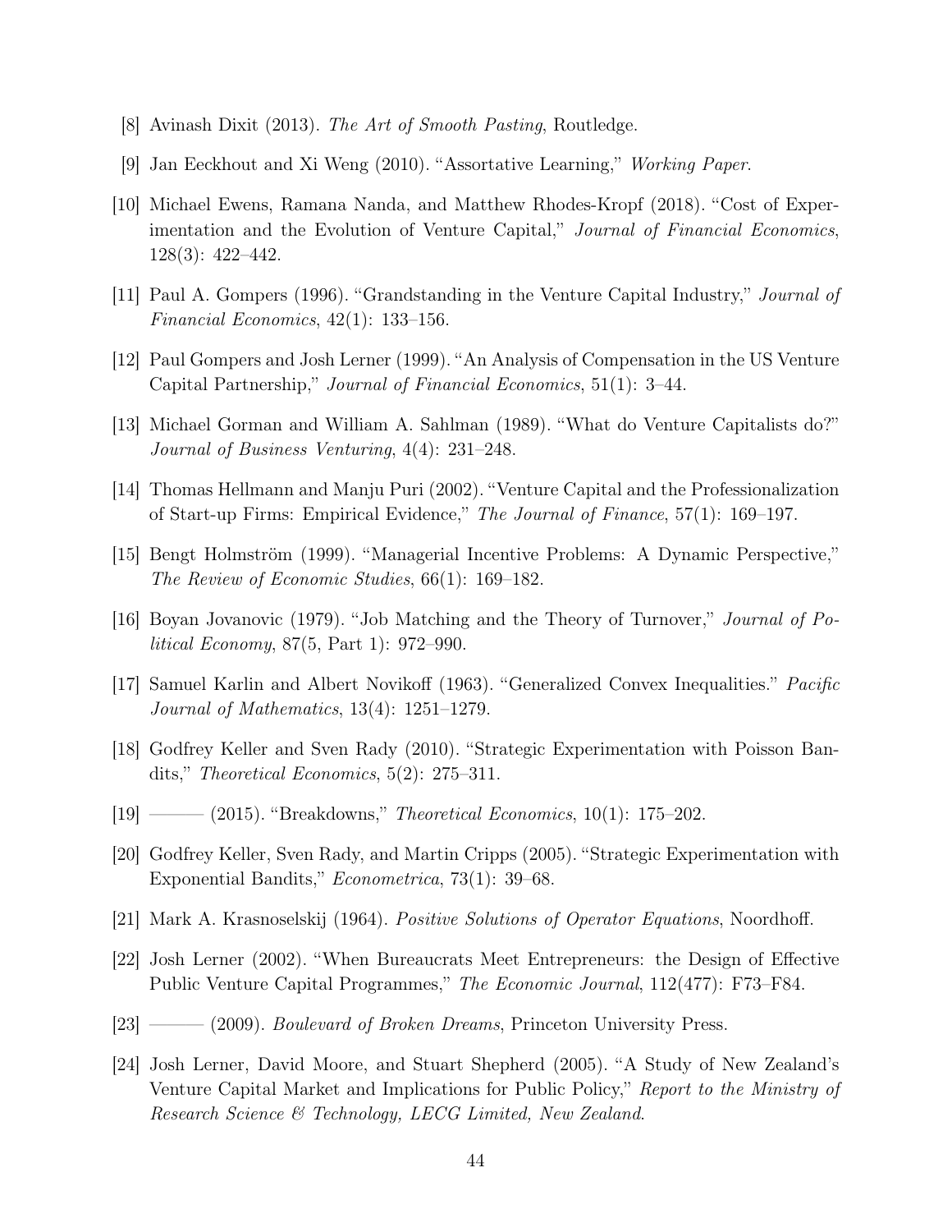[8] Avinash Dixit (2013). *The Art of Smooth Pasting*, Routledge.

[9] Jan Eeckhout and Xi Weng (2010). "Assortative Learning," *Working Paper*.

[10] Michael Ewens, Ramana Nanda, and Matthew Rhodes-Kropf (2018). "Cost of Experimentation and the Evolution of Venture Capital," *Journal of Financial Economics*, 128(3): 422–442.

[11] Paul A. Gompers (1996). "Grandstanding in the Venture Capital Industry," *Journal of Financial Economics*, 42(1): 133–156.

[12] Paul Gompers and Josh Lerner (1999). "An Analysis of Compensation in the US Venture Capital Partnership," *Journal of Financial Economics*, 51(1): 3–44.

[13] Michael Gorman and William A. Sahlman (1989). "What do Venture Capitalists do?" *Journal of Business Venturing*, 4(4): 231–248.

[14] Thomas Hellmann and Manju Puri (2002). "Venture Capital and the Professionalization of Start-up Firms: Empirical Evidence," *The Journal of Finance*, 57(1): 169–197.

[15] Bengt Holmström (1999). "Managerial Incentive Problems: A Dynamic Perspective," *The Review of Economic Studies*, 66(1): 169–182.

[16] Boyan Jovanovic (1979). "Job Matching and the Theory of Turnover," *Journal of Political Economy*, 87(5, Part 1): 972–990.

[17] Samuel Karlin and Albert Novikoff (1963). "Generalized Convex Inequalities." *Pacific Journal of Mathematics*, 13(4): 1251–1279.

[18] Godfrey Keller and Sven Rady (2010). "Strategic Experimentation with Poisson Bandits," *Theoretical Economics*, 5(2): 275–311.

[19] ——— (2015). "Breakdowns," *Theoretical Economics*, 10(1): 175–202.

[20] Godfrey Keller, Sven Rady, and Martin Cripps (2005). "Strategic Experimentation with Exponential Bandits," *Econometrica*, 73(1): 39–68.

[21] Mark A. Krasnoselskij (1964). *Positive Solutions of Operator Equations*, Noordhoff.

[22] Josh Lerner (2002). "When Bureaucrats Meet Entrepreneurs: the Design of Effective Public Venture Capital Programmes," *The Economic Journal*, 112(477): F73–F84.

[23] ——— (2009). *Boulevard of Broken Dreams*, Princeton University Press.

[24] Josh Lerner, David Moore, and Stuart Shepherd (2005). "A Study of New Zealand's Venture Capital Market and Implications for Public Policy," *Report to the Ministry of Research Science & Technology, LECG Limited, New Zealand*.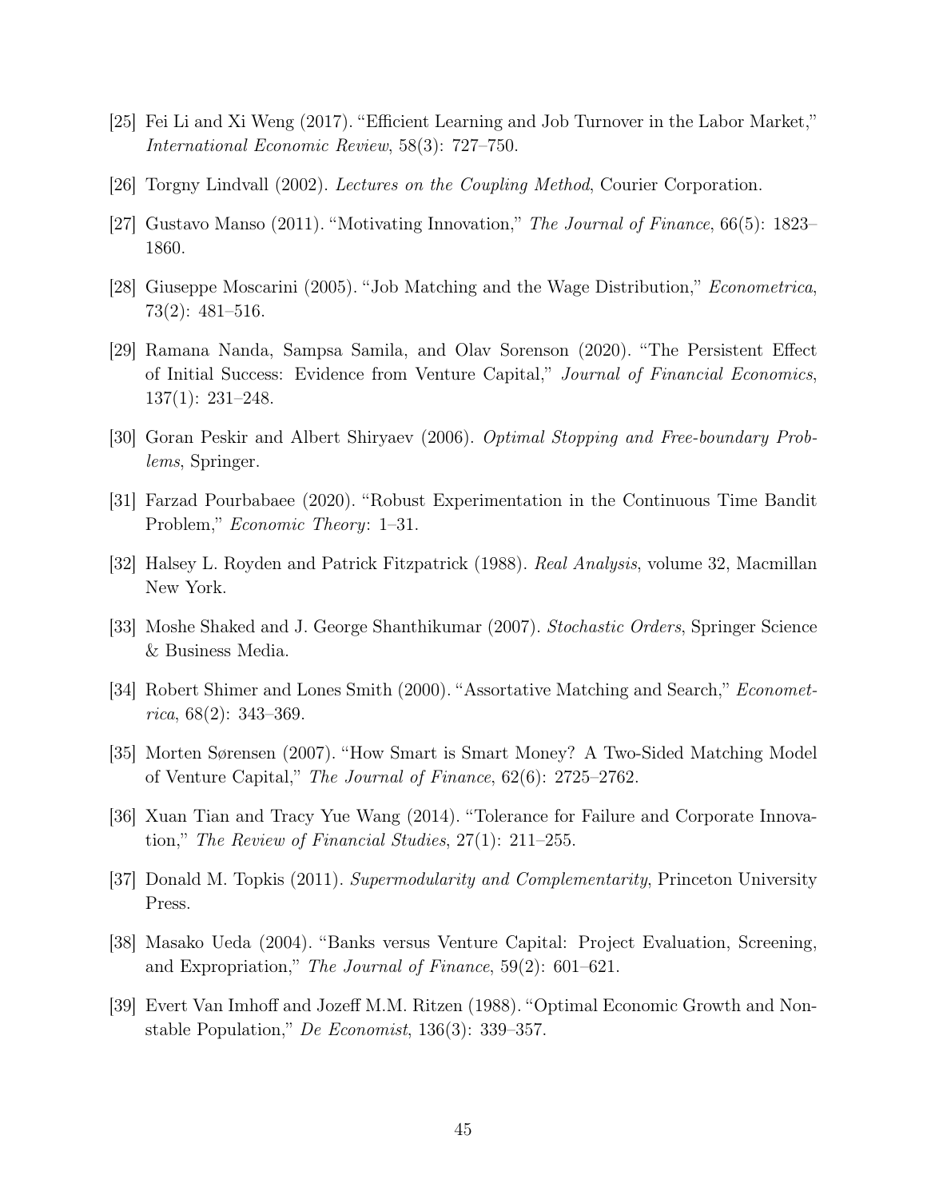[25] Fei Li and Xi Weng (2017). "Efficient Learning and Job Turnover in the Labor Market," *International Economic Review*, 58(3): 727–750.

[26] Torgny Lindvall (2002). *Lectures on the Coupling Method*, Courier Corporation.

[27] Gustavo Manso (2011). "Motivating Innovation," *The Journal of Finance*, 66(5): 1823–1860.

[28] Giuseppe Moscarini (2005). "Job Matching and the Wage Distribution," *Econometrica*, 73(2): 481–516.

[29] Ramana Nanda, Sampsa Samila, and Olav Sorenson (2020). "The Persistent Effect of Initial Success: Evidence from Venture Capital," *Journal of Financial Economics*, 137(1): 231–248.

[30] Goran Peskir and Albert Shiryaev (2006). *Optimal Stopping and Free-boundary Problems*, Springer.

[31] Farzad Pourbabaee (2020). "Robust Experimentation in the Continuous Time Bandit Problem," *Economic Theory*: 1–31.

[32] Halsey L. Royden and Patrick Fitzpatrick (1988). *Real Analysis*, volume 32, Macmillan New York.

[33] Moshe Shaked and J. George Shanthikumar (2007). *Stochastic Orders*, Springer Science & Business Media.

[34] Robert Shimer and Lones Smith (2000). "Assortative Matching and Search," *Econometrica*, 68(2): 343–369.

[35] Morten Sørensen (2007). "How Smart is Smart Money? A Two-Sided Matching Model of Venture Capital," *The Journal of Finance*, 62(6): 2725–2762.

[36] Xuan Tian and Tracy Yue Wang (2014). "Tolerance for Failure and Corporate Innovation," *The Review of Financial Studies*, 27(1): 211–255.

[37] Donald M. Topkis (2011). *Supermodularity and Complementarity*, Princeton University Press.

[38] Masako Ueda (2004). "Banks versus Venture Capital: Project Evaluation, Screening, and Expropriation," *The Journal of Finance*, 59(2): 601–621.

[39] Evert Van Imhoff and Jozeff M.M. Ritzen (1988). "Optimal Economic Growth and Non-stable Population," *De Economist*, 136(3): 339–357.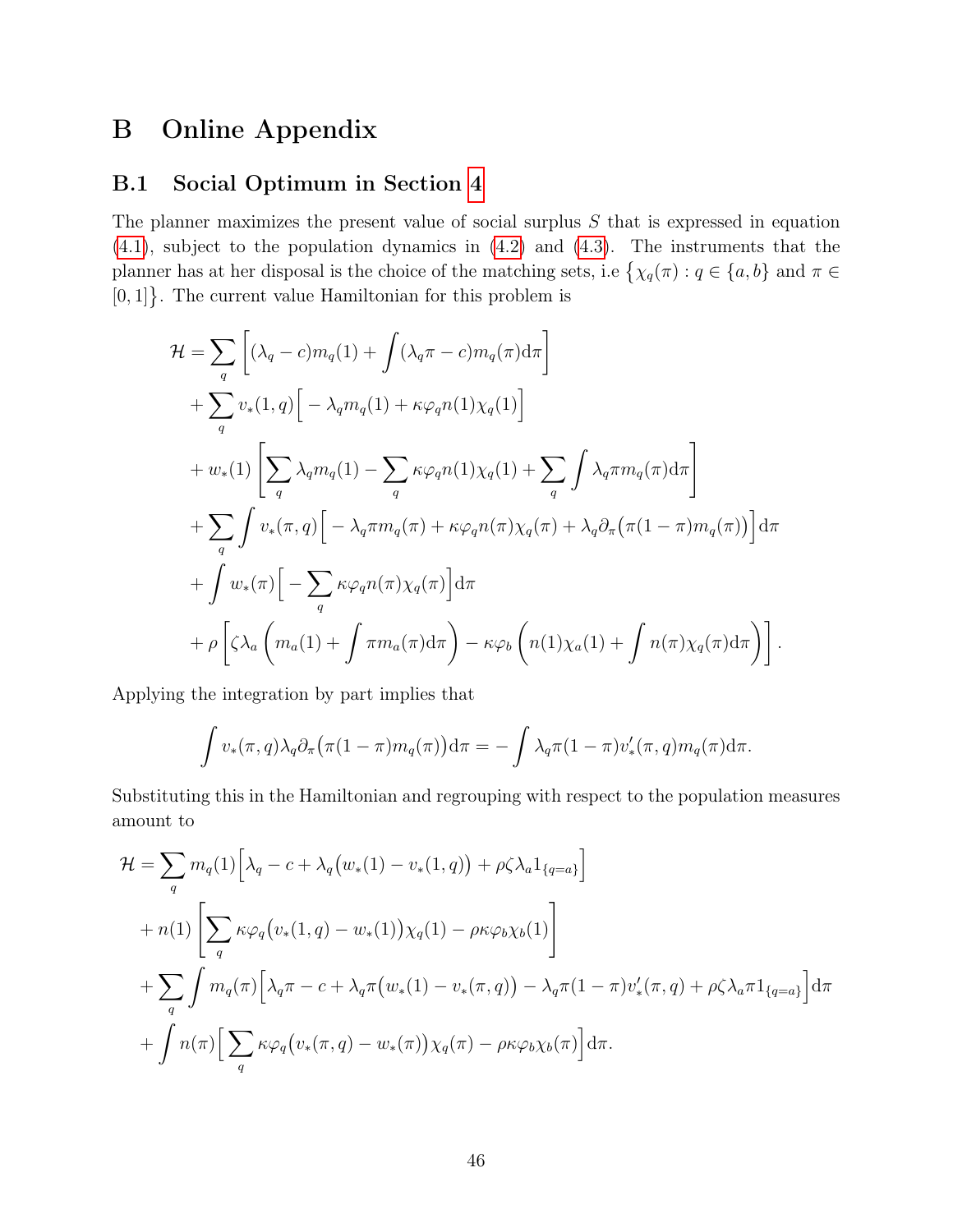# B Online Appendix

## B.1 Social Optimum in Section 4

The planner maximizes the present value of social surplus $S$ that is expressed in equation (4.1), subject to the population dynamics in (4.2) and (4.3). The instruments that the planner has at her disposal is the choice of the matching sets, i.e $\{\chi_q(\pi) : q \in \{a, b\}$ and $\pi \in [0,1]\}$. The current value Hamiltonian for this problem is

$$
\begin{aligned}
\mathcal{H} = & \sum_q \left[ (\lambda_q - c) m_q(1) + \int (\lambda_q \pi - c) m_q(\pi) \mathrm{d}\pi \right] \\
& + \sum_q v_*(1, q) \Big[ -\lambda_q m_q(1) + \kappa \varphi_q n(1) \chi_q(1) \Big] \\
& + w_*(1) \left[ \sum_q \lambda_q m_q(1) - \sum_q \kappa \varphi_q n(1) \chi_q(1) + \sum_q \int \lambda_q \pi m_q(\pi) \mathrm{d}\pi \right] \\
& + \sum_q \int v_*(\pi, q) \Big[ -\lambda_q \pi m_q(\pi) + \kappa \varphi_q n(\pi) \chi_q(\pi) + \lambda_q \partial_\pi \big( \pi(1-\pi) m_q(\pi) \big) \Big] \mathrm{d}\pi \\
& + \int w_*(\pi) \Big[ -\sum_q \kappa \varphi_q n(\pi) \chi_q(\pi) \Big] \mathrm{d}\pi \\
& + \rho \left[ \zeta \lambda_a \left( m_a(1) + \int \pi m_a(\pi) \mathrm{d}\pi \right) - \kappa \varphi_b \left( n(1) \chi_a(1) + \int n(\pi) \chi_q(\pi) \mathrm{d}\pi \right) \right].
\end{aligned}
$$

Applying the integration by part implies that

$$
\int v_*(\pi, q) \lambda_q \partial_\pi \big( \pi(1-\pi) m_q(\pi) \big) \mathrm{d}\pi = -\int \lambda_q \pi (1-\pi) v_*'(\pi, q) m_q(\pi) \mathrm{d}\pi.
$$

Substituting this in the Hamiltonian and regrouping with respect to the population measures amount to

$$
\begin{aligned}
\mathcal{H} = & \sum_q m_q(1) \Big[ \lambda_q - c + \lambda_q \big( w_*(1) - v_*(1, q) \big) + \rho \zeta \lambda_a 1_{\{q=a\}} \Big] \\
& + n(1) \left[ \sum_q \kappa \varphi_q \big( v_*(1, q) - w_*(1) \big) \chi_q(1) - \rho \kappa \varphi_b \chi_b(1) \right] \\
& + \sum_q \int m_q(\pi) \Big[ \lambda_q \pi - c + \lambda_q \pi \big( w_*(1) - v_*(\pi, q) \big) - \lambda_q \pi (1-\pi) v_*'(\pi, q) + \rho \zeta \lambda_a \pi 1_{\{q=a\}} \Big] \mathrm{d}\pi \\
& + \int n(\pi) \Big[ \sum_q \kappa \varphi_q \big( v_*(\pi, q) - w_*(\pi) \big) \chi_q(\pi) - \rho \kappa \varphi_b \chi_b(\pi) \Big] \mathrm{d}\pi.
\end{aligned}
$$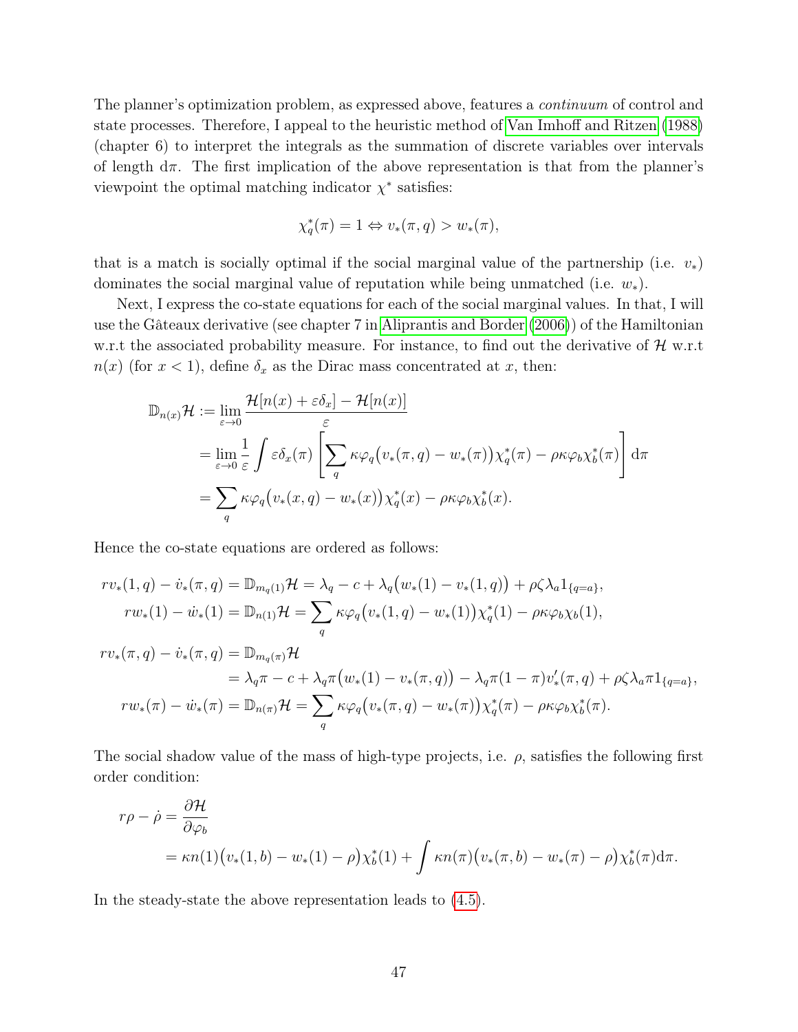The planner's optimization problem, as expressed above, features a *continuum* of control and state processes. Therefore, I appeal to the heuristic method of Van Imhoff and Ritzen (1988) (chapter 6) to interpret the integrals as the summation of discrete variables over intervals of length $\mathrm{d}\pi$. The first implication of the above representation is that from the planner's viewpoint the optimal matching indicator $\chi^*$ satisfies:

$$\chi_q^*(\pi) = 1 \Leftrightarrow v_*(\pi, q) > w_*(\pi),$$

that is a match is socially optimal if the social marginal value of the partnership (i.e. $v_*$) dominates the social marginal value of reputation while being unmatched (i.e. $w_*$).

Next, I express the co-state equations for each of the social marginal values. In that, I will use the Gâteaux derivative (see chapter 7 in Aliprantis and Border (2006)) of the Hamiltonian w.r.t the associated probability measure. For instance, to find out the derivative of $\mathcal{H}$ w.r.t $n(x)$ (for $x < 1$), define $\delta_x$ as the Dirac mass concentrated at $x$, then:

$$\begin{aligned}
\mathbb{D}_{n(x)}\mathcal{H} &:= \lim_{\varepsilon \to 0} \frac{\mathcal{H}[n(x) + \varepsilon\delta_x] - \mathcal{H}[n(x)]}{\varepsilon} \\
&= \lim_{\varepsilon \to 0} \frac{1}{\varepsilon} \int \varepsilon\delta_x(\pi) \left[ \sum_q \kappa\varphi_q \big(v_*(\pi, q) - w_*(\pi)\big)\chi_q^*(\pi) - \rho\kappa\varphi_b\chi_b^*(\pi) \right] \mathrm{d}\pi \\
&= \sum_q \kappa\varphi_q \big(v_*(x, q) - w_*(x)\big)\chi_q^*(x) - \rho\kappa\varphi_b\chi_b^*(x).
\end{aligned}$$

Hence the co-state equations are ordered as follows:

$$\begin{aligned}
rv_*(1, q) - \dot{v}_*(\pi, q) &= \mathbb{D}_{m_q(1)}\mathcal{H} = \lambda_q - c + \lambda_q\big(w_*(1) - v_*(1, q)\big) + \rho\zeta\lambda_a 1_{\{q=a\}}, \\
rw_*(1) - \dot{w}_*(1) &= \mathbb{D}_{n(1)}\mathcal{H} = \sum_q \kappa\varphi_q\big(v_*(1, q) - w_*(1)\big)\chi_q^*(1) - \rho\kappa\varphi_b\chi_b(1), \\
rv_*(\pi, q) - \dot{v}_*(\pi, q) &= \mathbb{D}_{m_q(\pi)}\mathcal{H} \\
&= \lambda_q\pi - c + \lambda_q\pi\big(w_*(1) - v_*(\pi, q)\big) - \lambda_q\pi(1 - \pi)v_*'(\pi, q) + \rho\zeta\lambda_a\pi 1_{\{q=a\}}, \\
rw_*(\pi) - \dot{w}_*(\pi) &= \mathbb{D}_{n(\pi)}\mathcal{H} = \sum_q \kappa\varphi_q\big(v_*(\pi, q) - w_*(\pi)\big)\chi_q^*(\pi) - \rho\kappa\varphi_b\chi_b^*(\pi).
\end{aligned}$$

The social shadow value of the mass of high-type projects, i.e. $\rho$, satisfies the following first order condition:

$$\begin{aligned}
r\rho - \dot{\rho} &= \frac{\partial\mathcal{H}}{\partial\varphi_b} \\
&= \kappa n(1)\big(v_*(1, b) - w_*(1) - \rho\big)\chi_b^*(1) + \int \kappa n(\pi)\big(v_*(\pi, b) - w_*(\pi) - \rho\big)\chi_b^*(\pi)\mathrm{d}\pi.
\end{aligned}$$

In the steady-state the above representation leads to (4.5).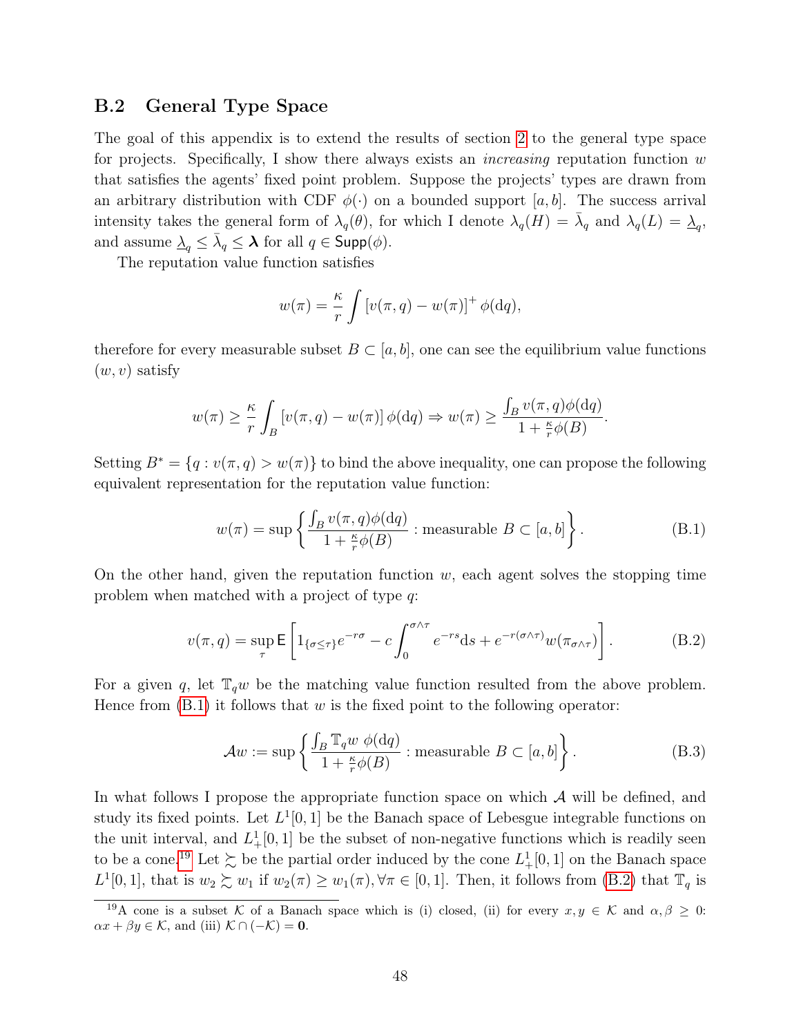## B.2 General Type Space

The goal of this appendix is to extend the results of section 2 to the general type space for projects. Specifically, I show there always exists an *increasing* reputation function $w$ that satisfies the agents' fixed point problem. Suppose the projects' types are drawn from an arbitrary distribution with CDF $\phi(\cdot)$ on a bounded support $[a,b]$. The success arrival intensity takes the general form of $\lambda_q(\theta)$, for which I denote $\lambda_q(H) = \bar{\lambda}_q$ and $\lambda_q(L) = \underline{\lambda}_q$, and assume $\underline{\lambda}_q \leq \bar{\lambda}_q \leq \boldsymbol{\lambda}$ for all $q \in \mathsf{Supp}(\phi)$.

The reputation value function satisfies

$$w(\pi) = \frac{\kappa}{r}\int \left[v(\pi,q) - w(\pi)\right]^+ \phi(\mathrm{d}q),$$

therefore for every measurable subset $B \subset [a,b]$, one can see the equilibrium value functions $(w,v)$ satisfy

$$w(\pi) \geq \frac{\kappa}{r}\int_B \left[v(\pi,q) - w(\pi)\right] \phi(\mathrm{d}q) \Rightarrow w(\pi) \geq \frac{\int_B v(\pi,q)\phi(\mathrm{d}q)}{1 + \frac{\kappa}{r}\phi(B)}.$$

Setting $B^* = \{q : v(\pi,q) > w(\pi)\}$ to bind the above inequality, one can propose the following equivalent representation for the reputation value function:

$$w(\pi) = \sup\left\{\frac{\int_B v(\pi,q)\phi(\mathrm{d}q)}{1 + \frac{\kappa}{r}\phi(B)} : \text{measurable } B \subset [a,b]\right\}. \tag{B.1}$$

On the other hand, given the reputation function $w$, each agent solves the stopping time problem when matched with a project of type $q$:

$$v(\pi,q) = \sup_\tau \mathsf{E}\left[1_{\{\sigma\leq\tau\}}e^{-r\sigma} - c\int_0^{\sigma\wedge\tau} e^{-rs}\mathrm{d}s + e^{-r(\sigma\wedge\tau)}w(\pi_{\sigma\wedge\tau})\right]. \tag{B.2}$$

For a given $q$, let $\mathbb{T}_q w$ be the matching value function resulted from the above problem. Hence from (B.1) it follows that $w$ is the fixed point to the following operator:

$$\mathcal{A}w := \sup\left\{\frac{\int_B \mathbb{T}_q w\ \phi(\mathrm{d}q)}{1 + \frac{\kappa}{r}\phi(B)} : \text{measurable } B \subset [a,b]\right\}. \tag{B.3}$$

In what follows I propose the appropriate function space on which $\mathcal{A}$ will be defined, and study its fixed points. Let $L^1[0,1]$ be the Banach space of Lebesgue integrable functions on the unit interval, and $L^1_+[0,1]$ be the subset of non-negative functions which is readily seen to be a cone.[19] Let $\succsim$ be the partial order induced by the cone $L^1_+[0,1]$ on the Banach space $L^1[0,1]$, that is $w_2 \succsim w_1$ if $w_2(\pi) \geq w_1(\pi), \forall \pi \in [0,1]$. Then, it follows from (B.2) that $\mathbb{T}_q$ is

[19] A cone is a subset $\mathcal{K}$ of a Banach space which is (i) closed, (ii) for every $x,y \in \mathcal{K}$ and $\alpha,\beta \geq 0$: $\alpha x + \beta y \in \mathcal{K}$, and (iii) $\mathcal{K} \cap (-\mathcal{K}) = \mathbf{0}$.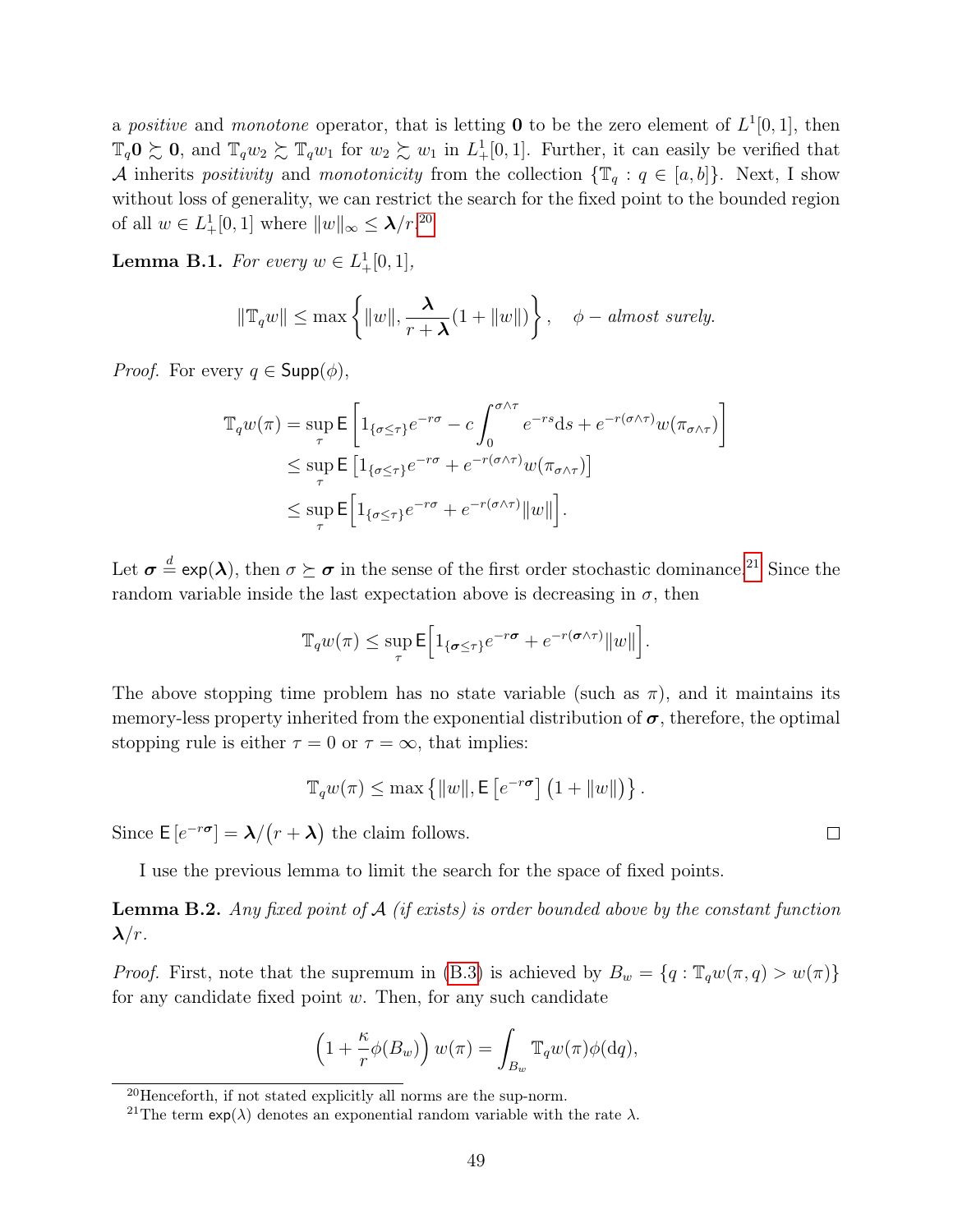a *positive* and *monotone* operator, that is letting $\mathbf{0}$ to be the zero element of $L^1[0,1]$, then $\mathbb{T}_q\mathbf{0} \succsim \mathbf{0}$, and $\mathbb{T}_q w_2 \succsim \mathbb{T}_q w_1$ for $w_2 \succsim w_1$ in $L^1_+[0,1]$. Further, it can easily be verified that $\mathcal{A}$ inherits *positivity* and *monotonicity* from the collection $\{\mathbb{T}_q : q \in [a,b]\}$. Next, I show without loss of generality, we can restrict the search for the fixed point to the bounded region of all $w \in L^1_+[0,1]$ where $\|w\|_\infty \leq \boldsymbol{\lambda}/r$.[20]

**Lemma B.1.** *For every* $w \in L^1_+[0,1]$,

$$\|\mathbb{T}_q w\| \leq \max\left\{\|w\|, \frac{\boldsymbol{\lambda}}{r+\boldsymbol{\lambda}}(1+\|w\|)\right\}, \quad \phi-\textit{almost surely.}$$

*Proof.* For every $q \in \mathsf{Supp}(\phi)$,

$$\begin{aligned}
\mathbb{T}_q w(\pi) &= \sup_\tau \mathsf{E}\left[1_{\{\sigma\leq\tau\}}e^{-r\sigma} - c\int_0^{\sigma\wedge\tau} e^{-rs}\mathrm{d}s + e^{-r(\sigma\wedge\tau)}w(\pi_{\sigma\wedge\tau})\right] \\
&\leq \sup_\tau \mathsf{E}\left[1_{\{\sigma\leq\tau\}}e^{-r\sigma} + e^{-r(\sigma\wedge\tau)}w(\pi_{\sigma\wedge\tau})\right] \\
&\leq \sup_\tau \mathsf{E}\Big[1_{\{\sigma\leq\tau\}}e^{-r\sigma} + e^{-r(\sigma\wedge\tau)}\|w\|\Big].
\end{aligned}$$

Let $\boldsymbol{\sigma} \overset{d}{=} \mathsf{exp}(\boldsymbol{\lambda})$, then $\sigma \succeq \boldsymbol{\sigma}$ in the sense of the first order stochastic dominance.[21] Since the random variable inside the last expectation above is decreasing in $\sigma$, then

$$\mathbb{T}_q w(\pi) \leq \sup_\tau \mathsf{E}\Big[1_{\{\boldsymbol{\sigma}\leq\tau\}}e^{-r\boldsymbol{\sigma}} + e^{-r(\boldsymbol{\sigma}\wedge\tau)}\|w\|\Big].$$

The above stopping time problem has no state variable (such as $\pi$), and it maintains its memory-less property inherited from the exponential distribution of $\boldsymbol{\sigma}$, therefore, the optimal stopping rule is either $\tau = 0$ or $\tau = \infty$, that implies:

$$\mathbb{T}_q w(\pi) \leq \max\left\{\|w\|, \mathsf{E}\left[e^{-r\boldsymbol{\sigma}}\right]\left(1+\|w\|\right)\right\}.$$

Since $\mathsf{E}\left[e^{-r\boldsymbol{\sigma}}\right] = \boldsymbol{\lambda}/\big(r+\boldsymbol{\lambda}\big)$ the claim follows. ∎

I use the previous lemma to limit the search for the space of fixed points.

**Lemma B.2.** *Any fixed point of* $\mathcal{A}$ *(if exists) is order bounded above by the constant function* $\boldsymbol{\lambda}/r$.

*Proof.* First, note that the supremum in (B.3) is achieved by $B_w = \{q : \mathbb{T}_q w(\pi, q) > w(\pi)\}$ for any candidate fixed point $w$. Then, for any such candidate

$$\Big(1 + \frac{\kappa}{r}\phi(B_w)\Big)\, w(\pi) = \int_{B_w} \mathbb{T}_q w(\pi)\phi(\mathrm{d}q),$$

[20] Henceforth, if not stated explicitly all norms are the sup-norm.

[21] The term $\mathsf{exp}(\lambda)$ denotes an exponential random variable with the rate $\lambda$.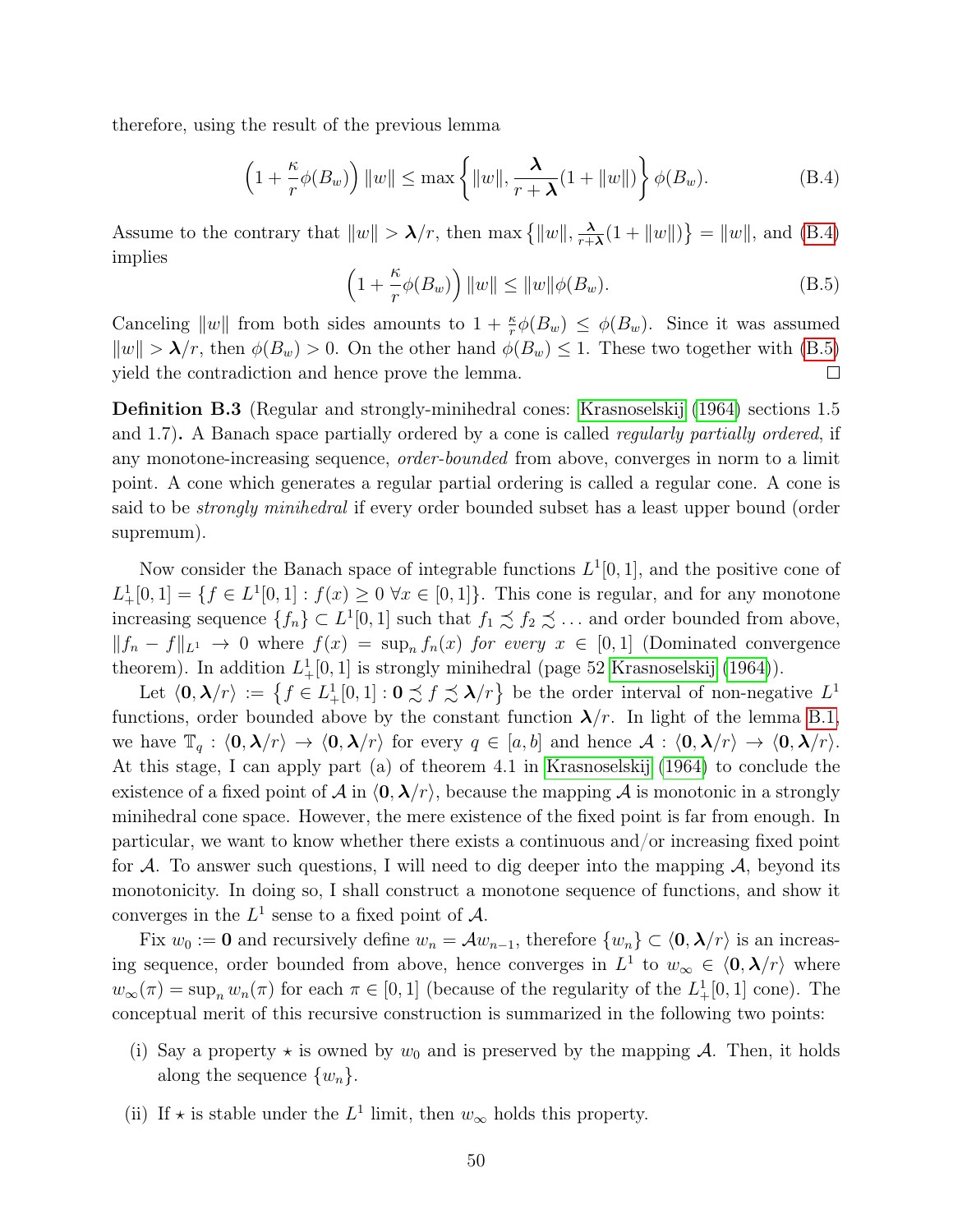therefore, using the result of the previous lemma

$$\left(1+\frac{\kappa}{r}\phi(B_w)\right)\|w\| \leq \max\left\{\|w\|, \frac{\boldsymbol{\lambda}}{r+\boldsymbol{\lambda}}(1+\|w\|)\right\}\phi(B_w). \tag{B.4}$$

Assume to the contrary that $\|w\| > \boldsymbol{\lambda}/r$, then $\max\left\{\|w\|, \frac{\boldsymbol{\lambda}}{r+\boldsymbol{\lambda}}(1+\|w\|)\right\} = \|w\|$, and (B.4) implies

$$\left(1+\frac{\kappa}{r}\phi(B_w)\right)\|w\| \leq \|w\|\phi(B_w). \tag{B.5}$$

Canceling $\|w\|$ from both sides amounts to $1+\frac{\kappa}{r}\phi(B_w) \leq \phi(B_w)$. Since it was assumed $\|w\| > \boldsymbol{\lambda}/r$, then $\phi(B_w) > 0$. On the other hand $\phi(B_w) \leq 1$. These two together with (B.5) yield the contradiction and hence prove the lemma. □

**Definition B.3** (Regular and strongly-minihedral cones: Krasnoselskij (1964) sections 1.5 and 1.7)**.** A Banach space partially ordered by a cone is called *regularly partially ordered*, if any monotone-increasing sequence, *order-bounded* from above, converges in norm to a limit point. A cone which generates a regular partial ordering is called a regular cone. A cone is said to be *strongly minihedral* if every order bounded subset has a least upper bound (order supremum).

Now consider the Banach space of integrable functions $L^1[0,1]$, and the positive cone of $L^1_+[0,1] = \{f \in L^1[0,1] : f(x) \geq 0 \ \forall x \in [0,1]\}$. This cone is regular, and for any monotone increasing sequence $\{f_n\} \subset L^1[0,1]$ such that $f_1 \precsim f_2 \precsim \dots$ and order bounded from above, $\|f_n - f\|_{L^1} \to 0$ where $f(x) = \sup_n f_n(x)$ *for every* $x \in [0,1]$ (Dominated convergence theorem). In addition $L^1_+[0,1]$ is strongly minihedral (page 52 Krasnoselskij (1964)).

Let $\langle \mathbf{0}, \boldsymbol{\lambda}/r\rangle := \left\{f \in L^1_+[0,1] : \mathbf{0} \precsim f \precsim \boldsymbol{\lambda}/r\right\}$ be the order interval of non-negative $L^1$ functions, order bounded above by the constant function $\boldsymbol{\lambda}/r$. In light of the lemma B.1, we have $\mathbb{T}_q : \langle \mathbf{0}, \boldsymbol{\lambda}/r\rangle \to \langle \mathbf{0}, \boldsymbol{\lambda}/r\rangle$ for every $q \in [a,b]$ and hence $\mathcal{A} : \langle \mathbf{0}, \boldsymbol{\lambda}/r\rangle \to \langle \mathbf{0}, \boldsymbol{\lambda}/r\rangle$. At this stage, I can apply part (a) of theorem 4.1 in Krasnoselskij (1964) to conclude the existence of a fixed point of $\mathcal{A}$ in $\langle \mathbf{0}, \boldsymbol{\lambda}/r\rangle$, because the mapping $\mathcal{A}$ is monotonic in a strongly minihedral cone space. However, the mere existence of the fixed point is far from enough. In particular, we want to know whether there exists a continuous and/or increasing fixed point for $\mathcal{A}$. To answer such questions, I will need to dig deeper into the mapping $\mathcal{A}$, beyond its monotonicity. In doing so, I shall construct a monotone sequence of functions, and show it converges in the $L^1$ sense to a fixed point of $\mathcal{A}$.

Fix $w_0 := \mathbf{0}$ and recursively define $w_n = \mathcal{A}w_{n-1}$, therefore $\{w_n\} \subset \langle \mathbf{0}, \boldsymbol{\lambda}/r\rangle$ is an increasing sequence, order bounded from above, hence converges in $L^1$ to $w_\infty \in \langle \mathbf{0}, \boldsymbol{\lambda}/r\rangle$ where $w_\infty(\pi) = \sup_n w_n(\pi)$ for each $\pi \in [0,1]$ (because of the regularity of the $L^1_+[0,1]$ cone). The conceptual merit of this recursive construction is summarized in the following two points:

(i) Say a property $\star$ is owned by $w_0$ and is preserved by the mapping $\mathcal{A}$. Then, it holds along the sequence $\{w_n\}$.

(ii) If $\star$ is stable under the $L^1$ limit, then $w_\infty$ holds this property.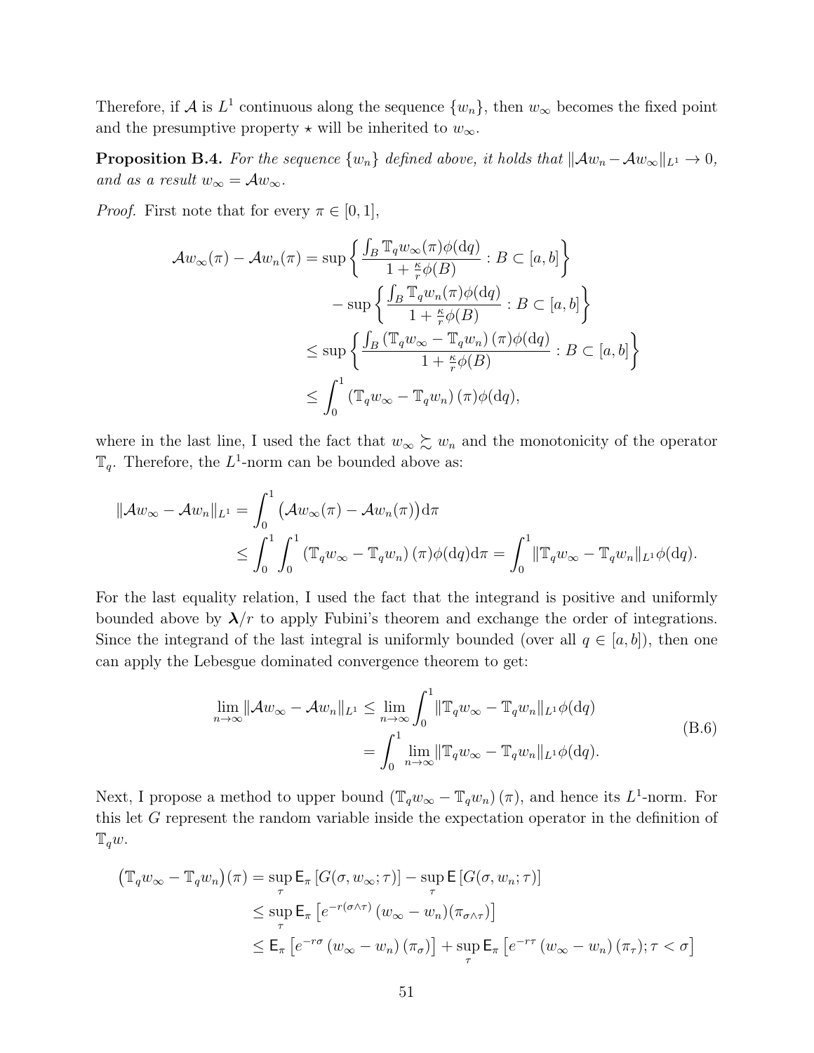Therefore, if $\mathcal{A}$ is $L^1$ continuous along the sequence $\{w_n\}$, then $w_\infty$ becomes the fixed point and the presumptive property $\star$ will be inherited to $w_\infty$.

**Proposition B.4.** *For the sequence $\{w_n\}$ defined above, it holds that $\|\mathcal{A}w_n - \mathcal{A}w_\infty\|_{L^1} \to 0$, and as a result $w_\infty = \mathcal{A}w_\infty$.*

*Proof.* First note that for every $\pi \in [0,1]$,

$$
\begin{aligned}
\mathcal{A}w_\infty(\pi) - \mathcal{A}w_n(\pi) &= \sup\left\{ \frac{\int_B \mathbb{T}_q w_\infty(\pi)\phi(\mathrm{d}q)}{1+\frac{\kappa}{r}\phi(B)} : B \subset [a,b] \right\} \\
&\quad - \sup\left\{ \frac{\int_B \mathbb{T}_q w_n(\pi)\phi(\mathrm{d}q)}{1+\frac{\kappa}{r}\phi(B)} : B \subset [a,b] \right\} \\
&\le \sup\left\{ \frac{\int_B \left(\mathbb{T}_q w_\infty - \mathbb{T}_q w_n\right)(\pi)\phi(\mathrm{d}q)}{1+\frac{\kappa}{r}\phi(B)} : B \subset [a,b] \right\} \\
&\le \int_0^1 \left(\mathbb{T}_q w_\infty - \mathbb{T}_q w_n\right)(\pi)\phi(\mathrm{d}q),
\end{aligned}
$$

where in the last line, I used the fact that $w_\infty \succsim w_n$ and the monotonicity of the operator $\mathbb{T}_q$. Therefore, the $L^1$-norm can be bounded above as:

$$
\begin{aligned}
\|\mathcal{A}w_\infty - \mathcal{A}w_n\|_{L^1} &= \int_0^1 \big(\mathcal{A}w_\infty(\pi) - \mathcal{A}w_n(\pi)\big)\mathrm{d}\pi \\
&\le \int_0^1 \int_0^1 \left(\mathbb{T}_q w_\infty - \mathbb{T}_q w_n\right)(\pi)\phi(\mathrm{d}q)\mathrm{d}\pi = \int_0^1 \|\mathbb{T}_q w_\infty - \mathbb{T}_q w_n\|_{L^1}\phi(\mathrm{d}q).
\end{aligned}
$$

For the last equality relation, I used the fact that the integrand is positive and uniformly bounded above by $\boldsymbol{\lambda}/r$ to apply Fubini's theorem and exchange the order of integrations. Since the integrand of the last integral is uniformly bounded (over all $q \in [a,b]$), then one can apply the Lebesgue dominated convergence theorem to get:

$$
\begin{aligned}
\lim_{n\to\infty} \|\mathcal{A}w_\infty - \mathcal{A}w_n\|_{L^1} &\le \lim_{n\to\infty} \int_0^1 \|\mathbb{T}_q w_\infty - \mathbb{T}_q w_n\|_{L^1}\phi(\mathrm{d}q) \\
&= \int_0^1 \lim_{n\to\infty} \|\mathbb{T}_q w_\infty - \mathbb{T}_q w_n\|_{L^1}\phi(\mathrm{d}q).
\end{aligned}
\tag{B.6}
$$

Next, I propose a method to upper bound $\left(\mathbb{T}_q w_\infty - \mathbb{T}_q w_n\right)(\pi)$, and hence its $L^1$-norm. For this let $G$ represent the random variable inside the expectation operator in the definition of $\mathbb{T}_q w$.

$$
\begin{aligned}
\big(\mathbb{T}_q w_\infty - \mathbb{T}_q w_n\big)(\pi) &= \sup_\tau \mathsf{E}_\pi\left[G(\sigma, w_\infty; \tau)\right] - \sup_\tau \mathsf{E}\left[G(\sigma, w_n; \tau)\right] \\
&\le \sup_\tau \mathsf{E}_\pi\left[e^{-r(\sigma\wedge\tau)}\,(w_\infty - w_n)(\pi_{\sigma\wedge\tau})\right] \\
&\le \mathsf{E}_\pi\left[e^{-r\sigma}\left(w_\infty - w_n\right)(\pi_\sigma)\right] + \sup_\tau \mathsf{E}_\pi\left[e^{-r\tau}\left(w_\infty - w_n\right)(\pi_\tau); \tau < \sigma\right]
\end{aligned}
$$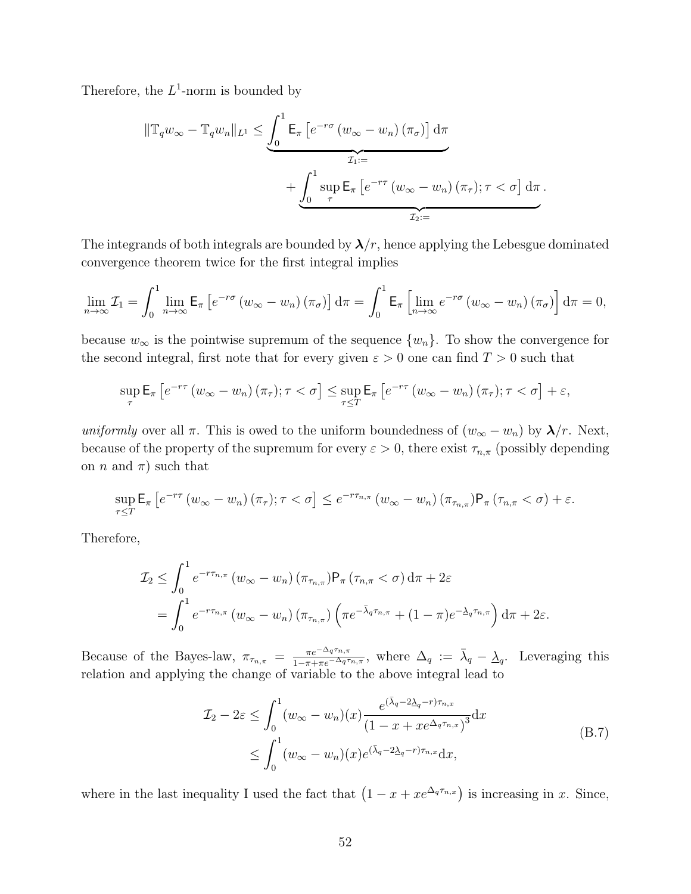Therefore, the $L^1$-norm is bounded by

$$
\|\mathbb{T}_q w_\infty - \mathbb{T}_q w_n\|_{L^1} \leq \underbrace{\int_0^1 \mathsf{E}_\pi \left[ e^{-r\sigma} \left(w_\infty - w_n\right)(\pi_\sigma)\right] \mathrm{d}\pi}_{\mathcal{I}_1 :=} + \underbrace{\int_0^1 \sup_\tau \mathsf{E}_\pi \left[ e^{-r\tau} \left(w_\infty - w_n\right)(\pi_\tau); \tau < \sigma\right] \mathrm{d}\pi}_{\mathcal{I}_2 :=}.
$$

The integrands of both integrals are bounded by $\boldsymbol{\lambda}/r$, hence applying the Lebesgue dominated convergence theorem twice for the first integral implies

$$
\lim_{n\to\infty} \mathcal{I}_1 = \int_0^1 \lim_{n\to\infty} \mathsf{E}_\pi \left[ e^{-r\sigma} \left(w_\infty - w_n\right)(\pi_\sigma)\right] \mathrm{d}\pi = \int_0^1 \mathsf{E}_\pi \left[ \lim_{n\to\infty} e^{-r\sigma} \left(w_\infty - w_n\right)(\pi_\sigma)\right] \mathrm{d}\pi = 0,
$$

because $w_\infty$ is the pointwise supremum of the sequence $\{w_n\}$. To show the convergence for the second integral, first note that for every given $\varepsilon > 0$ one can find $T > 0$ such that

$$
\sup_\tau \mathsf{E}_\pi \left[ e^{-r\tau} \left(w_\infty - w_n\right)(\pi_\tau); \tau < \sigma\right] \leq \sup_{\tau \leq T} \mathsf{E}_\pi \left[ e^{-r\tau} \left(w_\infty - w_n\right)(\pi_\tau); \tau < \sigma\right] + \varepsilon,
$$

*uniformly* over all $\pi$. This is owed to the uniform boundedness of $(w_\infty - w_n)$ by $\boldsymbol{\lambda}/r$. Next, because of the property of the supremum for every $\varepsilon > 0$, there exist $\tau_{n,\pi}$ (possibly depending on $n$ and $\pi$) such that

$$
\sup_{\tau \leq T} \mathsf{E}_\pi \left[ e^{-r\tau} \left(w_\infty - w_n\right)(\pi_\tau); \tau < \sigma\right] \leq e^{-r\tau_{n,\pi}} \left(w_\infty - w_n\right)(\pi_{\tau_{n,\pi}}) \mathsf{P}_\pi \left(\tau_{n,\pi} < \sigma\right) + \varepsilon.
$$

Therefore,

$$
\begin{aligned}
\mathcal{I}_2 &\leq \int_0^1 e^{-r\tau_{n,\pi}} \left(w_\infty - w_n\right)(\pi_{\tau_{n,\pi}}) \mathsf{P}_\pi \left(\tau_{n,\pi} < \sigma\right) \mathrm{d}\pi + 2\varepsilon \\
&= \int_0^1 e^{-r\tau_{n,\pi}} \left(w_\infty - w_n\right)(\pi_{\tau_{n,\pi}}) \left( \pi e^{-\bar{\lambda}_q \tau_{n,\pi}} + (1-\pi) e^{-\underline{\lambda}_q \tau_{n,\pi}} \right) \mathrm{d}\pi + 2\varepsilon.
\end{aligned}
$$

Because of the Bayes-law, $\pi_{\tau_{n,\pi}} = \frac{\pi e^{-\Delta_q \tau_{n,\pi}}}{1 - \pi + \pi e^{-\Delta_q \tau_{n,\pi}}}$, where $\Delta_q := \bar{\lambda}_q - \underline{\lambda}_q$. Leveraging this relation and applying the change of variable to the above integral lead to

$$
\begin{aligned}
\mathcal{I}_2 - 2\varepsilon &\leq \int_0^1 (w_\infty - w_n)(x) \frac{e^{(\bar{\lambda}_q - 2\underline{\lambda}_q - r)\tau_{n,x}}}{\left(1 - x + x e^{\Delta_q \tau_{n,x}}\right)^3} \mathrm{d}x \\
&\leq \int_0^1 (w_\infty - w_n)(x) e^{(\bar{\lambda}_q - 2\underline{\lambda}_q - r)\tau_{n,x}} \mathrm{d}x,
\end{aligned}
\tag{B.7}
$$

where in the last inequality I used the fact that $\left(1 - x + x e^{\Delta_q \tau_{n,x}}\right)$ is increasing in $x$. Since,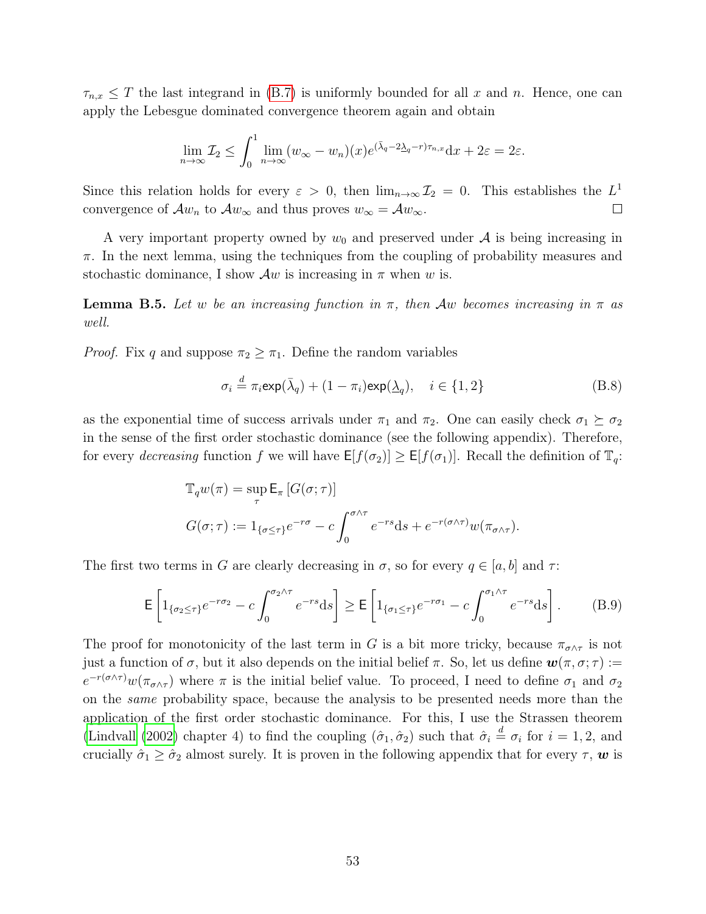$\tau_{n,x} \leq T$ the last integrand in (B.7) is uniformly bounded for all $x$ and $n$. Hence, one can apply the Lebesgue dominated convergence theorem again and obtain

$$\lim_{n\to\infty} \mathcal{I}_2 \leq \int_0^1 \lim_{n\to\infty} (w_\infty - w_n)(x) e^{(\bar{\lambda}_q - 2\underline{\lambda}_q - r)\tau_{n,x}} \mathrm{d}x + 2\varepsilon = 2\varepsilon.$$

Since this relation holds for every $\varepsilon > 0$, then $\lim_{n\to\infty} \mathcal{I}_2 = 0$. This establishes the $L^1$ convergence of $\mathcal{A}w_n$ to $\mathcal{A}w_\infty$ and thus proves $w_\infty = \mathcal{A}w_\infty$. $\square$

A very important property owned by $w_0$ and preserved under $\mathcal{A}$ is being increasing in $\pi$. In the next lemma, using the techniques from the coupling of probability measures and stochastic dominance, I show $\mathcal{A}w$ is increasing in $\pi$ when $w$ is.

**Lemma B.5.** *Let $w$ be an increasing function in $\pi$, then $\mathcal{A}w$ becomes increasing in $\pi$ as well.*

*Proof.* Fix $q$ and suppose $\pi_2 \geq \pi_1$. Define the random variables

$$\sigma_i \overset{d}{=} \pi_i \mathsf{exp}(\bar{\lambda}_q) + (1 - \pi_i)\mathsf{exp}(\underline{\lambda}_q), \quad i \in \{1, 2\} \tag{B.8}$$

as the exponential time of success arrivals under $\pi_1$ and $\pi_2$. One can easily check $\sigma_1 \succeq \sigma_2$ in the sense of the first order stochastic dominance (see the following appendix). Therefore, for every *decreasing* function $f$ we will have $\mathsf{E}[f(\sigma_2)] \geq \mathsf{E}[f(\sigma_1)]$. Recall the definition of $\mathbb{T}_q$:

$$\mathbb{T}_q w(\pi) = \sup_\tau \mathsf{E}_\pi \left[G(\sigma; \tau)\right]$$

$$G(\sigma; \tau) := 1_{\{\sigma \leq \tau\}} e^{-r\sigma} - c\int_0^{\sigma\wedge\tau} e^{-rs}\mathrm{d}s + e^{-r(\sigma\wedge\tau)} w(\pi_{\sigma\wedge\tau}).$$

The first two terms in $G$ are clearly decreasing in $\sigma$, so for every $q \in [a, b]$ and $\tau$:

$$\mathsf{E}\left[1_{\{\sigma_2 \leq \tau\}} e^{-r\sigma_2} - c\int_0^{\sigma_2\wedge\tau} e^{-rs}\mathrm{d}s\right] \geq \mathsf{E}\left[1_{\{\sigma_1 \leq \tau\}} e^{-r\sigma_1} - c\int_0^{\sigma_1\wedge\tau} e^{-rs}\mathrm{d}s\right]. \tag{B.9}$$

The proof for monotonicity of the last term in $G$ is a bit more tricky, because $\pi_{\sigma\wedge\tau}$ is not just a function of $\sigma$, but it also depends on the initial belief $\pi$. So, let us define $\boldsymbol{w}(\pi, \sigma; \tau) := e^{-r(\sigma\wedge\tau)} w(\pi_{\sigma\wedge\tau})$ where $\pi$ is the initial belief value. To proceed, I need to define $\sigma_1$ and $\sigma_2$ on the *same* probability space, because the analysis to be presented needs more than the application of the first order stochastic dominance. For this, I use the Strassen theorem (Lindvall (2002) chapter 4) to find the coupling $(\hat{\sigma}_1, \hat{\sigma}_2)$ such that $\hat{\sigma}_i \overset{d}{=} \sigma_i$ for $i = 1, 2$, and crucially $\hat{\sigma}_1 \geq \hat{\sigma}_2$ almost surely. It is proven in the following appendix that for every $\tau$, $\boldsymbol{w}$ is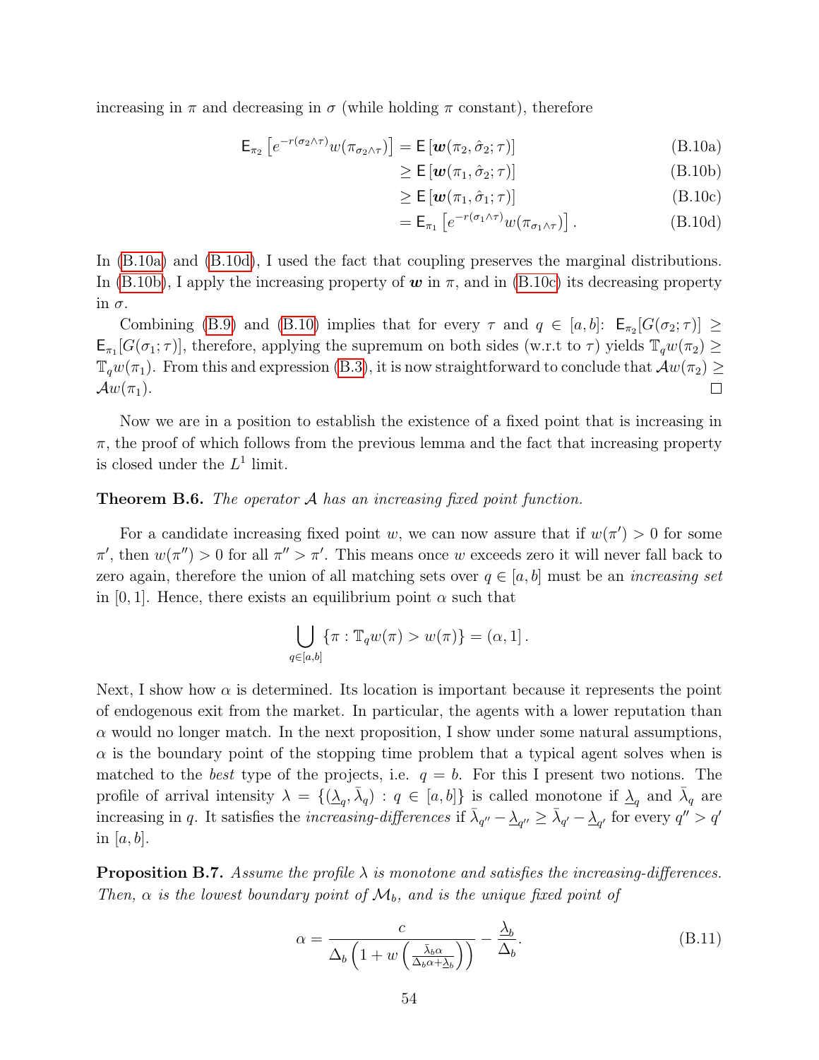increasing in $\pi$ and decreasing in $\sigma$ (while holding $\pi$ constant), therefore

$$
\begin{aligned}
\mathsf{E}_{\pi_2}\left[e^{-r(\sigma_2\wedge\tau)}w(\pi_{\sigma_2\wedge\tau})\right] &= \mathsf{E}\left[\boldsymbol{w}(\pi_2,\hat{\sigma}_2;\tau)\right] && \text{(B.10a)}\\
&\geq \mathsf{E}\left[\boldsymbol{w}(\pi_1,\hat{\sigma}_2;\tau)\right] && \text{(B.10b)}\\
&\geq \mathsf{E}\left[\boldsymbol{w}(\pi_1,\hat{\sigma}_1;\tau)\right] && \text{(B.10c)}\\
&= \mathsf{E}_{\pi_1}\left[e^{-r(\sigma_1\wedge\tau)}w(\pi_{\sigma_1\wedge\tau})\right]. && \text{(B.10d)}
\end{aligned}
$$

In (B.10a) and (B.10d), I used the fact that coupling preserves the marginal distributions. In (B.10b), I apply the increasing property of $\boldsymbol{w}$ in $\pi$, and in (B.10c) its decreasing property in $\sigma$.

Combining (B.9) and (B.10) implies that for every $\tau$ and $q \in [a,b]$: $\mathsf{E}_{\pi_2}[G(\sigma_2;\tau)] \geq \mathsf{E}_{\pi_1}[G(\sigma_1;\tau)]$, therefore, applying the supremum on both sides (w.r.t to $\tau$) yields $\mathbb{T}_q w(\pi_2) \geq \mathbb{T}_q w(\pi_1)$. From this and expression (B.3), it is now straightforward to conclude that $\mathcal{A}w(\pi_2) \geq \mathcal{A}w(\pi_1)$. □

Now we are in a position to establish the existence of a fixed point that is increasing in $\pi$, the proof of which follows from the previous lemma and the fact that increasing property is closed under the $L^1$ limit.

**Theorem B.6.** *The operator $\mathcal{A}$ has an increasing fixed point function.*

For a candidate increasing fixed point $w$, we can now assure that if $w(\pi') > 0$ for some $\pi'$, then $w(\pi'') > 0$ for all $\pi'' > \pi'$. This means once $w$ exceeds zero it will never fall back to zero again, therefore the union of all matching sets over $q \in [a,b]$ must be an *increasing set* in $[0,1]$. Hence, there exists an equilibrium point $\alpha$ such that

$$
\bigcup_{q\in[a,b]}\{\pi : \mathbb{T}_q w(\pi) > w(\pi)\} = (\alpha, 1].
$$

Next, I show how $\alpha$ is determined. Its location is important because it represents the point of endogenous exit from the market. In particular, the agents with a lower reputation than $\alpha$ would no longer match. In the next proposition, I show under some natural assumptions, $\alpha$ is the boundary point of the stopping time problem that a typical agent solves when is matched to the *best* type of the projects, i.e. $q = b$. For this I present two notions. The profile of arrival intensity $\lambda = \{(\underline{\lambda}_q, \bar{\lambda}_q) : q \in [a,b]\}$ is called monotone if $\underline{\lambda}_q$ and $\bar{\lambda}_q$ are increasing in $q$. It satisfies the *increasing-differences* if $\bar{\lambda}_{q''} - \underline{\lambda}_{q''} \geq \bar{\lambda}_{q'} - \underline{\lambda}_{q'}$ for every $q'' > q'$ in $[a,b]$.

**Proposition B.7.** *Assume the profile $\lambda$ is monotone and satisfies the increasing-differences. Then, $\alpha$ is the lowest boundary point of $\mathcal{M}_b$, and is the unique fixed point of*

$$
\alpha = \frac{c}{\Delta_b\left(1 + w\left(\frac{\bar{\lambda}_b\alpha}{\Delta_b\alpha + \underline{\lambda}_b}\right)\right)} - \frac{\underline{\lambda}_b}{\Delta_b}. \tag{B.11}
$$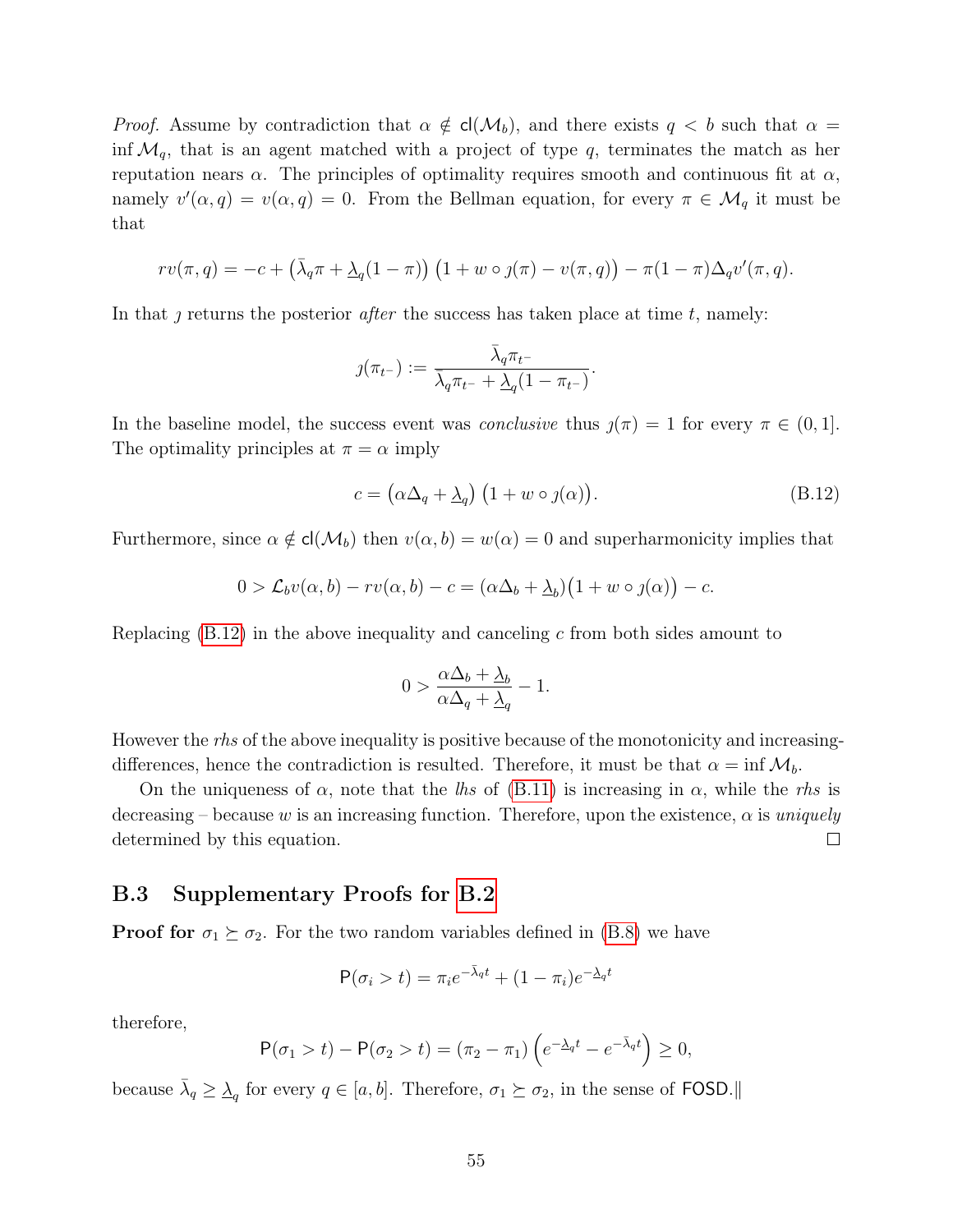*Proof.* Assume by contradiction that $\alpha \notin \mathsf{cl}(\mathcal{M}_b)$, and there exists $q < b$ such that $\alpha = \inf \mathcal{M}_q$, that is an agent matched with a project of type $q$, terminates the match as her reputation nears $\alpha$. The principles of optimality requires smooth and continuous fit at $\alpha$, namely $v'(\alpha, q) = v(\alpha, q) = 0$. From the Bellman equation, for every $\pi \in \mathcal{M}_q$ it must be that

$$rv(\pi, q) = -c + \left(\bar{\lambda}_q \pi + \underline{\lambda}_q (1-\pi)\right)\left(1 + w \circ \jmath(\pi) - v(\pi, q)\right) - \pi(1-\pi)\Delta_q v'(\pi, q).$$

In that $\jmath$ returns the posterior *after* the success has taken place at time $t$, namely:

$$\jmath(\pi_{t^-}) := \frac{\bar{\lambda}_q \pi_{t^-}}{\bar{\lambda}_q \pi_{t^-} + \underline{\lambda}_q (1 - \pi_{t^-})}.$$

In the baseline model, the success event was *conclusive* thus $\jmath(\pi) = 1$ for every $\pi \in (0, 1]$. The optimality principles at $\pi = \alpha$ imply

$$c = \left(\alpha \Delta_q + \underline{\lambda}_q\right)\left(1 + w \circ \jmath(\alpha)\right). \tag{B.12}$$

Furthermore, since $\alpha \notin \mathsf{cl}(\mathcal{M}_b)$ then $v(\alpha, b) = w(\alpha) = 0$ and superharmonicity implies that

$$0 > \mathcal{L}_b v(\alpha, b) - rv(\alpha, b) - c = (\alpha \Delta_b + \underline{\lambda}_b)\big(1 + w \circ \jmath(\alpha)\big) - c.$$

Replacing (B.12) in the above inequality and canceling $c$ from both sides amount to

$$0 > \frac{\alpha \Delta_b + \underline{\lambda}_b}{\alpha \Delta_q + \underline{\lambda}_q} - 1.$$

However the *rhs* of the above inequality is positive because of the monotonicity and increasing-differences, hence the contradiction is resulted. Therefore, it must be that $\alpha = \inf \mathcal{M}_b$.

On the uniqueness of $\alpha$, note that the *lhs* of (B.11) is increasing in $\alpha$, while the *rhs* is decreasing – because $w$ is an increasing function. Therefore, upon the existence, $\alpha$ is *uniquely* determined by this equation. $\square$

### B.3 Supplementary Proofs for B.2

**Proof for $\sigma_1 \succeq \sigma_2$.** For the two random variables defined in (B.8) we have

$$\mathsf{P}(\sigma_i > t) = \pi_i e^{-\bar{\lambda}_q t} + (1 - \pi_i) e^{-\underline{\lambda}_q t}$$

therefore,

$$\mathsf{P}(\sigma_1 > t) - \mathsf{P}(\sigma_2 > t) = (\pi_2 - \pi_1)\left(e^{-\underline{\lambda}_q t} - e^{-\bar{\lambda}_q t}\right) \geq 0,$$

because $\bar{\lambda}_q \geq \underline{\lambda}_q$ for every $q \in [a, b]$. Therefore, $\sigma_1 \succeq \sigma_2$, in the sense of FOSD.‖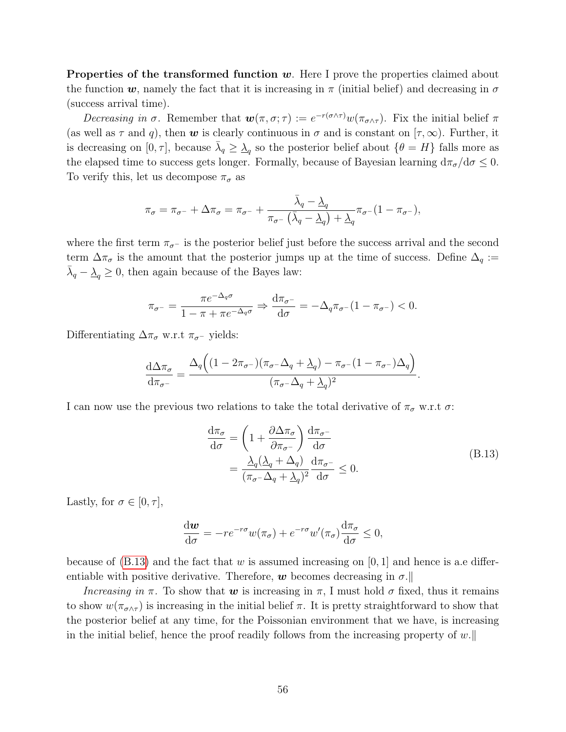**Properties of the transformed function $\boldsymbol{w}$.** Here I prove the properties claimed about the function $\boldsymbol{w}$, namely the fact that it is increasing in $\pi$ (initial belief) and decreasing in $\sigma$ (success arrival time).

*Decreasing in $\sigma$.* Remember that $\boldsymbol{w}(\pi, \sigma; \tau) := e^{-r(\sigma \wedge \tau)} w(\pi_{\sigma \wedge \tau})$. Fix the initial belief $\pi$ (as well as $\tau$ and $q$), then $\boldsymbol{w}$ is clearly continuous in $\sigma$ and is constant on $[\tau, \infty)$. Further, it is decreasing on $[0, \tau]$, because $\bar{\lambda}_q \geq \underline{\lambda}_q$ so the posterior belief about $\{\theta = H\}$ falls more as the elapsed time to success gets longer. Formally, because of Bayesian learning $\mathrm{d}\pi_\sigma / \mathrm{d}\sigma \leq 0$. To verify this, let us decompose $\pi_\sigma$ as

$$\pi_\sigma = \pi_{\sigma^-} + \Delta\pi_\sigma = \pi_{\sigma^-} + \frac{\bar{\lambda}_q - \underline{\lambda}_q}{\pi_{\sigma^-}\left(\bar{\lambda}_q - \underline{\lambda}_q\right) + \underline{\lambda}_q} \pi_{\sigma^-}(1 - \pi_{\sigma^-}),$$

where the first term $\pi_{\sigma^-}$ is the posterior belief just before the success arrival and the second term $\Delta\pi_\sigma$ is the amount that the posterior jumps up at the time of success. Define $\Delta_q := \bar{\lambda}_q - \underline{\lambda}_q \geq 0$, then again because of the Bayes law:

$$\pi_{\sigma^-} = \frac{\pi e^{-\Delta_q \sigma}}{1 - \pi + \pi e^{-\Delta_q \sigma}} \Rightarrow \frac{\mathrm{d}\pi_{\sigma^-}}{\mathrm{d}\sigma} = -\Delta_q \pi_{\sigma^-}(1 - \pi_{\sigma^-}) < 0.$$

Differentiating $\Delta\pi_\sigma$ w.r.t $\pi_{\sigma^-}$ yields:

$$\frac{\mathrm{d}\Delta\pi_\sigma}{\mathrm{d}\pi_{\sigma^-}} = \frac{\Delta_q\Big((1 - 2\pi_{\sigma^-})(\pi_{\sigma^-}\Delta_q + \underline{\lambda}_q) - \pi_{\sigma^-}(1 - \pi_{\sigma^-})\Delta_q\Big)}{(\pi_{\sigma^-}\Delta_q + \underline{\lambda}_q)^2}.$$

I can now use the previous two relations to take the total derivative of $\pi_\sigma$ w.r.t $\sigma$:

$$\begin{aligned} \frac{\mathrm{d}\pi_\sigma}{\mathrm{d}\sigma} &= \left(1 + \frac{\partial \Delta\pi_\sigma}{\partial \pi_{\sigma^-}}\right) \frac{\mathrm{d}\pi_{\sigma^-}}{\mathrm{d}\sigma} \\ &= \frac{\underline{\lambda}_q(\underline{\lambda}_q + \Delta_q)}{(\pi_{\sigma^-}\Delta_q + \underline{\lambda}_q)^2} \frac{\mathrm{d}\pi_{\sigma^-}}{\mathrm{d}\sigma} \leq 0. \end{aligned} \tag{B.13}$$

Lastly, for $\sigma \in [0, \tau]$,

$$\frac{\mathrm{d}\boldsymbol{w}}{\mathrm{d}\sigma} = -re^{-r\sigma} w(\pi_\sigma) + e^{-r\sigma} w'(\pi_\sigma) \frac{\mathrm{d}\pi_\sigma}{\mathrm{d}\sigma} \leq 0,$$

because of (B.13) and the fact that $w$ is assumed increasing on $[0, 1]$ and hence is a.e differentiable with positive derivative. Therefore, $\boldsymbol{w}$ becomes decreasing in $\sigma$.‖

*Increasing in $\pi$.* To show that $\boldsymbol{w}$ is increasing in $\pi$, I must hold $\sigma$ fixed, thus it remains to show $w(\pi_{\sigma \wedge \tau})$ is increasing in the initial belief $\pi$. It is pretty straightforward to show that the posterior belief at any time, for the Poissonian environment that we have, is increasing in the initial belief, hence the proof readily follows from the increasing property of $w$.‖